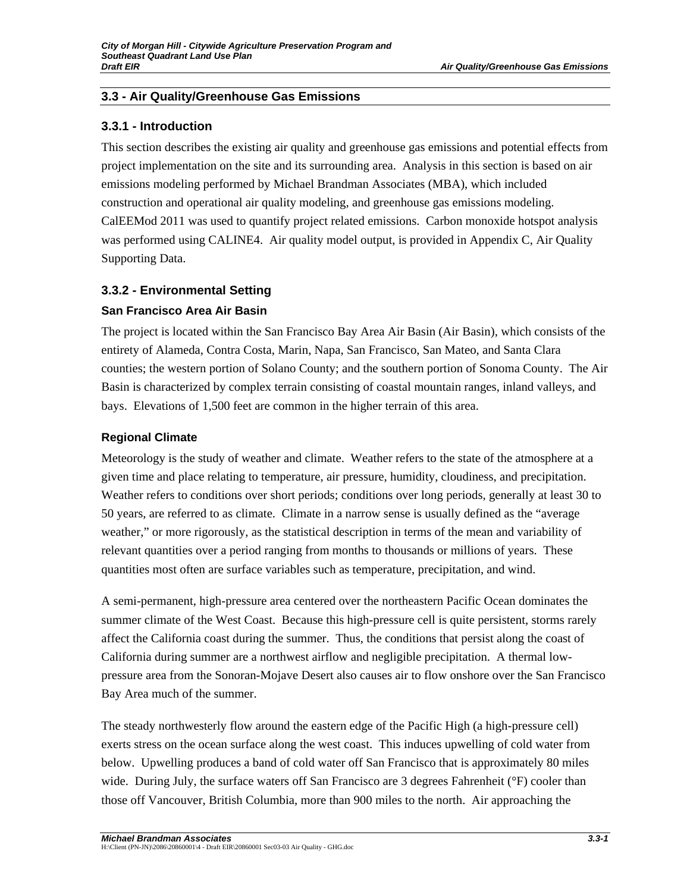## 3.3 - Air Quality/Greenhouse Gas Emissions

### 3.3.1 - Introduction

This section describes the existing air quality and greenhouse gas emissions and potential effects from project implementation on the site and its surrounding area. Analysis in this section is based on air emissions modeling performed by Michael Brandman Associates (MBA), which included construction and operational air quality modeling, and greenhouse gas emissions modeling. CalEEMod 2011 was used to quantify project related emissions. Carbon monoxide hotspot analysis was performed using CALINE4. Air quality model output, is provided in Appendix C, Air Quality Supporting Data.

### 3.3.2 - Environmental Setting

#### San Francisco Area Air Basin

The project is located within the San Francisco Bay Area Air Basin (Air Basin), which consists of the entirety of Alameda, Contra Costa, Marin, Napa, San Francisco, San Mateo, and Santa Clara counties; the western portion of Solano County; and the southern portion of Sonoma County. The Air Basin is characterized by complex terrain consisting of coastal mountain ranges, inland valleys, and bays. Elevations of 1,500 feet are common in the higher terrain of this area.

#### Regional Climate

Meteorology is the study of weather and climate. Weather refers to the state of the atmosphere at a given time and place relating to temperature, air pressure, humidity, cloudiness, and precipitation. Weather refers to conditions over short periods; conditions over long periods, generally at least 30 to 50 years, are referred to as climate. Climate in a narrow sense is usually defined as the "average weather," or more rigorously, as the statistical description in terms of the mean and variability of relevant quantities over a period ranging from months to thousands or millions of years. These quantities most often are surface variables such as temperature, precipitation, and wind.

A semi-permanent, high-pressure area centered over the northeastern Pacific Ocean dominates the summer climate of the West Coast. Because this high-pressure cell is quite persistent, storms rarely affect the California coast during the summer. Thus, the conditions that persist along the coast of California during summer are a northwest airflow and negligible precipitation. A thermal low-pressure area from the Sonoran-Mojave Desert also causes air to flow onshore over the San Francisco Bay Area much of the summer.

The steady northwesterly flow around the eastern edge of the Pacific High (a high-pressure cell) exerts stress on the ocean surface along the west coast. This induces upwelling of cold water from below. Upwelling produces a band of cold water off San Francisco that is approximately 80 miles wide. During July, the surface waters off San Francisco are 3 degrees Fahrenheit (°F) cooler than those off Vancouver, British Columbia, more than 900 miles to the north. Air approaching the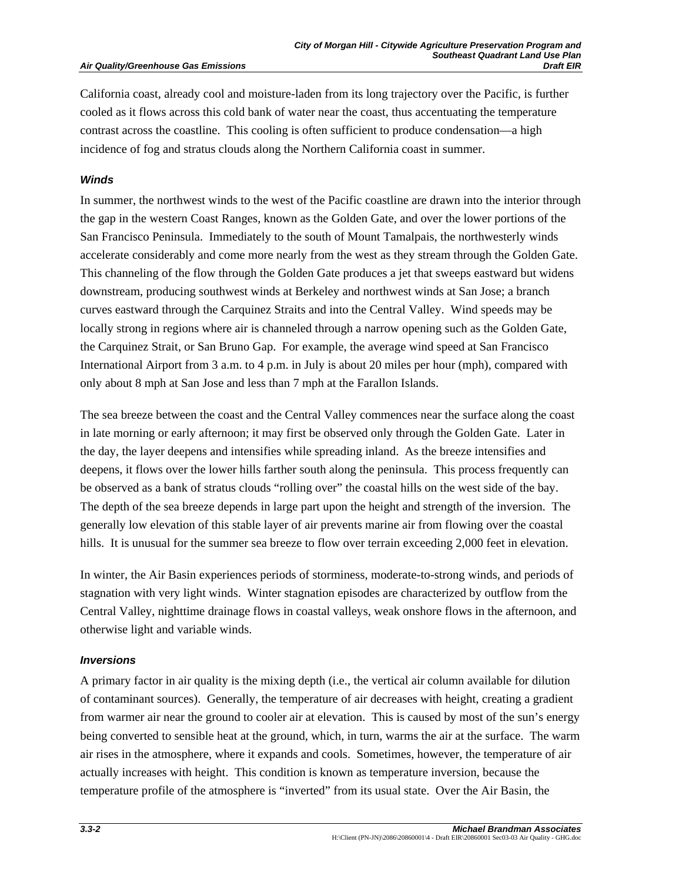California coast, already cool and moisture-laden from its long trajectory over the Pacific, is further cooled as it flows across this cold bank of water near the coast, thus accentuating the temperature contrast across the coastline. This cooling is often sufficient to produce condensation—a high incidence of fog and stratus clouds along the Northern California coast in summer.

### *Winds*

In summer, the northwest winds to the west of the Pacific coastline are drawn into the interior through the gap in the western Coast Ranges, known as the Golden Gate, and over the lower portions of the San Francisco Peninsula. Immediately to the south of Mount Tamalpais, the northwesterly winds accelerate considerably and come more nearly from the west as they stream through the Golden Gate. This channeling of the flow through the Golden Gate produces a jet that sweeps eastward but widens downstream, producing southwest winds at Berkeley and northwest winds at San Jose; a branch curves eastward through the Carquinez Straits and into the Central Valley. Wind speeds may be locally strong in regions where air is channeled through a narrow opening such as the Golden Gate, the Carquinez Strait, or San Bruno Gap. For example, the average wind speed at San Francisco International Airport from 3 a.m. to 4 p.m. in July is about 20 miles per hour (mph), compared with only about 8 mph at San Jose and less than 7 mph at the Farallon Islands.

The sea breeze between the coast and the Central Valley commences near the surface along the coast in late morning or early afternoon; it may first be observed only through the Golden Gate. Later in the day, the layer deepens and intensifies while spreading inland. As the breeze intensifies and deepens, it flows over the lower hills farther south along the peninsula. This process frequently can be observed as a bank of stratus clouds "rolling over" the coastal hills on the west side of the bay. The depth of the sea breeze depends in large part upon the height and strength of the inversion. The generally low elevation of this stable layer of air prevents marine air from flowing over the coastal hills. It is unusual for the summer sea breeze to flow over terrain exceeding 2,000 feet in elevation.

In winter, the Air Basin experiences periods of storminess, moderate-to-strong winds, and periods of stagnation with very light winds. Winter stagnation episodes are characterized by outflow from the Central Valley, nighttime drainage flows in coastal valleys, weak onshore flows in the afternoon, and otherwise light and variable winds.

### *Inversions*

A primary factor in air quality is the mixing depth (i.e., the vertical air column available for dilution of contaminant sources). Generally, the temperature of air decreases with height, creating a gradient from warmer air near the ground to cooler air at elevation. This is caused by most of the sun's energy being converted to sensible heat at the ground, which, in turn, warms the air at the surface. The warm air rises in the atmosphere, where it expands and cools. Sometimes, however, the temperature of air actually increases with height. This condition is known as temperature inversion, because the temperature profile of the atmosphere is "inverted" from its usual state. Over the Air Basin, the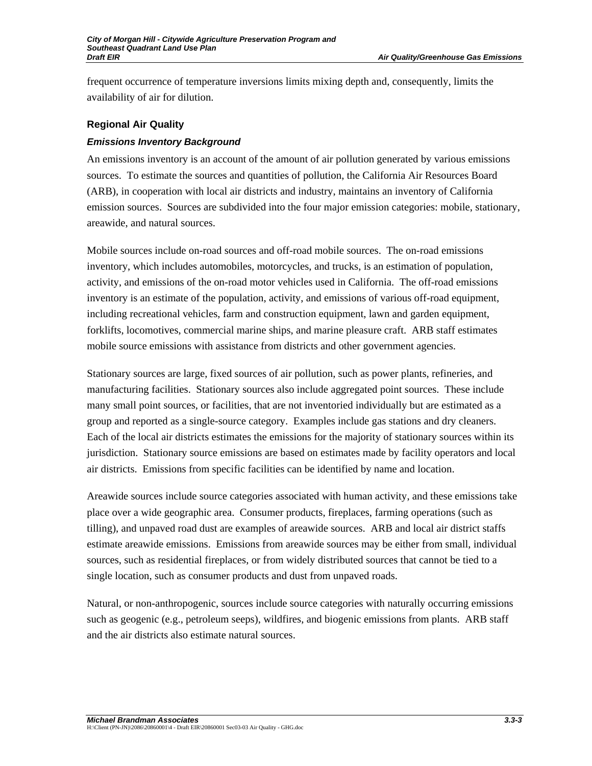frequent occurrence of temperature inversions limits mixing depth and, consequently, limits the availability of air for dilution.

### Regional Air Quality

#### *Emissions Inventory Background*

An emissions inventory is an account of the amount of air pollution generated by various emissions sources. To estimate the sources and quantities of pollution, the California Air Resources Board (ARB), in cooperation with local air districts and industry, maintains an inventory of California emission sources. Sources are subdivided into the four major emission categories: mobile, stationary, areawide, and natural sources.

Mobile sources include on-road sources and off-road mobile sources. The on-road emissions inventory, which includes automobiles, motorcycles, and trucks, is an estimation of population, activity, and emissions of the on-road motor vehicles used in California. The off-road emissions inventory is an estimate of the population, activity, and emissions of various off-road equipment, including recreational vehicles, farm and construction equipment, lawn and garden equipment, forklifts, locomotives, commercial marine ships, and marine pleasure craft. ARB staff estimates mobile source emissions with assistance from districts and other government agencies.

Stationary sources are large, fixed sources of air pollution, such as power plants, refineries, and manufacturing facilities. Stationary sources also include aggregated point sources. These include many small point sources, or facilities, that are not inventoried individually but are estimated as a group and reported as a single-source category. Examples include gas stations and dry cleaners. Each of the local air districts estimates the emissions for the majority of stationary sources within its jurisdiction. Stationary source emissions are based on estimates made by facility operators and local air districts. Emissions from specific facilities can be identified by name and location.

Areawide sources include source categories associated with human activity, and these emissions take place over a wide geographic area. Consumer products, fireplaces, farming operations (such as tilling), and unpaved road dust are examples of areawide sources. ARB and local air district staffs estimate areawide emissions. Emissions from areawide sources may be either from small, individual sources, such as residential fireplaces, or from widely distributed sources that cannot be tied to a single location, such as consumer products and dust from unpaved roads.

Natural, or non-anthropogenic, sources include source categories with naturally occurring emissions such as geogenic (e.g., petroleum seeps), wildfires, and biogenic emissions from plants. ARB staff and the air districts also estimate natural sources.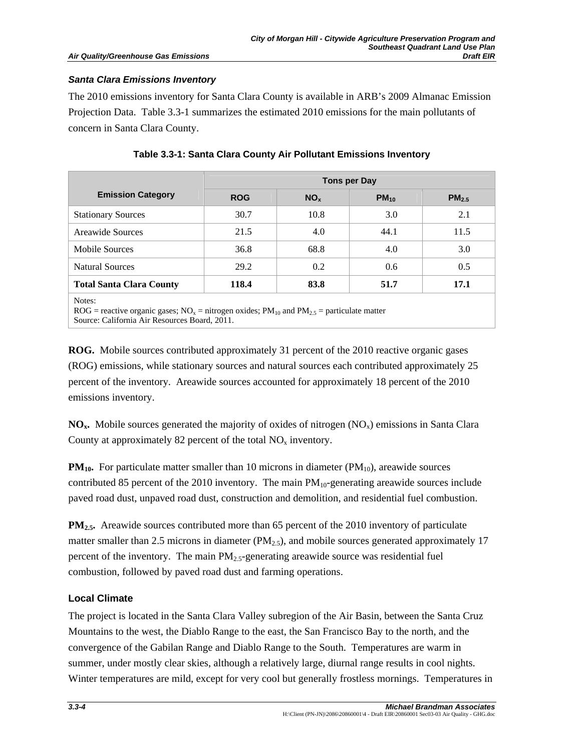### *Santa Clara Emissions Inventory*

The 2010 emissions inventory for Santa Clara County is available in ARB's 2009 Almanac Emission Projection Data. Table 3.3-1 summarizes the estimated 2010 emissions for the main pollutants of concern in Santa Clara County.

**Table 3.3-1: Santa Clara County Air Pollutant Emissions Inventory**

| Emission Category | Tons per Day | | | |
|---|---|---|---|---|
| | ROG | $NO_x$ | $PM_{10}$ | $PM_{2.5}$ |
| Stationary Sources | 30.7 | 10.8 | 3.0 | 2.1 |
| Areawide Sources | 21.5 | 4.0 | 44.1 | 11.5 |
| Mobile Sources | 36.8 | 68.8 | 4.0 | 3.0 |
| Natural Sources | 29.2 | 0.2 | 0.6 | 0.5 |
| **Total Santa Clara County** | **118.4** | **83.8** | **51.7** | **17.1** |

Notes:
ROG = reactive organic gases; $NO_x$ = nitrogen oxides; $PM_{10}$ and $PM_{2.5}$ = particulate matter
Source: California Air Resources Board, 2011.

**ROG.** Mobile sources contributed approximately 31 percent of the 2010 reactive organic gases (ROG) emissions, while stationary sources and natural sources each contributed approximately 25 percent of the inventory. Areawide sources accounted for approximately 18 percent of the 2010 emissions inventory.

**$NO_x$.** Mobile sources generated the majority of oxides of nitrogen ($NO_x$) emissions in Santa Clara County at approximately 82 percent of the total $NO_x$ inventory.

**$PM_{10}$.** For particulate matter smaller than 10 microns in diameter ($PM_{10}$), areawide sources contributed 85 percent of the 2010 inventory. The main $PM_{10}$-generating areawide sources include paved road dust, unpaved road dust, construction and demolition, and residential fuel combustion.

**$PM_{2.5}$.** Areawide sources contributed more than 65 percent of the 2010 inventory of particulate matter smaller than 2.5 microns in diameter ($PM_{2.5}$), and mobile sources generated approximately 17 percent of the inventory. The main $PM_{2.5}$-generating areawide source was residential fuel combustion, followed by paved road dust and farming operations.

### Local Climate

The project is located in the Santa Clara Valley subregion of the Air Basin, between the Santa Cruz Mountains to the west, the Diablo Range to the east, the San Francisco Bay to the north, and the convergence of the Gabilan Range and Diablo Range to the South. Temperatures are warm in summer, under mostly clear skies, although a relatively large, diurnal range results in cool nights. Winter temperatures are mild, except for very cool but generally frostless mornings. Temperatures in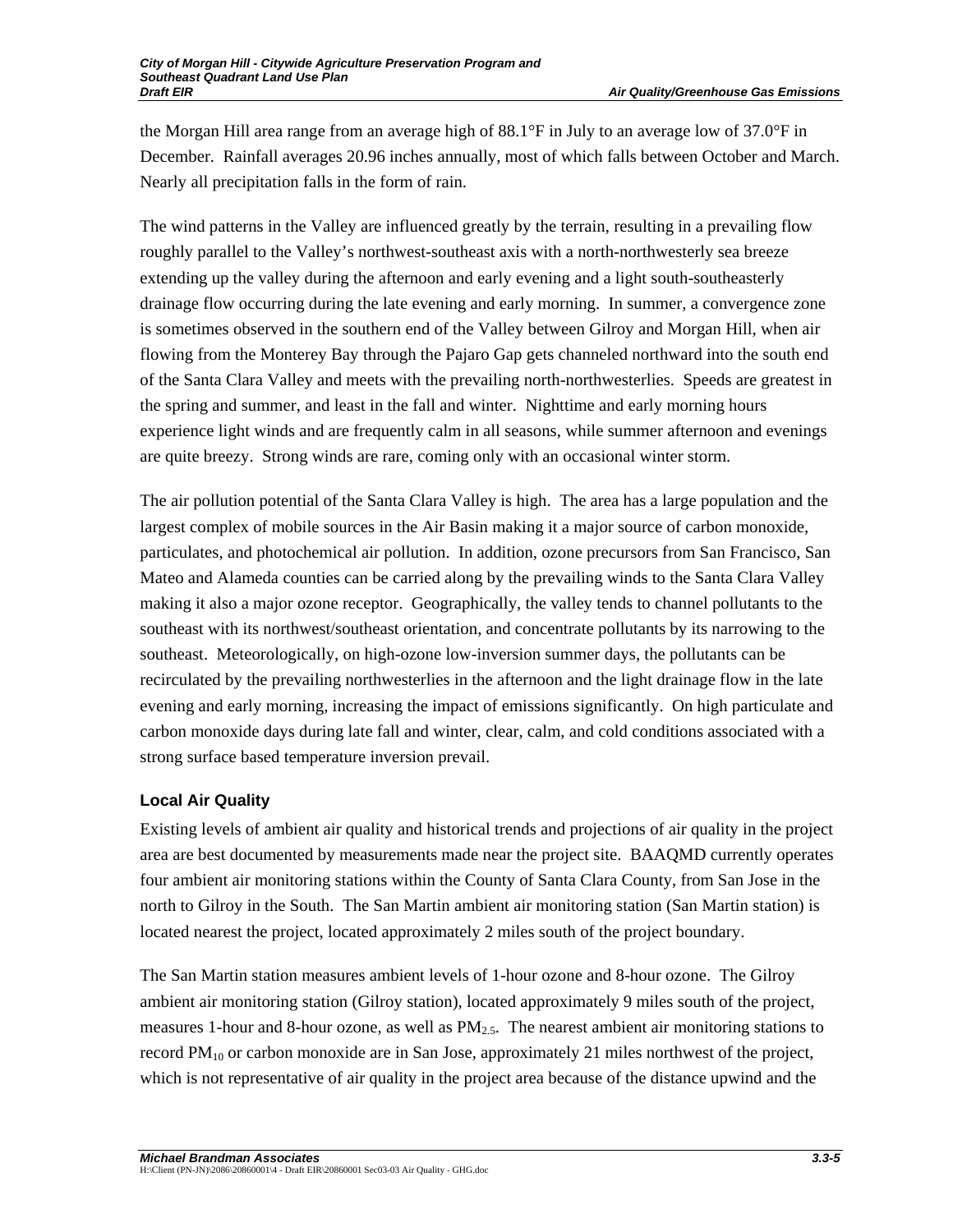the Morgan Hill area range from an average high of 88.1°F in July to an average low of 37.0°F in December. Rainfall averages 20.96 inches annually, most of which falls between October and March. Nearly all precipitation falls in the form of rain.

The wind patterns in the Valley are influenced greatly by the terrain, resulting in a prevailing flow roughly parallel to the Valley's northwest-southeast axis with a north-northwesterly sea breeze extending up the valley during the afternoon and early evening and a light south-southeasterly drainage flow occurring during the late evening and early morning. In summer, a convergence zone is sometimes observed in the southern end of the Valley between Gilroy and Morgan Hill, when air flowing from the Monterey Bay through the Pajaro Gap gets channeled northward into the south end of the Santa Clara Valley and meets with the prevailing north-northwesterlies. Speeds are greatest in the spring and summer, and least in the fall and winter. Nighttime and early morning hours experience light winds and are frequently calm in all seasons, while summer afternoon and evenings are quite breezy. Strong winds are rare, coming only with an occasional winter storm.

The air pollution potential of the Santa Clara Valley is high. The area has a large population and the largest complex of mobile sources in the Air Basin making it a major source of carbon monoxide, particulates, and photochemical air pollution. In addition, ozone precursors from San Francisco, San Mateo and Alameda counties can be carried along by the prevailing winds to the Santa Clara Valley making it also a major ozone receptor. Geographically, the valley tends to channel pollutants to the southeast with its northwest/southeast orientation, and concentrate pollutants by its narrowing to the southeast. Meteorologically, on high-ozone low-inversion summer days, the pollutants can be recirculated by the prevailing northwesterlies in the afternoon and the light drainage flow in the late evening and early morning, increasing the impact of emissions significantly. On high particulate and carbon monoxide days during late fall and winter, clear, calm, and cold conditions associated with a strong surface based temperature inversion prevail.

### Local Air Quality

Existing levels of ambient air quality and historical trends and projections of air quality in the project area are best documented by measurements made near the project site. BAAQMD currently operates four ambient air monitoring stations within the County of Santa Clara County, from San Jose in the north to Gilroy in the South. The San Martin ambient air monitoring station (San Martin station) is located nearest the project, located approximately 2 miles south of the project boundary.

The San Martin station measures ambient levels of 1-hour ozone and 8-hour ozone. The Gilroy ambient air monitoring station (Gilroy station), located approximately 9 miles south of the project, measures 1-hour and 8-hour ozone, as well as $PM_{2.5}$. The nearest ambient air monitoring stations to record $PM_{10}$ or carbon monoxide are in San Jose, approximately 21 miles northwest of the project, which is not representative of air quality in the project area because of the distance upwind and the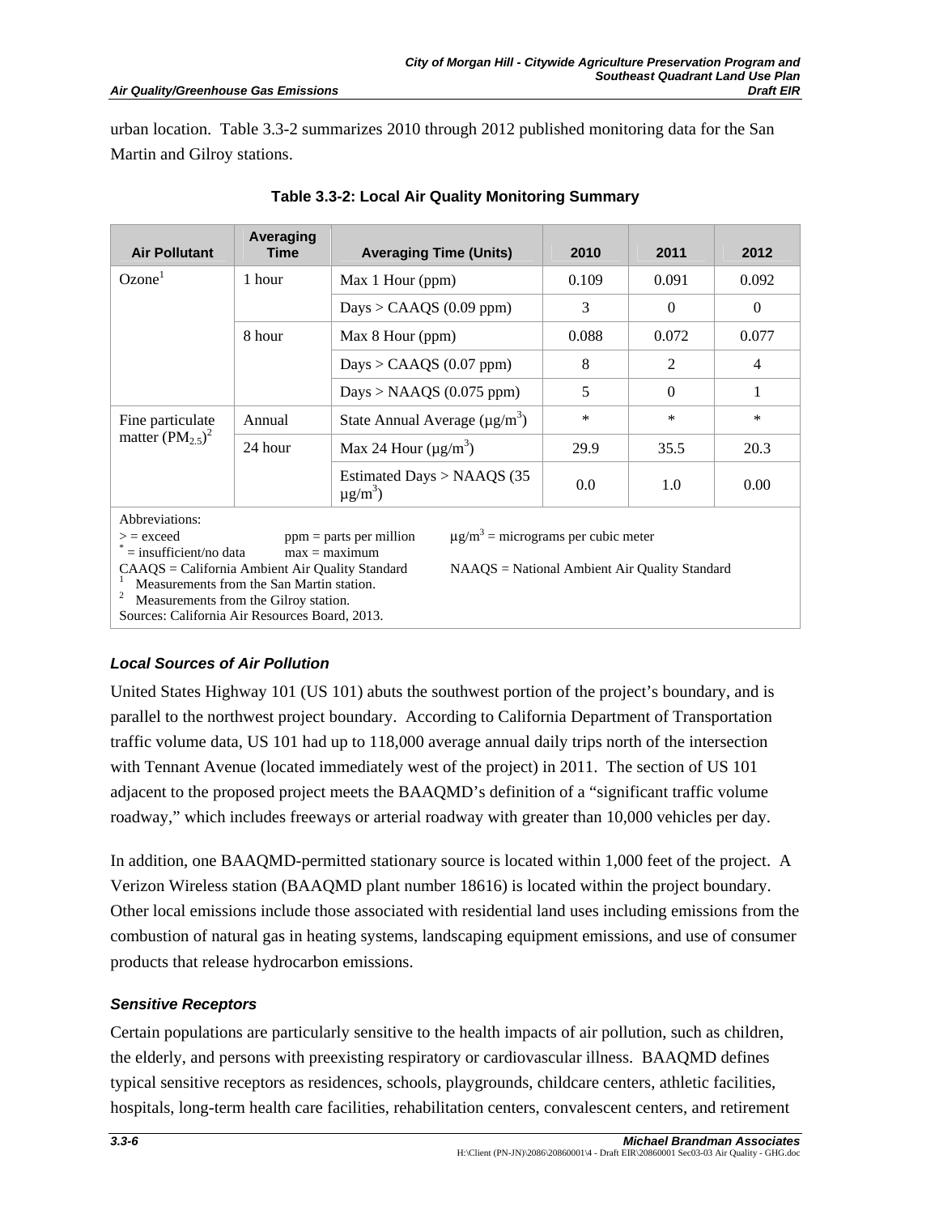urban location. Table 3.3-2 summarizes 2010 through 2012 published monitoring data for the San Martin and Gilroy stations.

**Table 3.3-2: Local Air Quality Monitoring Summary**

| Air Pollutant | Averaging Time | Averaging Time (Units) | 2010 | 2011 | 2012 |
|---|---|---|---|---|---|
| Ozone[1] | 1 hour | Max 1 Hour (ppm) | 0.109 | 0.091 | 0.092 |
| | | Days > CAAQS (0.09 ppm) | 3 | 0 | 0 |
| | 8 hour | Max 8 Hour (ppm) | 0.088 | 0.072 | 0.077 |
| | | Days > CAAQS (0.07 ppm) | 8 | 2 | 4 |
| | | Days > NAAQS (0.075 ppm) | 5 | 0 | 1 |
| Fine particulate matter ($PM_{2.5}$)[2] | Annual | State Annual Average (μg/m$^3$) | * | * | * |
| | 24 hour | Max 24 Hour (μg/m$^3$) | 29.9 | 35.5 | 20.3 |
| | | Estimated Days > NAAQS (35 μg/m$^3$) | 0.0 | 1.0 | 0.00 |

Abbreviations:
> = exceed  ppm = parts per million  μg/m$^3$ = micrograms per cubic meter
* = insufficient/no data  max = maximum
CAAQS = California Ambient Air Quality Standard  NAAQS = National Ambient Air Quality Standard
[1] Measurements from the San Martin station.
[2] Measurements from the Gilroy station.
Sources: California Air Resources Board, 2013.

#### *Local Sources of Air Pollution*

United States Highway 101 (US 101) abuts the southwest portion of the project's boundary, and is parallel to the northwest project boundary. According to California Department of Transportation traffic volume data, US 101 had up to 118,000 average annual daily trips north of the intersection with Tennant Avenue (located immediately west of the project) in 2011. The section of US 101 adjacent to the proposed project meets the BAAQMD's definition of a "significant traffic volume roadway," which includes freeways or arterial roadway with greater than 10,000 vehicles per day.

In addition, one BAAQMD-permitted stationary source is located within 1,000 feet of the project. A Verizon Wireless station (BAAQMD plant number 18616) is located within the project boundary. Other local emissions include those associated with residential land uses including emissions from the combustion of natural gas in heating systems, landscaping equipment emissions, and use of consumer products that release hydrocarbon emissions.

#### *Sensitive Receptors*

Certain populations are particularly sensitive to the health impacts of air pollution, such as children, the elderly, and persons with preexisting respiratory or cardiovascular illness. BAAQMD defines typical sensitive receptors as residences, schools, playgrounds, childcare centers, athletic facilities, hospitals, long-term health care facilities, rehabilitation centers, convalescent centers, and retirement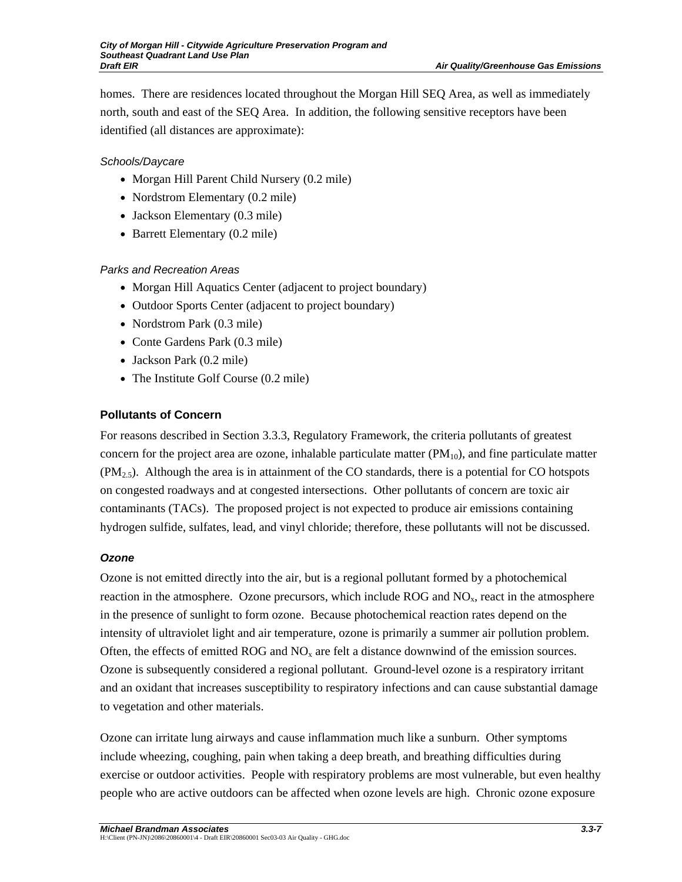homes. There are residences located throughout the Morgan Hill SEQ Area, as well as immediately north, south and east of the SEQ Area. In addition, the following sensitive receptors have been identified (all distances are approximate):

*Schools/Daycare*

- Morgan Hill Parent Child Nursery (0.2 mile)
- Nordstrom Elementary (0.2 mile)
- Jackson Elementary (0.3 mile)
- Barrett Elementary (0.2 mile)

*Parks and Recreation Areas*

- Morgan Hill Aquatics Center (adjacent to project boundary)
- Outdoor Sports Center (adjacent to project boundary)
- Nordstrom Park (0.3 mile)
- Conte Gardens Park (0.3 mile)
- Jackson Park (0.2 mile)
- The Institute Golf Course (0.2 mile)

### Pollutants of Concern

For reasons described in Section 3.3.3, Regulatory Framework, the criteria pollutants of greatest concern for the project area are ozone, inhalable particulate matter ($PM_{10}$), and fine particulate matter ($PM_{2.5}$). Although the area is in attainment of the CO standards, there is a potential for CO hotspots on congested roadways and at congested intersections. Other pollutants of concern are toxic air contaminants (TACs). The proposed project is not expected to produce air emissions containing hydrogen sulfide, sulfates, lead, and vinyl chloride; therefore, these pollutants will not be discussed.

#### *Ozone*

Ozone is not emitted directly into the air, but is a regional pollutant formed by a photochemical reaction in the atmosphere. Ozone precursors, which include ROG and $NO_x$, react in the atmosphere in the presence of sunlight to form ozone. Because photochemical reaction rates depend on the intensity of ultraviolet light and air temperature, ozone is primarily a summer air pollution problem. Often, the effects of emitted ROG and $NO_x$ are felt a distance downwind of the emission sources. Ozone is subsequently considered a regional pollutant. Ground-level ozone is a respiratory irritant and an oxidant that increases susceptibility to respiratory infections and can cause substantial damage to vegetation and other materials.

Ozone can irritate lung airways and cause inflammation much like a sunburn. Other symptoms include wheezing, coughing, pain when taking a deep breath, and breathing difficulties during exercise or outdoor activities. People with respiratory problems are most vulnerable, but even healthy people who are active outdoors can be affected when ozone levels are high. Chronic ozone exposure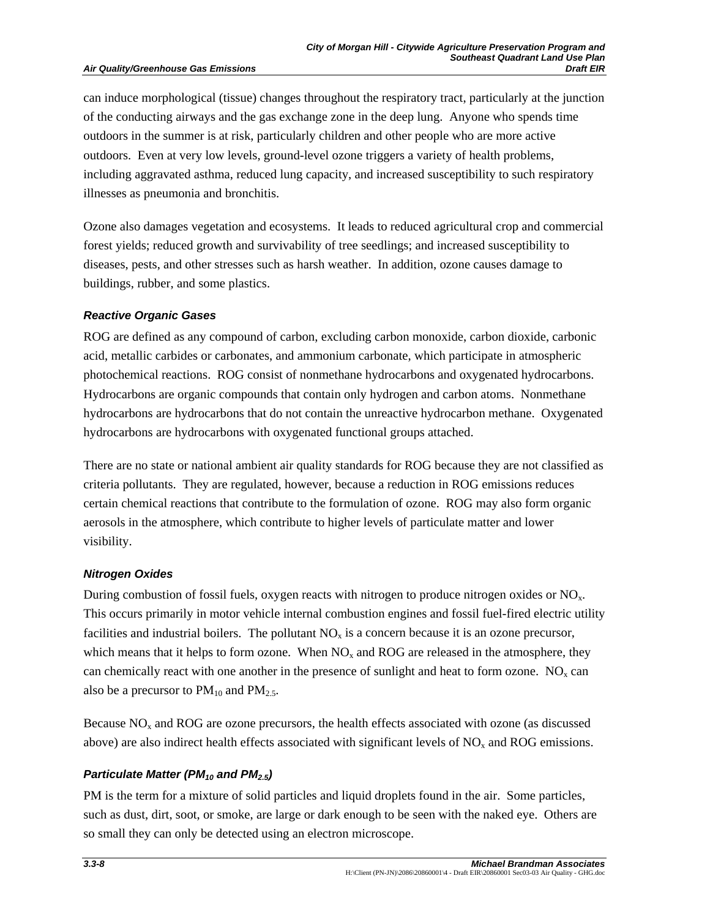can induce morphological (tissue) changes throughout the respiratory tract, particularly at the junction of the conducting airways and the gas exchange zone in the deep lung. Anyone who spends time outdoors in the summer is at risk, particularly children and other people who are more active outdoors. Even at very low levels, ground-level ozone triggers a variety of health problems, including aggravated asthma, reduced lung capacity, and increased susceptibility to such respiratory illnesses as pneumonia and bronchitis.

Ozone also damages vegetation and ecosystems. It leads to reduced agricultural crop and commercial forest yields; reduced growth and survivability of tree seedlings; and increased susceptibility to diseases, pests, and other stresses such as harsh weather. In addition, ozone causes damage to buildings, rubber, and some plastics.

#### *Reactive Organic Gases*

ROG are defined as any compound of carbon, excluding carbon monoxide, carbon dioxide, carbonic acid, metallic carbides or carbonates, and ammonium carbonate, which participate in atmospheric photochemical reactions. ROG consist of nonmethane hydrocarbons and oxygenated hydrocarbons. Hydrocarbons are organic compounds that contain only hydrogen and carbon atoms. Nonmethane hydrocarbons are hydrocarbons that do not contain the unreactive hydrocarbon methane. Oxygenated hydrocarbons are hydrocarbons with oxygenated functional groups attached.

There are no state or national ambient air quality standards for ROG because they are not classified as criteria pollutants. They are regulated, however, because a reduction in ROG emissions reduces certain chemical reactions that contribute to the formulation of ozone. ROG may also form organic aerosols in the atmosphere, which contribute to higher levels of particulate matter and lower visibility.

#### *Nitrogen Oxides*

During combustion of fossil fuels, oxygen reacts with nitrogen to produce nitrogen oxides or $NO_x$. This occurs primarily in motor vehicle internal combustion engines and fossil fuel-fired electric utility facilities and industrial boilers. The pollutant $NO_x$ is a concern because it is an ozone precursor, which means that it helps to form ozone. When $NO_x$ and ROG are released in the atmosphere, they can chemically react with one another in the presence of sunlight and heat to form ozone. $NO_x$ can also be a precursor to $PM_{10}$ and $PM_{2.5}$.

Because $NO_x$ and ROG are ozone precursors, the health effects associated with ozone (as discussed above) are also indirect health effects associated with significant levels of $NO_x$ and ROG emissions.

#### *Particulate Matter ($PM_{10}$ and $PM_{2.5}$)*

PM is the term for a mixture of solid particles and liquid droplets found in the air. Some particles, such as dust, dirt, soot, or smoke, are large or dark enough to be seen with the naked eye. Others are so small they can only be detected using an electron microscope.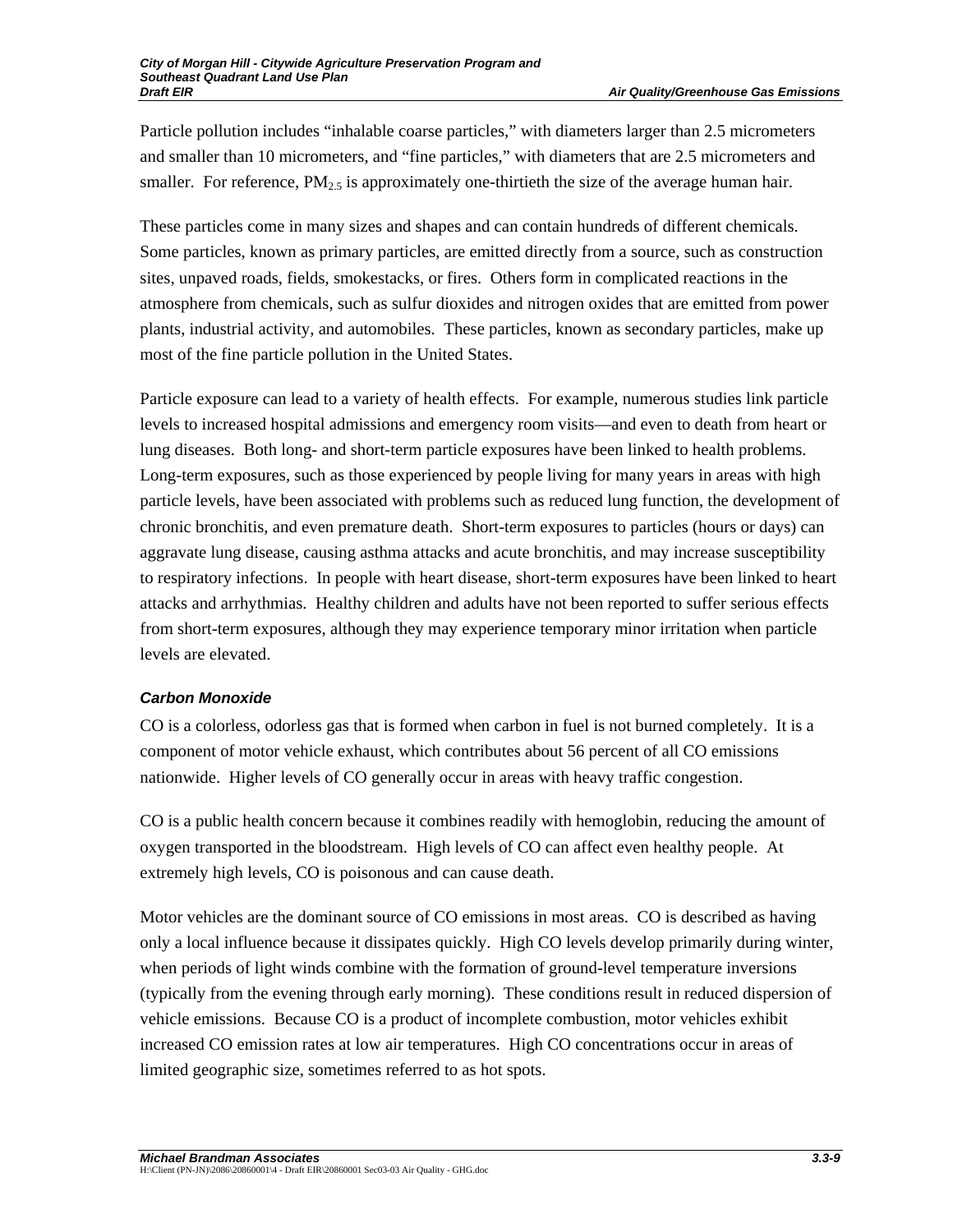Particle pollution includes "inhalable coarse particles," with diameters larger than 2.5 micrometers and smaller than 10 micrometers, and "fine particles," with diameters that are 2.5 micrometers and smaller. For reference, $PM_{2.5}$ is approximately one-thirtieth the size of the average human hair.

These particles come in many sizes and shapes and can contain hundreds of different chemicals. Some particles, known as primary particles, are emitted directly from a source, such as construction sites, unpaved roads, fields, smokestacks, or fires. Others form in complicated reactions in the atmosphere from chemicals, such as sulfur dioxides and nitrogen oxides that are emitted from power plants, industrial activity, and automobiles. These particles, known as secondary particles, make up most of the fine particle pollution in the United States.

Particle exposure can lead to a variety of health effects. For example, numerous studies link particle levels to increased hospital admissions and emergency room visits—and even to death from heart or lung diseases. Both long- and short-term particle exposures have been linked to health problems. Long-term exposures, such as those experienced by people living for many years in areas with high particle levels, have been associated with problems such as reduced lung function, the development of chronic bronchitis, and even premature death. Short-term exposures to particles (hours or days) can aggravate lung disease, causing asthma attacks and acute bronchitis, and may increase susceptibility to respiratory infections. In people with heart disease, short-term exposures have been linked to heart attacks and arrhythmias. Healthy children and adults have not been reported to suffer serious effects from short-term exposures, although they may experience temporary minor irritation when particle levels are elevated.

#### *Carbon Monoxide*

CO is a colorless, odorless gas that is formed when carbon in fuel is not burned completely. It is a component of motor vehicle exhaust, which contributes about 56 percent of all CO emissions nationwide. Higher levels of CO generally occur in areas with heavy traffic congestion.

CO is a public health concern because it combines readily with hemoglobin, reducing the amount of oxygen transported in the bloodstream. High levels of CO can affect even healthy people. At extremely high levels, CO is poisonous and can cause death.

Motor vehicles are the dominant source of CO emissions in most areas. CO is described as having only a local influence because it dissipates quickly. High CO levels develop primarily during winter, when periods of light winds combine with the formation of ground-level temperature inversions (typically from the evening through early morning). These conditions result in reduced dispersion of vehicle emissions. Because CO is a product of incomplete combustion, motor vehicles exhibit increased CO emission rates at low air temperatures. High CO concentrations occur in areas of limited geographic size, sometimes referred to as hot spots.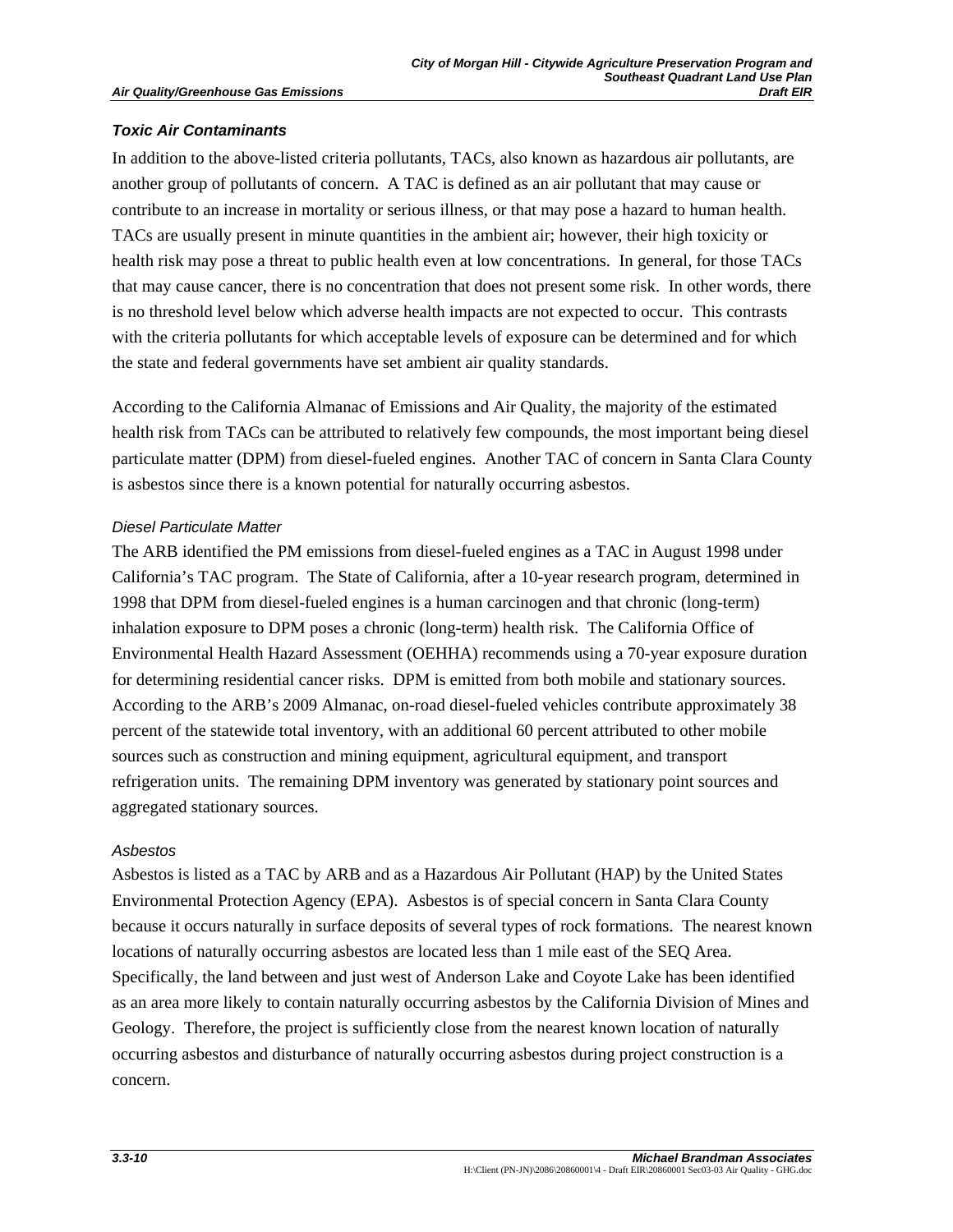### *Toxic Air Contaminants*

In addition to the above-listed criteria pollutants, TACs, also known as hazardous air pollutants, are another group of pollutants of concern. A TAC is defined as an air pollutant that may cause or contribute to an increase in mortality or serious illness, or that may pose a hazard to human health. TACs are usually present in minute quantities in the ambient air; however, their high toxicity or health risk may pose a threat to public health even at low concentrations. In general, for those TACs that may cause cancer, there is no concentration that does not present some risk. In other words, there is no threshold level below which adverse health impacts are not expected to occur. This contrasts with the criteria pollutants for which acceptable levels of exposure can be determined and for which the state and federal governments have set ambient air quality standards.

According to the California Almanac of Emissions and Air Quality, the majority of the estimated health risk from TACs can be attributed to relatively few compounds, the most important being diesel particulate matter (DPM) from diesel-fueled engines. Another TAC of concern in Santa Clara County is asbestos since there is a known potential for naturally occurring asbestos.

#### *Diesel Particulate Matter*

The ARB identified the PM emissions from diesel-fueled engines as a TAC in August 1998 under California's TAC program. The State of California, after a 10-year research program, determined in 1998 that DPM from diesel-fueled engines is a human carcinogen and that chronic (long-term) inhalation exposure to DPM poses a chronic (long-term) health risk. The California Office of Environmental Health Hazard Assessment (OEHHA) recommends using a 70-year exposure duration for determining residential cancer risks. DPM is emitted from both mobile and stationary sources. According to the ARB's 2009 Almanac, on-road diesel-fueled vehicles contribute approximately 38 percent of the statewide total inventory, with an additional 60 percent attributed to other mobile sources such as construction and mining equipment, agricultural equipment, and transport refrigeration units. The remaining DPM inventory was generated by stationary point sources and aggregated stationary sources.

#### *Asbestos*

Asbestos is listed as a TAC by ARB and as a Hazardous Air Pollutant (HAP) by the United States Environmental Protection Agency (EPA). Asbestos is of special concern in Santa Clara County because it occurs naturally in surface deposits of several types of rock formations. The nearest known locations of naturally occurring asbestos are located less than 1 mile east of the SEQ Area. Specifically, the land between and just west of Anderson Lake and Coyote Lake has been identified as an area more likely to contain naturally occurring asbestos by the California Division of Mines and Geology. Therefore, the project is sufficiently close from the nearest known location of naturally occurring asbestos and disturbance of naturally occurring asbestos during project construction is a concern.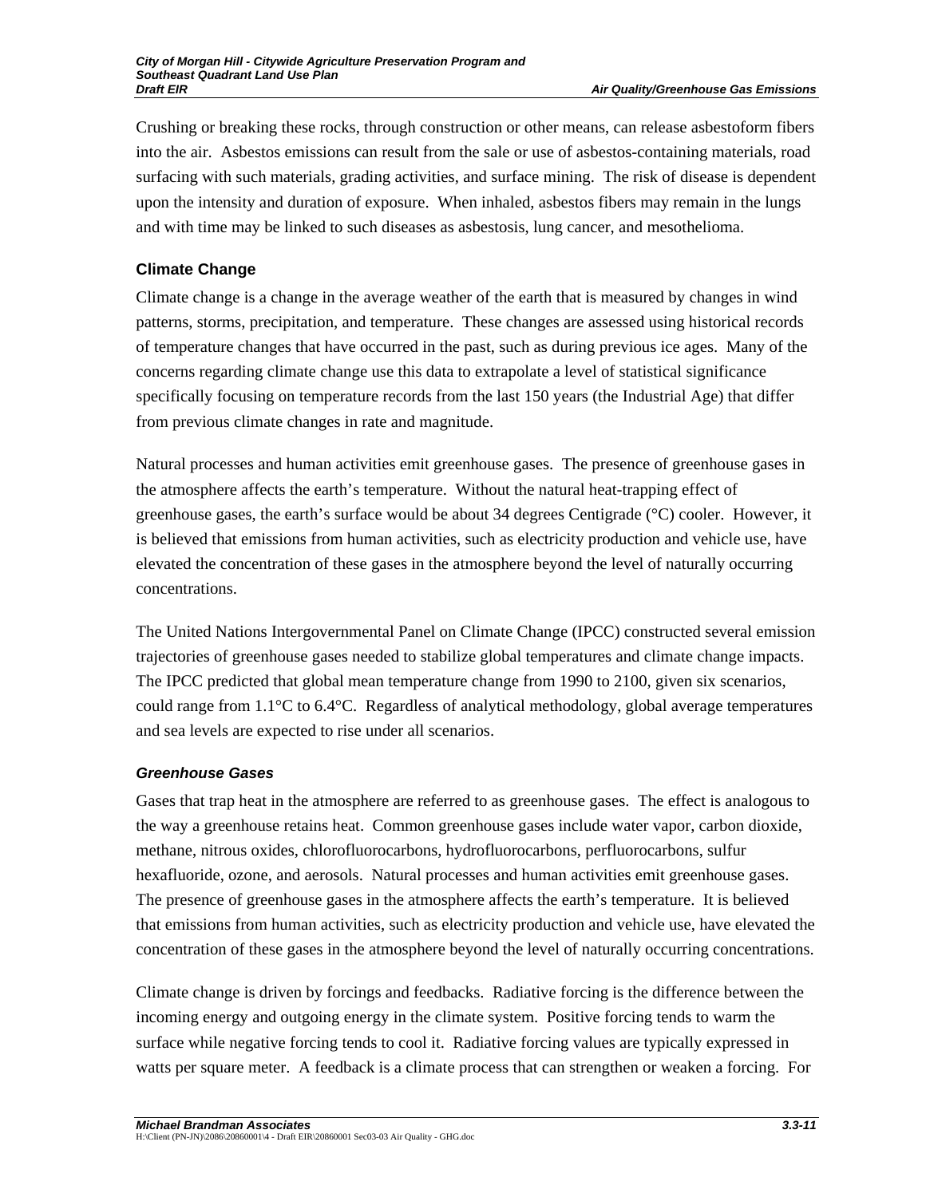Crushing or breaking these rocks, through construction or other means, can release asbestoform fibers into the air. Asbestos emissions can result from the sale or use of asbestos-containing materials, road surfacing with such materials, grading activities, and surface mining. The risk of disease is dependent upon the intensity and duration of exposure. When inhaled, asbestos fibers may remain in the lungs and with time may be linked to such diseases as asbestosis, lung cancer, and mesothelioma.

### Climate Change

Climate change is a change in the average weather of the earth that is measured by changes in wind patterns, storms, precipitation, and temperature. These changes are assessed using historical records of temperature changes that have occurred in the past, such as during previous ice ages. Many of the concerns regarding climate change use this data to extrapolate a level of statistical significance specifically focusing on temperature records from the last 150 years (the Industrial Age) that differ from previous climate changes in rate and magnitude.

Natural processes and human activities emit greenhouse gases. The presence of greenhouse gases in the atmosphere affects the earth's temperature. Without the natural heat-trapping effect of greenhouse gases, the earth's surface would be about 34 degrees Centigrade (°C) cooler. However, it is believed that emissions from human activities, such as electricity production and vehicle use, have elevated the concentration of these gases in the atmosphere beyond the level of naturally occurring concentrations.

The United Nations Intergovernmental Panel on Climate Change (IPCC) constructed several emission trajectories of greenhouse gases needed to stabilize global temperatures and climate change impacts. The IPCC predicted that global mean temperature change from 1990 to 2100, given six scenarios, could range from 1.1°C to 6.4°C. Regardless of analytical methodology, global average temperatures and sea levels are expected to rise under all scenarios.

#### *Greenhouse Gases*

Gases that trap heat in the atmosphere are referred to as greenhouse gases. The effect is analogous to the way a greenhouse retains heat. Common greenhouse gases include water vapor, carbon dioxide, methane, nitrous oxides, chlorofluorocarbons, hydrofluorocarbons, perfluorocarbons, sulfur hexafluoride, ozone, and aerosols. Natural processes and human activities emit greenhouse gases. The presence of greenhouse gases in the atmosphere affects the earth's temperature. It is believed that emissions from human activities, such as electricity production and vehicle use, have elevated the concentration of these gases in the atmosphere beyond the level of naturally occurring concentrations.

Climate change is driven by forcings and feedbacks. Radiative forcing is the difference between the incoming energy and outgoing energy in the climate system. Positive forcing tends to warm the surface while negative forcing tends to cool it. Radiative forcing values are typically expressed in watts per square meter. A feedback is a climate process that can strengthen or weaken a forcing. For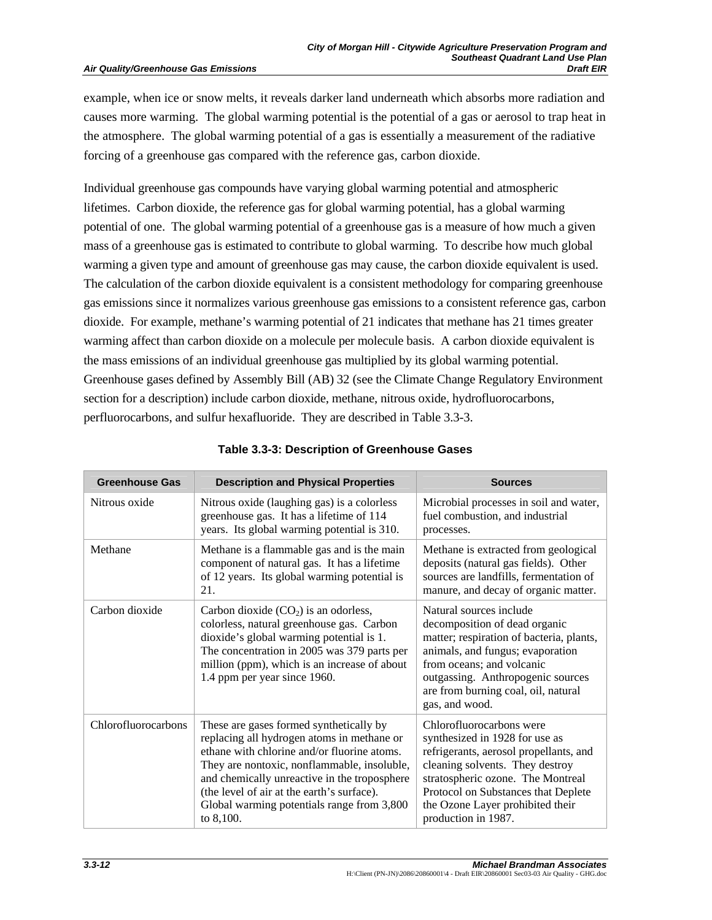example, when ice or snow melts, it reveals darker land underneath which absorbs more radiation and causes more warming. The global warming potential is the potential of a gas or aerosol to trap heat in the atmosphere. The global warming potential of a gas is essentially a measurement of the radiative forcing of a greenhouse gas compared with the reference gas, carbon dioxide.

Individual greenhouse gas compounds have varying global warming potential and atmospheric lifetimes. Carbon dioxide, the reference gas for global warming potential, has a global warming potential of one. The global warming potential of a greenhouse gas is a measure of how much a given mass of a greenhouse gas is estimated to contribute to global warming. To describe how much global warming a given type and amount of greenhouse gas may cause, the carbon dioxide equivalent is used. The calculation of the carbon dioxide equivalent is a consistent methodology for comparing greenhouse gas emissions since it normalizes various greenhouse gas emissions to a consistent reference gas, carbon dioxide. For example, methane's warming potential of 21 indicates that methane has 21 times greater warming affect than carbon dioxide on a molecule per molecule basis. A carbon dioxide equivalent is the mass emissions of an individual greenhouse gas multiplied by its global warming potential. Greenhouse gases defined by Assembly Bill (AB) 32 (see the Climate Change Regulatory Environment section for a description) include carbon dioxide, methane, nitrous oxide, hydrofluorocarbons, perfluorocarbons, and sulfur hexafluoride. They are described in Table 3.3-3.

**Table 3.3-3: Description of Greenhouse Gases**

| Greenhouse Gas | Description and Physical Properties | Sources |
|---|---|---|
| Nitrous oxide | Nitrous oxide (laughing gas) is a colorless greenhouse gas. It has a lifetime of 114 years. Its global warming potential is 310. | Microbial processes in soil and water, fuel combustion, and industrial processes. |
| Methane | Methane is a flammable gas and is the main component of natural gas. It has a lifetime of 12 years. Its global warming potential is 21. | Methane is extracted from geological deposits (natural gas fields). Other sources are landfills, fermentation of manure, and decay of organic matter. |
| Carbon dioxide | Carbon dioxide ($CO_2$) is an odorless, colorless, natural greenhouse gas. Carbon dioxide's global warming potential is 1. The concentration in 2005 was 379 parts per million (ppm), which is an increase of about 1.4 ppm per year since 1960. | Natural sources include decomposition of dead organic matter; respiration of bacteria, plants, animals, and fungus; evaporation from oceans; and volcanic outgassing. Anthropogenic sources are from burning coal, oil, natural gas, and wood. |
| Chlorofluorocarbons | These are gases formed synthetically by replacing all hydrogen atoms in methane or ethane with chlorine and/or fluorine atoms. They are nontoxic, nonflammable, insoluble, and chemically unreactive in the troposphere (the level of air at the earth's surface). Global warming potentials range from 3,800 to 8,100. | Chlorofluorocarbons were synthesized in 1928 for use as refrigerants, aerosol propellants, and cleaning solvents. They destroy stratospheric ozone. The Montreal Protocol on Substances that Deplete the Ozone Layer prohibited their production in 1987. |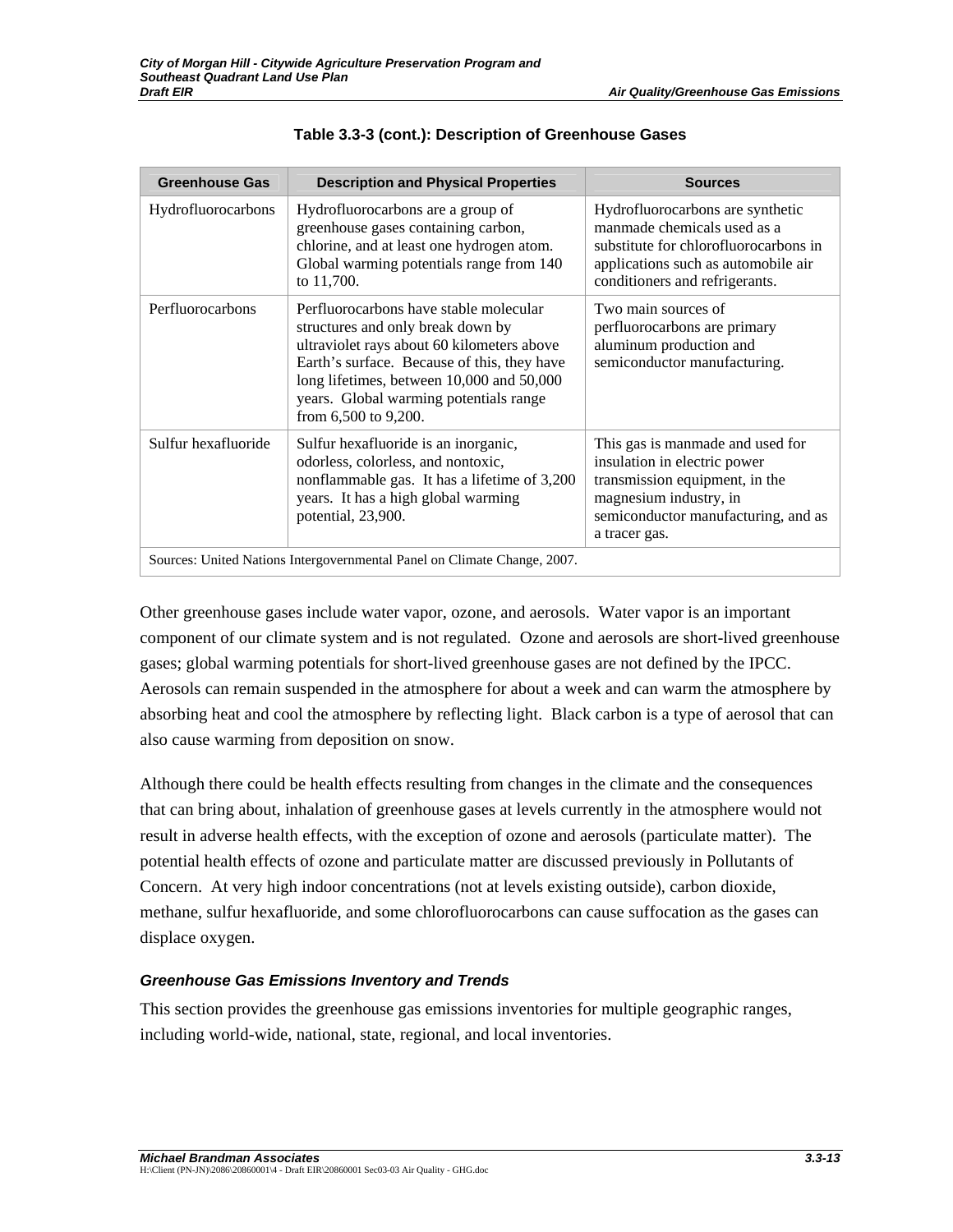**Table 3.3-3 (cont.): Description of Greenhouse Gases**

| Greenhouse Gas | Description and Physical Properties | Sources |
|---|---|---|
| Hydrofluorocarbons | Hydrofluorocarbons are a group of greenhouse gases containing carbon, chlorine, and at least one hydrogen atom. Global warming potentials range from 140 to 11,700. | Hydrofluorocarbons are synthetic manmade chemicals used as a substitute for chlorofluorocarbons in applications such as automobile air conditioners and refrigerants. |
| Perfluorocarbons | Perfluorocarbons have stable molecular structures and only break down by ultraviolet rays about 60 kilometers above Earth's surface. Because of this, they have long lifetimes, between 10,000 and 50,000 years. Global warming potentials range from 6,500 to 9,200. | Two main sources of perfluorocarbons are primary aluminum production and semiconductor manufacturing. |
| Sulfur hexafluoride | Sulfur hexafluoride is an inorganic, odorless, colorless, and nontoxic, nonflammable gas. It has a lifetime of 3,200 years. It has a high global warming potential, 23,900. | This gas is manmade and used for insulation in electric power transmission equipment, in the magnesium industry, in semiconductor manufacturing, and as a tracer gas. |

Sources: United Nations Intergovernmental Panel on Climate Change, 2007.

Other greenhouse gases include water vapor, ozone, and aerosols. Water vapor is an important component of our climate system and is not regulated. Ozone and aerosols are short-lived greenhouse gases; global warming potentials for short-lived greenhouse gases are not defined by the IPCC. Aerosols can remain suspended in the atmosphere for about a week and can warm the atmosphere by absorbing heat and cool the atmosphere by reflecting light. Black carbon is a type of aerosol that can also cause warming from deposition on snow.

Although there could be health effects resulting from changes in the climate and the consequences that can bring about, inhalation of greenhouse gases at levels currently in the atmosphere would not result in adverse health effects, with the exception of ozone and aerosols (particulate matter). The potential health effects of ozone and particulate matter are discussed previously in Pollutants of Concern. At very high indoor concentrations (not at levels existing outside), carbon dioxide, methane, sulfur hexafluoride, and some chlorofluorocarbons can cause suffocation as the gases can displace oxygen.

### *Greenhouse Gas Emissions Inventory and Trends*

This section provides the greenhouse gas emissions inventories for multiple geographic ranges, including world-wide, national, state, regional, and local inventories.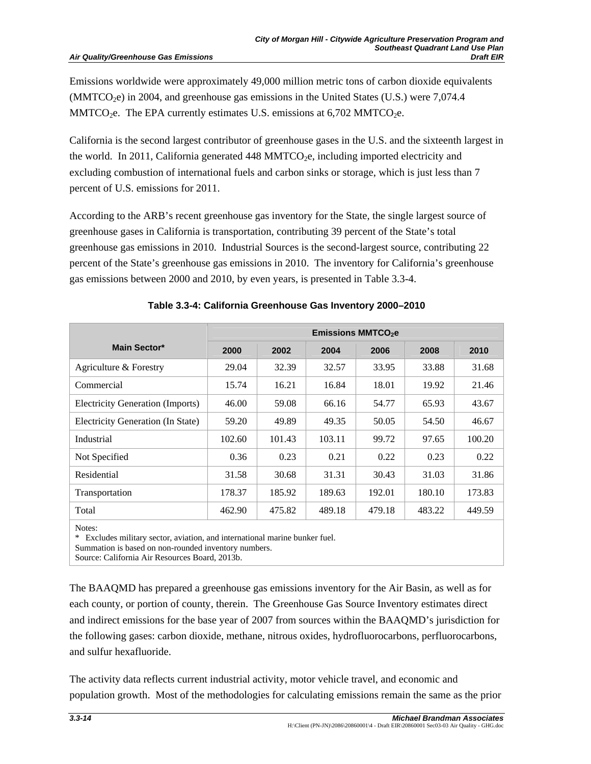Emissions worldwide were approximately 49,000 million metric tons of carbon dioxide equivalents ($MMTCO_2e$) in 2004, and greenhouse gas emissions in the United States (U.S.) were 7,074.4 $MMTCO_2e$. The EPA currently estimates U.S. emissions at 6,702 $MMTCO_2e$.

California is the second largest contributor of greenhouse gases in the U.S. and the sixteenth largest in the world. In 2011, California generated 448 $MMTCO_2e$, including imported electricity and excluding combustion of international fuels and carbon sinks or storage, which is just less than 7 percent of U.S. emissions for 2011.

According to the ARB's recent greenhouse gas inventory for the State, the single largest source of greenhouse gases in California is transportation, contributing 39 percent of the State's total greenhouse gas emissions in 2010. Industrial Sources is the second-largest source, contributing 22 percent of the State's greenhouse gas emissions in 2010. The inventory for California's greenhouse gas emissions between 2000 and 2010, by even years, is presented in Table 3.3-4.

**Table 3.3-4: California Greenhouse Gas Inventory 2000–2010**

| Main Sector* | Emissions $MMTCO_2e$ | | | | | |
|---|---|---|---|---|---|---|
| | 2000 | 2002 | 2004 | 2006 | 2008 | 2010 |
| Agriculture & Forestry | 29.04 | 32.39 | 32.57 | 33.95 | 33.88 | 31.68 |
| Commercial | 15.74 | 16.21 | 16.84 | 18.01 | 19.92 | 21.46 |
| Electricity Generation (Imports) | 46.00 | 59.08 | 66.16 | 54.77 | 65.93 | 43.67 |
| Electricity Generation (In State) | 59.20 | 49.89 | 49.35 | 50.05 | 54.50 | 46.67 |
| Industrial | 102.60 | 101.43 | 103.11 | 99.72 | 97.65 | 100.20 |
| Not Specified | 0.36 | 0.23 | 0.21 | 0.22 | 0.23 | 0.22 |
| Residential | 31.58 | 30.68 | 31.31 | 30.43 | 31.03 | 31.86 |
| Transportation | 178.37 | 185.92 | 189.63 | 192.01 | 180.10 | 173.83 |
| Total | 462.90 | 475.82 | 489.18 | 479.18 | 483.22 | 449.59 |

Notes:
* Excludes military sector, aviation, and international marine bunker fuel.
Summation is based on non-rounded inventory numbers.
Source: California Air Resources Board, 2013b.

The BAAQMD has prepared a greenhouse gas emissions inventory for the Air Basin, as well as for each county, or portion of county, therein. The Greenhouse Gas Source Inventory estimates direct and indirect emissions for the base year of 2007 from sources within the BAAQMD's jurisdiction for the following gases: carbon dioxide, methane, nitrous oxides, hydrofluorocarbons, perfluorocarbons, and sulfur hexafluoride.

The activity data reflects current industrial activity, motor vehicle travel, and economic and population growth. Most of the methodologies for calculating emissions remain the same as the prior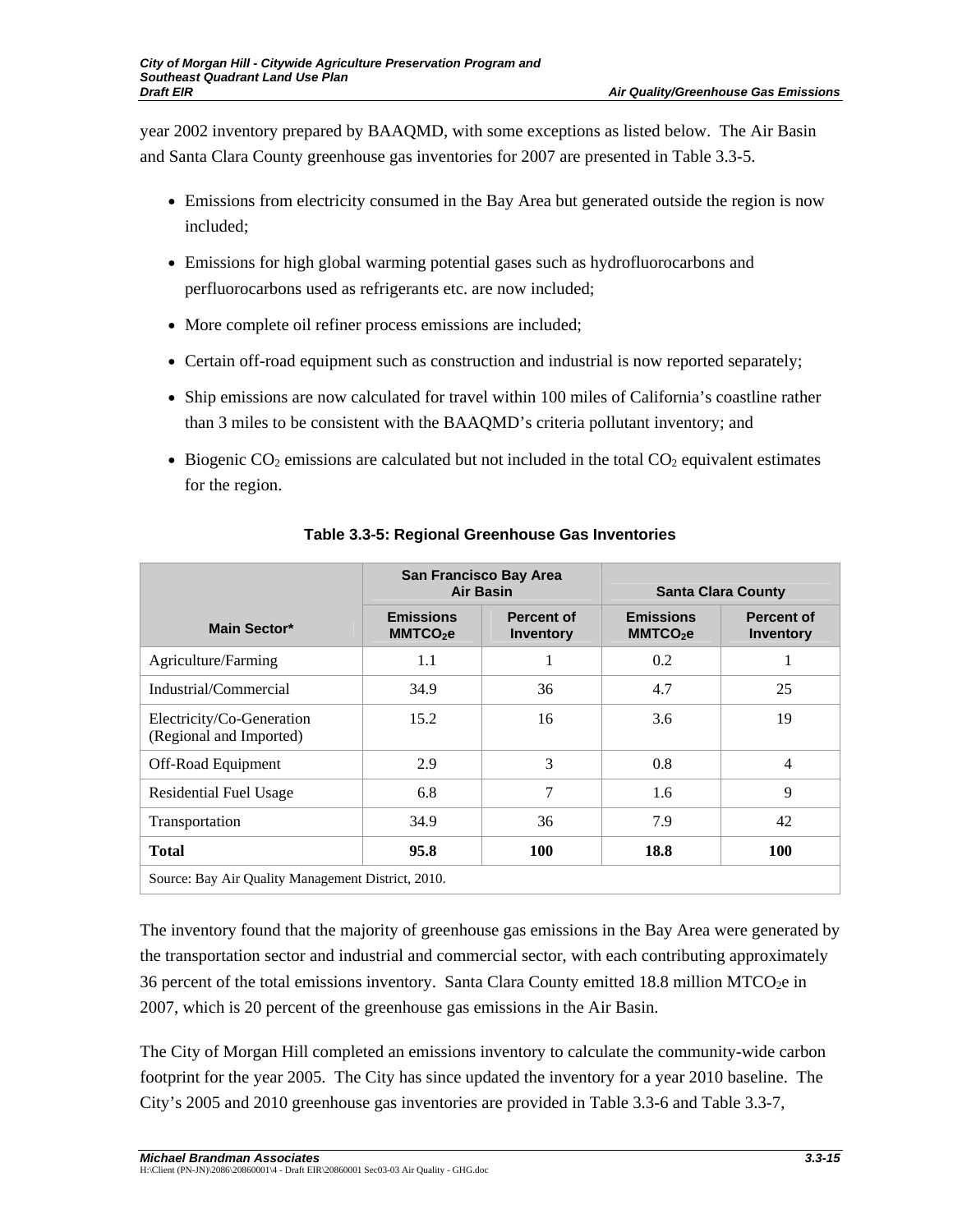year 2002 inventory prepared by BAAQMD, with some exceptions as listed below. The Air Basin and Santa Clara County greenhouse gas inventories for 2007 are presented in Table 3.3-5.

- Emissions from electricity consumed in the Bay Area but generated outside the region is now included;
- Emissions for high global warming potential gases such as hydrofluorocarbons and perfluorocarbons used as refrigerants etc. are now included;
- More complete oil refiner process emissions are included;
- Certain off-road equipment such as construction and industrial is now reported separately;
- Ship emissions are now calculated for travel within 100 miles of California's coastline rather than 3 miles to be consistent with the BAAQMD's criteria pollutant inventory; and
- Biogenic $CO_2$ emissions are calculated but not included in the total $CO_2$ equivalent estimates for the region.

**Table 3.3-5: Regional Greenhouse Gas Inventories**

| Main Sector* | San Francisco Bay Area Air Basin | | Santa Clara County | |
|---|---|---|---|---|
| | Emissions $MMTCO_2e$ | Percent of Inventory | Emissions $MMTCO_2e$ | Percent of Inventory |
| Agriculture/Farming | 1.1 | 1 | 0.2 | 1 |
| Industrial/Commercial | 34.9 | 36 | 4.7 | 25 |
| Electricity/Co-Generation (Regional and Imported) | 15.2 | 16 | 3.6 | 19 |
| Off-Road Equipment | 2.9 | 3 | 0.8 | 4 |
| Residential Fuel Usage | 6.8 | 7 | 1.6 | 9 |
| Transportation | 34.9 | 36 | 7.9 | 42 |
| **Total** | **95.8** | **100** | **18.8** | **100** |
| Source: Bay Air Quality Management District, 2010. | | | | |

The inventory found that the majority of greenhouse gas emissions in the Bay Area were generated by the transportation sector and industrial and commercial sector, with each contributing approximately 36 percent of the total emissions inventory. Santa Clara County emitted 18.8 million $MTCO_2e$ in 2007, which is 20 percent of the greenhouse gas emissions in the Air Basin.

The City of Morgan Hill completed an emissions inventory to calculate the community-wide carbon footprint for the year 2005. The City has since updated the inventory for a year 2010 baseline. The City's 2005 and 2010 greenhouse gas inventories are provided in Table 3.3-6 and Table 3.3-7,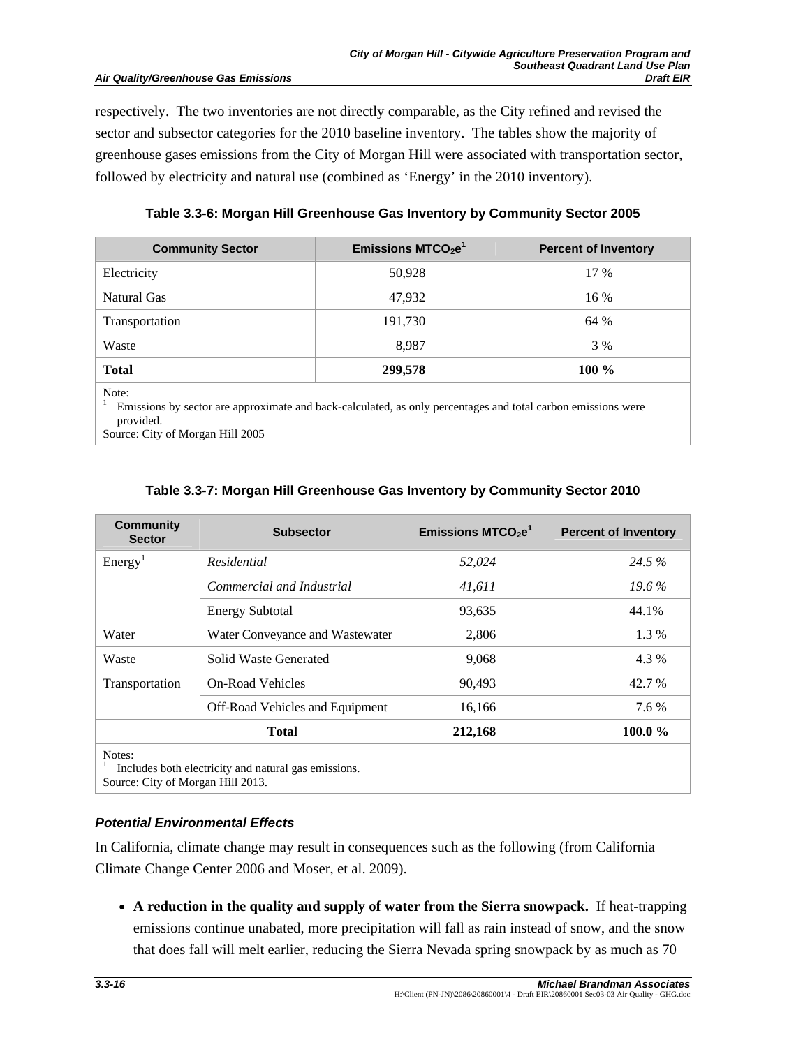respectively. The two inventories are not directly comparable, as the City refined and revised the sector and subsector categories for the 2010 baseline inventory. The tables show the majority of greenhouse gases emissions from the City of Morgan Hill were associated with transportation sector, followed by electricity and natural use (combined as 'Energy' in the 2010 inventory).

**Table 3.3-6: Morgan Hill Greenhouse Gas Inventory by Community Sector 2005**

| Community Sector | Emissions $MTCO_2e$[1] | Percent of Inventory |
|---|---|---|
| Electricity | 50,928 | 17 % |
| Natural Gas | 47,932 | 16 % |
| Transportation | 191,730 | 64 % |
| Waste | 8,987 | 3 % |
| **Total** | **299,578** | **100 %** |

Note:
[1] Emissions by sector are approximate and back-calculated, as only percentages and total carbon emissions were provided.
Source: City of Morgan Hill 2005

**Table 3.3-7: Morgan Hill Greenhouse Gas Inventory by Community Sector 2010**

| Community Sector | Subsector | Emissions $MTCO_2e$[1] | Percent of Inventory |
|---|---|---|---|
| Energy[1] | *Residential* | *52,024* | *24.5 %* |
| | *Commercial and Industrial* | *41,611* | *19.6 %* |
| | Energy Subtotal | 93,635 | 44.1% |
| Water | Water Conveyance and Wastewater | 2,806 | 1.3 % |
| Waste | Solid Waste Generated | 9,068 | 4.3 % |
| Transportation | On-Road Vehicles | 90,493 | 42.7 % |
| | Off-Road Vehicles and Equipment | 16,166 | 7.6 % |
| **Total** | | **212,168** | **100.0 %** |

Notes:
[1] Includes both electricity and natural gas emissions.
Source: City of Morgan Hill 2013.

### *Potential Environmental Effects*

In California, climate change may result in consequences such as the following (from California Climate Change Center 2006 and Moser, et al. 2009).

- **A reduction in the quality and supply of water from the Sierra snowpack.** If heat-trapping emissions continue unabated, more precipitation will fall as rain instead of snow, and the snow that does fall will melt earlier, reducing the Sierra Nevada spring snowpack by as much as 70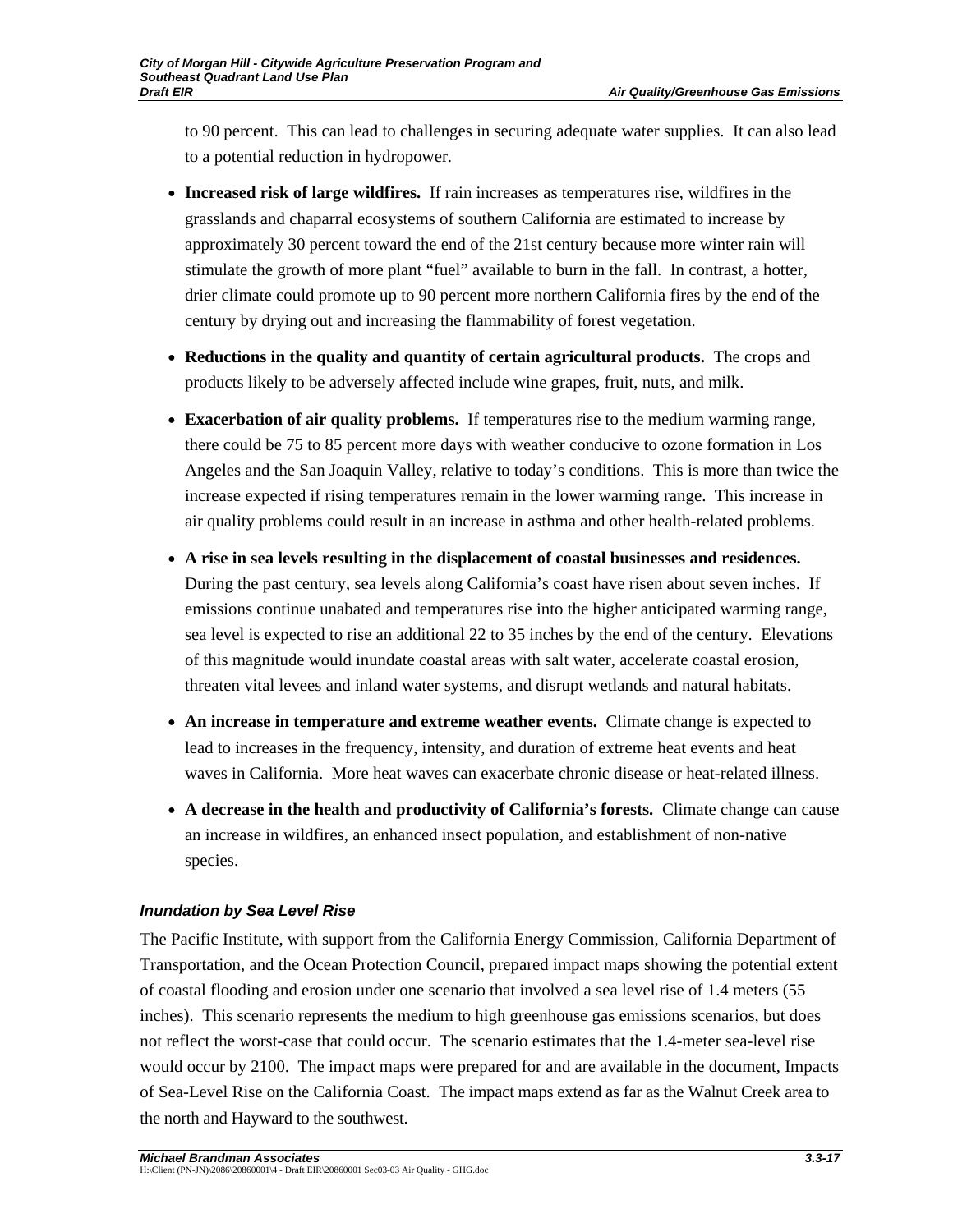to 90 percent. This can lead to challenges in securing adequate water supplies. It can also lead to a potential reduction in hydropower.

- **Increased risk of large wildfires.** If rain increases as temperatures rise, wildfires in the grasslands and chaparral ecosystems of southern California are estimated to increase by approximately 30 percent toward the end of the 21st century because more winter rain will stimulate the growth of more plant "fuel" available to burn in the fall. In contrast, a hotter, drier climate could promote up to 90 percent more northern California fires by the end of the century by drying out and increasing the flammability of forest vegetation.
- **Reductions in the quality and quantity of certain agricultural products.** The crops and products likely to be adversely affected include wine grapes, fruit, nuts, and milk.
- **Exacerbation of air quality problems.** If temperatures rise to the medium warming range, there could be 75 to 85 percent more days with weather conducive to ozone formation in Los Angeles and the San Joaquin Valley, relative to today's conditions. This is more than twice the increase expected if rising temperatures remain in the lower warming range. This increase in air quality problems could result in an increase in asthma and other health-related problems.
- **A rise in sea levels resulting in the displacement of coastal businesses and residences.** During the past century, sea levels along California's coast have risen about seven inches. If emissions continue unabated and temperatures rise into the higher anticipated warming range, sea level is expected to rise an additional 22 to 35 inches by the end of the century. Elevations of this magnitude would inundate coastal areas with salt water, accelerate coastal erosion, threaten vital levees and inland water systems, and disrupt wetlands and natural habitats.
- **An increase in temperature and extreme weather events.** Climate change is expected to lead to increases in the frequency, intensity, and duration of extreme heat events and heat waves in California. More heat waves can exacerbate chronic disease or heat-related illness.
- **A decrease in the health and productivity of California's forests.** Climate change can cause an increase in wildfires, an enhanced insect population, and establishment of non-native species.

#### *Inundation by Sea Level Rise*

The Pacific Institute, with support from the California Energy Commission, California Department of Transportation, and the Ocean Protection Council, prepared impact maps showing the potential extent of coastal flooding and erosion under one scenario that involved a sea level rise of 1.4 meters (55 inches). This scenario represents the medium to high greenhouse gas emissions scenarios, but does not reflect the worst-case that could occur. The scenario estimates that the 1.4-meter sea-level rise would occur by 2100. The impact maps were prepared for and are available in the document, Impacts of Sea-Level Rise on the California Coast. The impact maps extend as far as the Walnut Creek area to the north and Hayward to the southwest.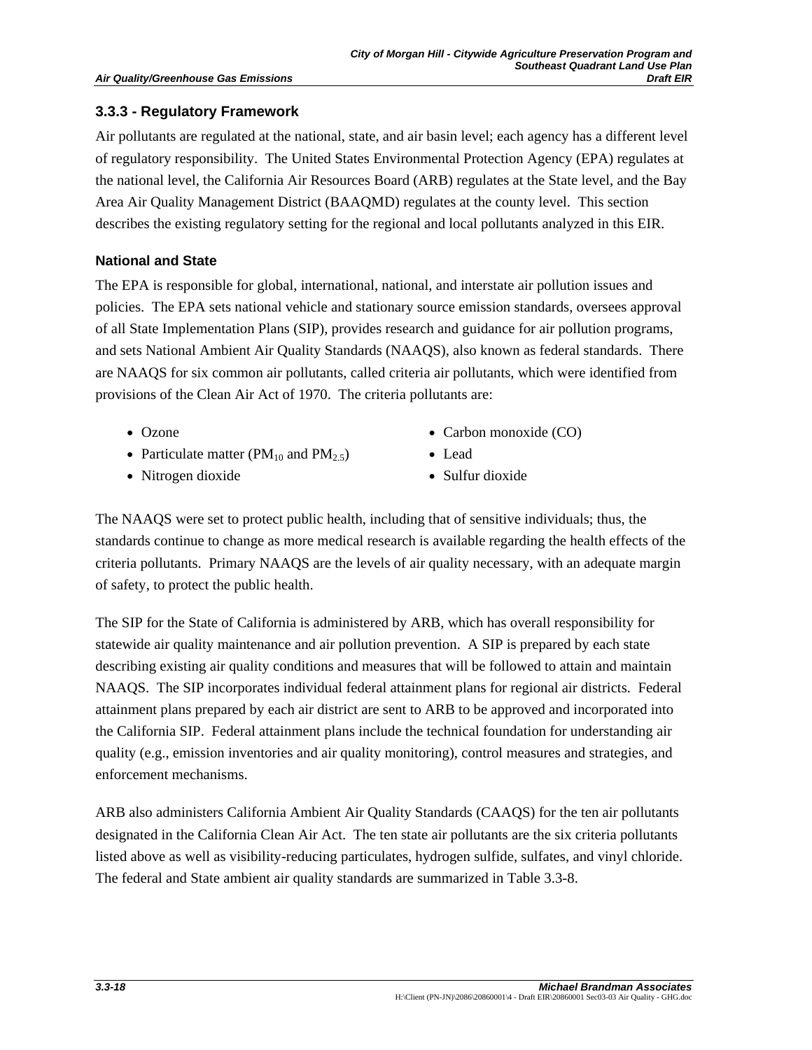### 3.3.3 - Regulatory Framework

Air pollutants are regulated at the national, state, and air basin level; each agency has a different level of regulatory responsibility. The United States Environmental Protection Agency (EPA) regulates at the national level, the California Air Resources Board (ARB) regulates at the State level, and the Bay Area Air Quality Management District (BAAQMD) regulates at the county level. This section describes the existing regulatory setting for the regional and local pollutants analyzed in this EIR.

#### National and State

The EPA is responsible for global, international, national, and interstate air pollution issues and policies. The EPA sets national vehicle and stationary source emission standards, oversees approval of all State Implementation Plans (SIP), provides research and guidance for air pollution programs, and sets National Ambient Air Quality Standards (NAAQS), also known as federal standards. There are NAAQS for six common air pollutants, called criteria air pollutants, which were identified from provisions of the Clean Air Act of 1970. The criteria pollutants are:

- Ozone
- Particulate matter ($PM_{10}$ and $PM_{2.5}$)
- Nitrogen dioxide
- Carbon monoxide (CO)
- Lead
- Sulfur dioxide

The NAAQS were set to protect public health, including that of sensitive individuals; thus, the standards continue to change as more medical research is available regarding the health effects of the criteria pollutants. Primary NAAQS are the levels of air quality necessary, with an adequate margin of safety, to protect the public health.

The SIP for the State of California is administered by ARB, which has overall responsibility for statewide air quality maintenance and air pollution prevention. A SIP is prepared by each state describing existing air quality conditions and measures that will be followed to attain and maintain NAAQS. The SIP incorporates individual federal attainment plans for regional air districts. Federal attainment plans prepared by each air district are sent to ARB to be approved and incorporated into the California SIP. Federal attainment plans include the technical foundation for understanding air quality (e.g., emission inventories and air quality monitoring), control measures and strategies, and enforcement mechanisms.

ARB also administers California Ambient Air Quality Standards (CAAQS) for the ten air pollutants designated in the California Clean Air Act. The ten state air pollutants are the six criteria pollutants listed above as well as visibility-reducing particulates, hydrogen sulfide, sulfates, and vinyl chloride. The federal and State ambient air quality standards are summarized in Table 3.3-8.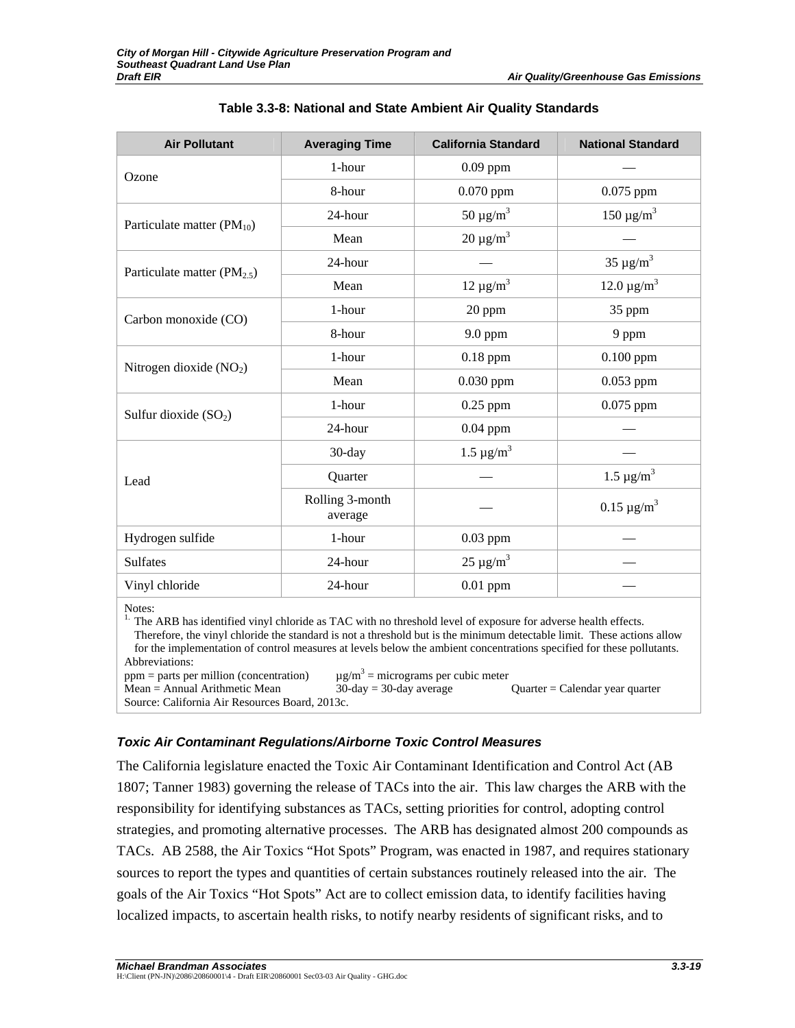**Table 3.3-8: National and State Ambient Air Quality Standards**

| Air Pollutant | Averaging Time | California Standard | National Standard |
|---|---|---|---|
| Ozone | 1-hour | 0.09 ppm | — |
| | 8-hour | 0.070 ppm | 0.075 ppm |
| Particulate matter ($PM_{10}$) | 24-hour | 50 μg/m$^3$ | 150 μg/m$^3$ |
| | Mean | 20 μg/m$^3$ | — |
| Particulate matter ($PM_{2.5}$) | 24-hour | — | 35 μg/m$^3$ |
| | Mean | 12 μg/m$^3$ | 12.0 μg/m$^3$ |
| Carbon monoxide (CO) | 1-hour | 20 ppm | 35 ppm |
| | 8-hour | 9.0 ppm | 9 ppm |
| Nitrogen dioxide ($NO_2$) | 1-hour | 0.18 ppm | 0.100 ppm |
| | Mean | 0.030 ppm | 0.053 ppm |
| Sulfur dioxide ($SO_2$) | 1-hour | 0.25 ppm | 0.075 ppm |
| | 24-hour | 0.04 ppm | — |
| Lead | 30-day | 1.5 μg/m$^3$ | — |
| | Quarter | — | 1.5 μg/m$^3$ |
| | Rolling 3-month average | — | 0.15 μg/m$^3$ |
| Hydrogen sulfide | 1-hour | 0.03 ppm | — |
| Sulfates | 24-hour | 25 μg/m$^3$ | — |
| Vinyl chloride | 24-hour | 0.01 ppm | — |

Notes:
[1] The ARB has identified vinyl chloride as TAC with no threshold level of exposure for adverse health effects. Therefore, the vinyl chloride the standard is not a threshold but is the minimum detectable limit. These actions allow for the implementation of control measures at levels below the ambient concentrations specified for these pollutants.

Abbreviations:
ppm = parts per million (concentration) μg/m$^3$ = micrograms per cubic meter
Mean = Annual Arithmetic Mean 30-day = 30-day average Quarter = Calendar year quarter

Source: California Air Resources Board, 2013c.

### *Toxic Air Contaminant Regulations/Airborne Toxic Control Measures*

The California legislature enacted the Toxic Air Contaminant Identification and Control Act (AB 1807; Tanner 1983) governing the release of TACs into the air. This law charges the ARB with the responsibility for identifying substances as TACs, setting priorities for control, adopting control strategies, and promoting alternative processes. The ARB has designated almost 200 compounds as TACs. AB 2588, the Air Toxics "Hot Spots" Program, was enacted in 1987, and requires stationary sources to report the types and quantities of certain substances routinely released into the air. The goals of the Air Toxics "Hot Spots" Act are to collect emission data, to identify facilities having localized impacts, to ascertain health risks, to notify nearby residents of significant risks, and to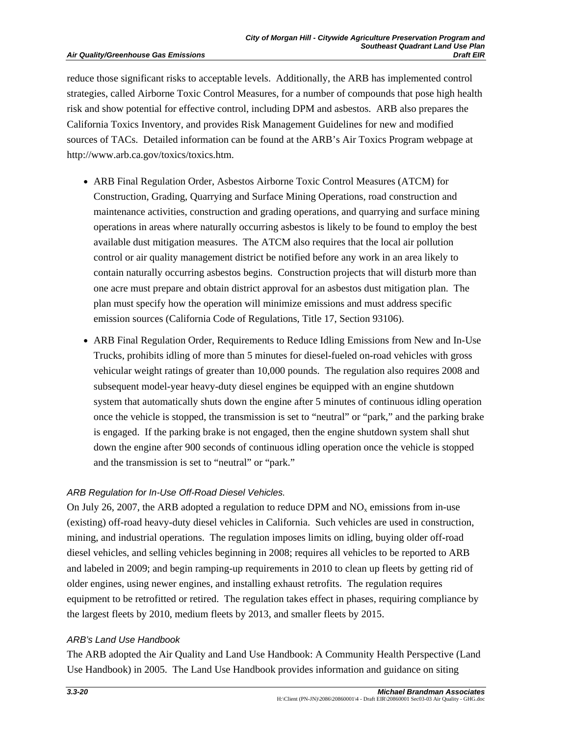reduce those significant risks to acceptable levels. Additionally, the ARB has implemented control strategies, called Airborne Toxic Control Measures, for a number of compounds that pose high health risk and show potential for effective control, including DPM and asbestos. ARB also prepares the California Toxics Inventory, and provides Risk Management Guidelines for new and modified sources of TACs. Detailed information can be found at the ARB's Air Toxics Program webpage at http://www.arb.ca.gov/toxics/toxics.htm.

- ARB Final Regulation Order, Asbestos Airborne Toxic Control Measures (ATCM) for Construction, Grading, Quarrying and Surface Mining Operations, road construction and maintenance activities, construction and grading operations, and quarrying and surface mining operations in areas where naturally occurring asbestos is likely to be found to employ the best available dust mitigation measures. The ATCM also requires that the local air pollution control or air quality management district be notified before any work in an area likely to contain naturally occurring asbestos begins. Construction projects that will disturb more than one acre must prepare and obtain district approval for an asbestos dust mitigation plan. The plan must specify how the operation will minimize emissions and must address specific emission sources (California Code of Regulations, Title 17, Section 93106).
- ARB Final Regulation Order, Requirements to Reduce Idling Emissions from New and In-Use Trucks, prohibits idling of more than 5 minutes for diesel-fueled on-road vehicles with gross vehicular weight ratings of greater than 10,000 pounds. The regulation also requires 2008 and subsequent model-year heavy-duty diesel engines be equipped with an engine shutdown system that automatically shuts down the engine after 5 minutes of continuous idling operation once the vehicle is stopped, the transmission is set to "neutral" or "park," and the parking brake is engaged. If the parking brake is not engaged, then the engine shutdown system shall shut down the engine after 900 seconds of continuous idling operation once the vehicle is stopped and the transmission is set to "neutral" or "park."

*ARB Regulation for In-Use Off-Road Diesel Vehicles.*

On July 26, 2007, the ARB adopted a regulation to reduce DPM and $NO_x$ emissions from in-use (existing) off-road heavy-duty diesel vehicles in California. Such vehicles are used in construction, mining, and industrial operations. The regulation imposes limits on idling, buying older off-road diesel vehicles, and selling vehicles beginning in 2008; requires all vehicles to be reported to ARB and labeled in 2009; and begin ramping-up requirements in 2010 to clean up fleets by getting rid of older engines, using newer engines, and installing exhaust retrofits. The regulation requires equipment to be retrofitted or retired. The regulation takes effect in phases, requiring compliance by the largest fleets by 2010, medium fleets by 2013, and smaller fleets by 2015.

*ARB's Land Use Handbook*

The ARB adopted the Air Quality and Land Use Handbook: A Community Health Perspective (Land Use Handbook) in 2005. The Land Use Handbook provides information and guidance on siting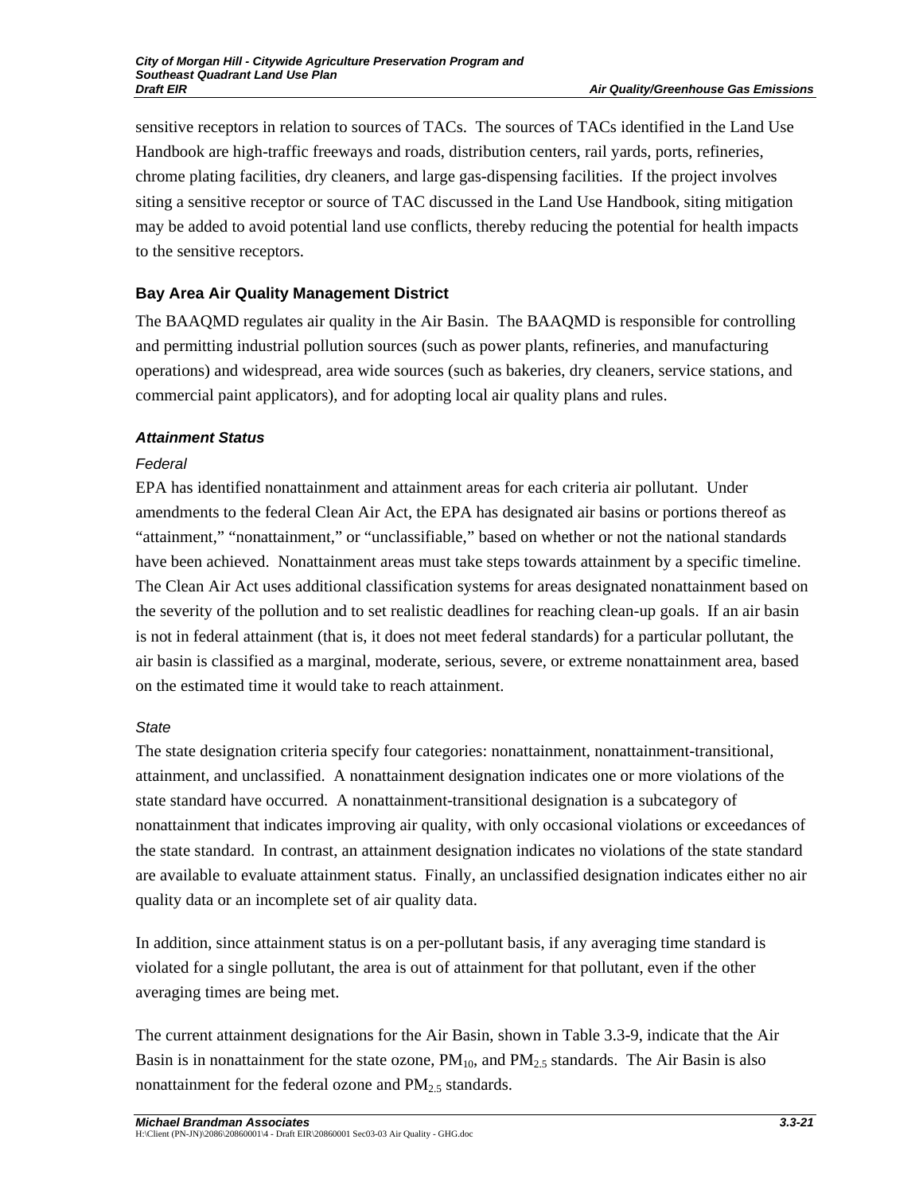sensitive receptors in relation to sources of TACs. The sources of TACs identified in the Land Use Handbook are high-traffic freeways and roads, distribution centers, rail yards, ports, refineries, chrome plating facilities, dry cleaners, and large gas-dispensing facilities. If the project involves siting a sensitive receptor or source of TAC discussed in the Land Use Handbook, siting mitigation may be added to avoid potential land use conflicts, thereby reducing the potential for health impacts to the sensitive receptors.

### Bay Area Air Quality Management District

The BAAQMD regulates air quality in the Air Basin. The BAAQMD is responsible for controlling and permitting industrial pollution sources (such as power plants, refineries, and manufacturing operations) and widespread, area wide sources (such as bakeries, dry cleaners, service stations, and commercial paint applicators), and for adopting local air quality plans and rules.

#### *Attainment Status*

*Federal*

EPA has identified nonattainment and attainment areas for each criteria air pollutant. Under amendments to the federal Clean Air Act, the EPA has designated air basins or portions thereof as "attainment," "nonattainment," or "unclassifiable," based on whether or not the national standards have been achieved. Nonattainment areas must take steps towards attainment by a specific timeline. The Clean Air Act uses additional classification systems for areas designated nonattainment based on the severity of the pollution and to set realistic deadlines for reaching clean-up goals. If an air basin is not in federal attainment (that is, it does not meet federal standards) for a particular pollutant, the air basin is classified as a marginal, moderate, serious, severe, or extreme nonattainment area, based on the estimated time it would take to reach attainment.

*State*

The state designation criteria specify four categories: nonattainment, nonattainment-transitional, attainment, and unclassified. A nonattainment designation indicates one or more violations of the state standard have occurred. A nonattainment-transitional designation is a subcategory of nonattainment that indicates improving air quality, with only occasional violations or exceedances of the state standard. In contrast, an attainment designation indicates no violations of the state standard are available to evaluate attainment status. Finally, an unclassified designation indicates either no air quality data or an incomplete set of air quality data.

In addition, since attainment status is on a per-pollutant basis, if any averaging time standard is violated for a single pollutant, the area is out of attainment for that pollutant, even if the other averaging times are being met.

The current attainment designations for the Air Basin, shown in Table 3.3-9, indicate that the Air Basin is in nonattainment for the state ozone, $PM_{10}$, and $PM_{2.5}$ standards. The Air Basin is also nonattainment for the federal ozone and $PM_{2.5}$ standards.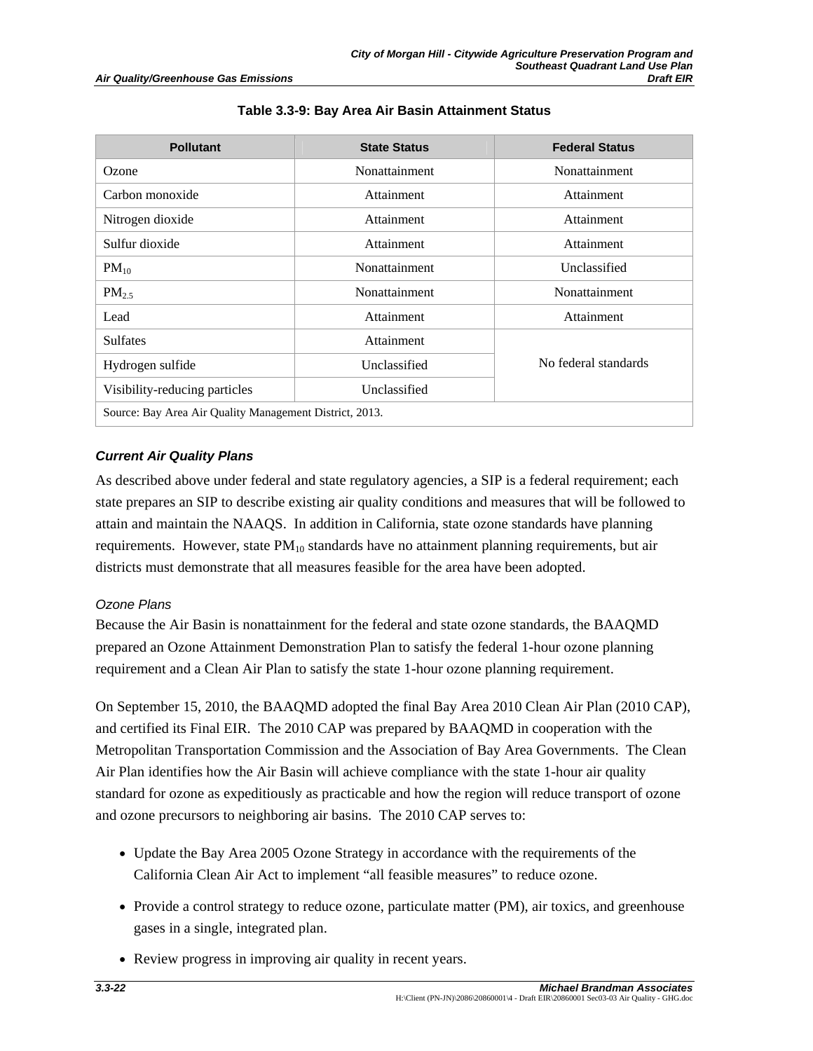**Table 3.3-9: Bay Area Air Basin Attainment Status**

| Pollutant | State Status | Federal Status |
|---|---|---|
| Ozone | Nonattainment | Nonattainment |
| Carbon monoxide | Attainment | Attainment |
| Nitrogen dioxide | Attainment | Attainment |
| Sulfur dioxide | Attainment | Attainment |
| $PM_{10}$ | Nonattainment | Unclassified |
| $PM_{2.5}$ | Nonattainment | Nonattainment |
| Lead | Attainment | Attainment |
| Sulfates | Attainment | No federal standards |
| Hydrogen sulfide | Unclassified | |
| Visibility-reducing particles | Unclassified | |
| Source: Bay Area Air Quality Management District, 2013. | | |

### *Current Air Quality Plans*

As described above under federal and state regulatory agencies, a SIP is a federal requirement; each state prepares an SIP to describe existing air quality conditions and measures that will be followed to attain and maintain the NAAQS. In addition in California, state ozone standards have planning requirements. However, state $PM_{10}$ standards have no attainment planning requirements, but air districts must demonstrate that all measures feasible for the area have been adopted.

#### *Ozone Plans*

Because the Air Basin is nonattainment for the federal and state ozone standards, the BAAQMD prepared an Ozone Attainment Demonstration Plan to satisfy the federal 1-hour ozone planning requirement and a Clean Air Plan to satisfy the state 1-hour ozone planning requirement.

On September 15, 2010, the BAAQMD adopted the final Bay Area 2010 Clean Air Plan (2010 CAP), and certified its Final EIR. The 2010 CAP was prepared by BAAQMD in cooperation with the Metropolitan Transportation Commission and the Association of Bay Area Governments. The Clean Air Plan identifies how the Air Basin will achieve compliance with the state 1-hour air quality standard for ozone as expeditiously as practicable and how the region will reduce transport of ozone and ozone precursors to neighboring air basins. The 2010 CAP serves to:

- Update the Bay Area 2005 Ozone Strategy in accordance with the requirements of the California Clean Air Act to implement "all feasible measures" to reduce ozone.
- Provide a control strategy to reduce ozone, particulate matter (PM), air toxics, and greenhouse gases in a single, integrated plan.
- Review progress in improving air quality in recent years.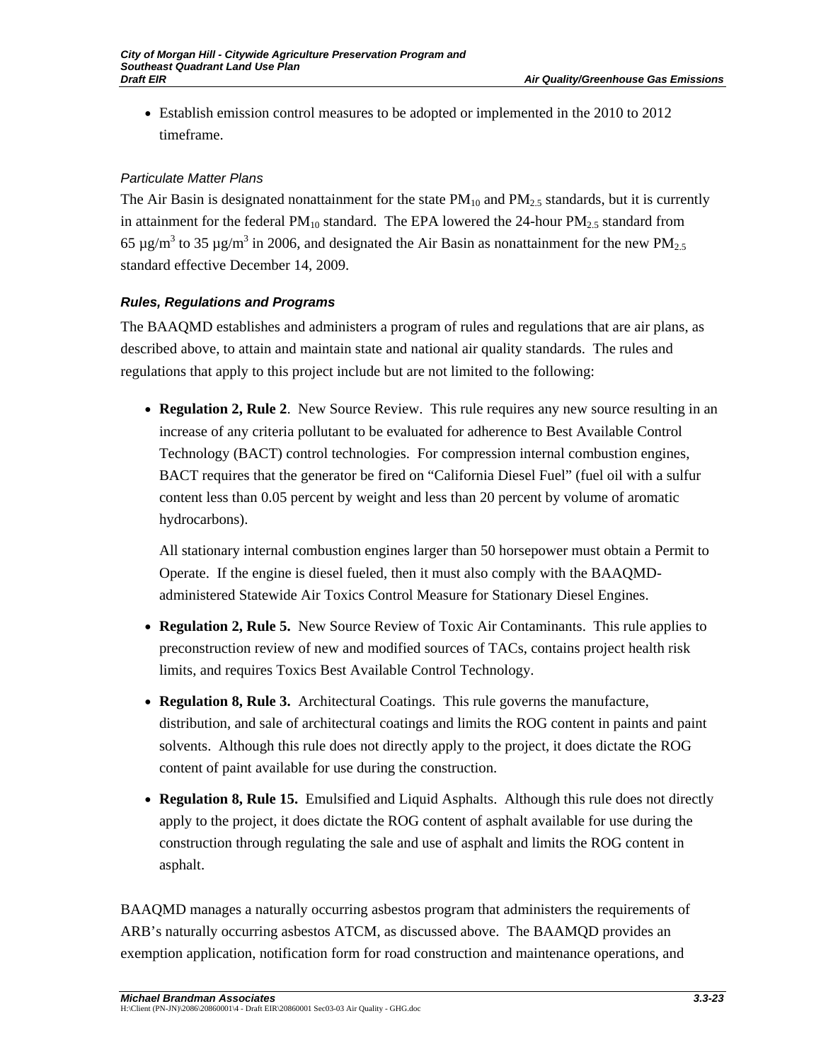- Establish emission control measures to be adopted or implemented in the 2010 to 2012 timeframe.

*Particulate Matter Plans*

The Air Basin is designated nonattainment for the state $PM_{10}$ and $PM_{2.5}$ standards, but it is currently in attainment for the federal $PM_{10}$ standard. The EPA lowered the 24-hour $PM_{2.5}$ standard from 65 $\mu g/m^3$ to 35 $\mu g/m^3$ in 2006, and designated the Air Basin as nonattainment for the new $PM_{2.5}$ standard effective December 14, 2009.

***Rules, Regulations and Programs***

The BAAQMD establishes and administers a program of rules and regulations that are air plans, as described above, to attain and maintain state and national air quality standards. The rules and regulations that apply to this project include but are not limited to the following:

- **Regulation 2, Rule 2**. New Source Review. This rule requires any new source resulting in an increase of any criteria pollutant to be evaluated for adherence to Best Available Control Technology (BACT) control technologies. For compression internal combustion engines, BACT requires that the generator be fired on "California Diesel Fuel" (fuel oil with a sulfur content less than 0.05 percent by weight and less than 20 percent by volume of aromatic hydrocarbons).

  All stationary internal combustion engines larger than 50 horsepower must obtain a Permit to Operate. If the engine is diesel fueled, then it must also comply with the BAAQMD-administered Statewide Air Toxics Control Measure for Stationary Diesel Engines.

- **Regulation 2, Rule 5.** New Source Review of Toxic Air Contaminants. This rule applies to preconstruction review of new and modified sources of TACs, contains project health risk limits, and requires Toxics Best Available Control Technology.

- **Regulation 8, Rule 3.** Architectural Coatings. This rule governs the manufacture, distribution, and sale of architectural coatings and limits the ROG content in paints and paint solvents. Although this rule does not directly apply to the project, it does dictate the ROG content of paint available for use during the construction.

- **Regulation 8, Rule 15.** Emulsified and Liquid Asphalts. Although this rule does not directly apply to the project, it does dictate the ROG content of asphalt available for use during the construction through regulating the sale and use of asphalt and limits the ROG content in asphalt.

BAAQMD manages a naturally occurring asbestos program that administers the requirements of ARB's naturally occurring asbestos ATCM, as discussed above. The BAAMQD provides an exemption application, notification form for road construction and maintenance operations, and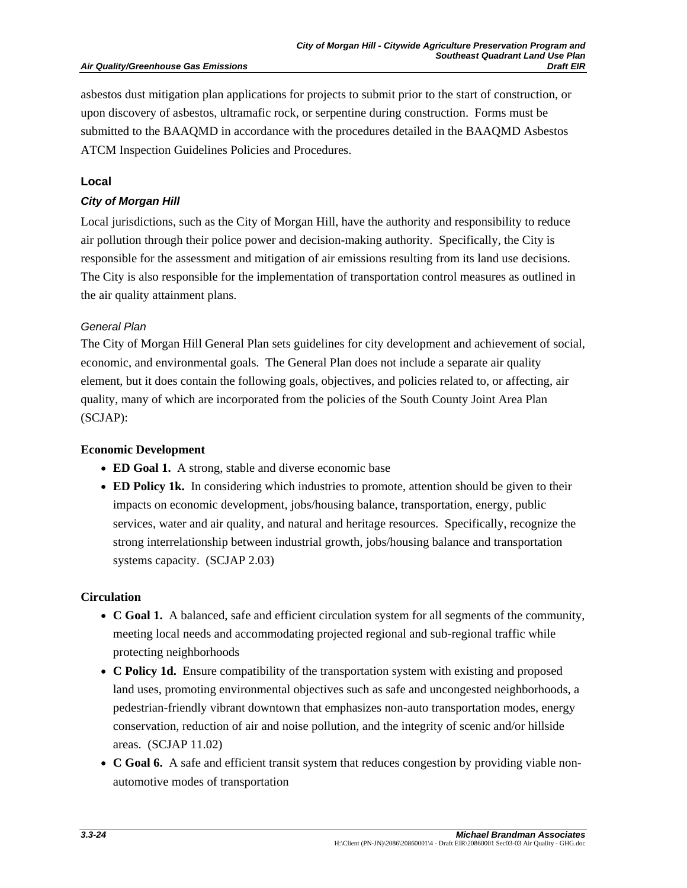asbestos dust mitigation plan applications for projects to submit prior to the start of construction, or upon discovery of asbestos, ultramafic rock, or serpentine during construction. Forms must be submitted to the BAAQMD in accordance with the procedures detailed in the BAAQMD Asbestos ATCM Inspection Guidelines Policies and Procedures.

### Local

#### *City of Morgan Hill*

Local jurisdictions, such as the City of Morgan Hill, have the authority and responsibility to reduce air pollution through their police power and decision-making authority. Specifically, the City is responsible for the assessment and mitigation of air emissions resulting from its land use decisions. The City is also responsible for the implementation of transportation control measures as outlined in the air quality attainment plans.

*General Plan*

The City of Morgan Hill General Plan sets guidelines for city development and achievement of social, economic, and environmental goals. The General Plan does not include a separate air quality element, but it does contain the following goals, objectives, and policies related to, or affecting, air quality, many of which are incorporated from the policies of the South County Joint Area Plan (SCJAP):

**Economic Development**

- **ED Goal 1.** A strong, stable and diverse economic base
- **ED Policy 1k.** In considering which industries to promote, attention should be given to their impacts on economic development, jobs/housing balance, transportation, energy, public services, water and air quality, and natural and heritage resources. Specifically, recognize the strong interrelationship between industrial growth, jobs/housing balance and transportation systems capacity. (SCJAP 2.03)

**Circulation**

- **C Goal 1.** A balanced, safe and efficient circulation system for all segments of the community, meeting local needs and accommodating projected regional and sub-regional traffic while protecting neighborhoods
- **C Policy 1d.** Ensure compatibility of the transportation system with existing and proposed land uses, promoting environmental objectives such as safe and uncongested neighborhoods, a pedestrian-friendly vibrant downtown that emphasizes non-auto transportation modes, energy conservation, reduction of air and noise pollution, and the integrity of scenic and/or hillside areas. (SCJAP 11.02)
- **C Goal 6.** A safe and efficient transit system that reduces congestion by providing viable non-automotive modes of transportation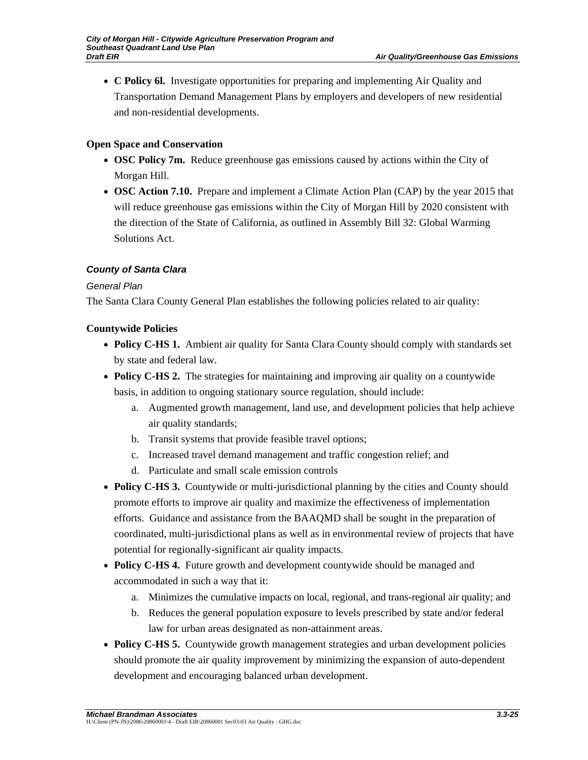- **C Policy 6l.** Investigate opportunities for preparing and implementing Air Quality and Transportation Demand Management Plans by employers and developers of new residential and non-residential developments.

**Open Space and Conservation**

- **OSC Policy 7m.** Reduce greenhouse gas emissions caused by actions within the City of Morgan Hill.
- **OSC Action 7.10.** Prepare and implement a Climate Action Plan (CAP) by the year 2015 that will reduce greenhouse gas emissions within the City of Morgan Hill by 2020 consistent with the direction of the State of California, as outlined in Assembly Bill 32: Global Warming Solutions Act.

### *County of Santa Clara*

*General Plan*

The Santa Clara County General Plan establishes the following policies related to air quality:

**Countywide Policies**

- **Policy C-HS 1.** Ambient air quality for Santa Clara County should comply with standards set by state and federal law.
- **Policy C-HS 2.** The strategies for maintaining and improving air quality on a countywide basis, in addition to ongoing stationary source regulation, should include:
    a. Augmented growth management, land use, and development policies that help achieve air quality standards;
    b. Transit systems that provide feasible travel options;
    c. Increased travel demand management and traffic congestion relief; and
    d. Particulate and small scale emission controls
- **Policy C-HS 3.** Countywide or multi-jurisdictional planning by the cities and County should promote efforts to improve air quality and maximize the effectiveness of implementation efforts. Guidance and assistance from the BAAQMD shall be sought in the preparation of coordinated, multi-jurisdictional plans as well as in environmental review of projects that have potential for regionally-significant air quality impacts.
- **Policy C-HS 4.** Future growth and development countywide should be managed and accommodated in such a way that it:
    a. Minimizes the cumulative impacts on local, regional, and trans-regional air quality; and
    b. Reduces the general population exposure to levels prescribed by state and/or federal law for urban areas designated as non-attainment areas.
- **Policy C-HS 5.** Countywide growth management strategies and urban development policies should promote the air quality improvement by minimizing the expansion of auto-dependent development and encouraging balanced urban development.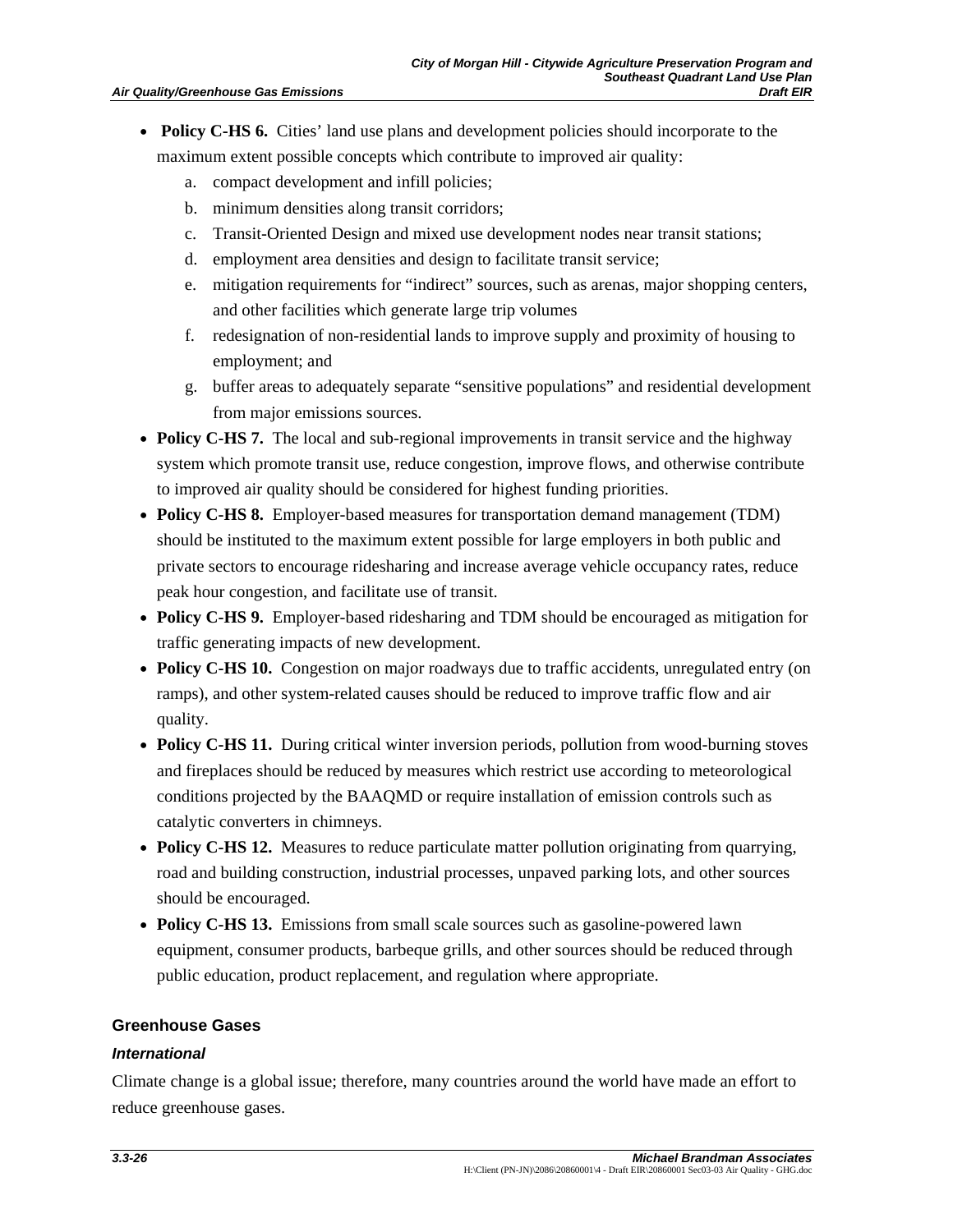- **Policy C-HS 6.** Cities' land use plans and development policies should incorporate to the maximum extent possible concepts which contribute to improved air quality:
    a. compact development and infill policies;
    b. minimum densities along transit corridors;
    c. Transit-Oriented Design and mixed use development nodes near transit stations;
    d. employment area densities and design to facilitate transit service;
    e. mitigation requirements for "indirect" sources, such as arenas, major shopping centers, and other facilities which generate large trip volumes
    f. redesignation of non-residential lands to improve supply and proximity of housing to employment; and
    g. buffer areas to adequately separate "sensitive populations" and residential development from major emissions sources.
- **Policy C-HS 7.** The local and sub-regional improvements in transit service and the highway system which promote transit use, reduce congestion, improve flows, and otherwise contribute to improved air quality should be considered for highest funding priorities.
- **Policy C-HS 8.** Employer-based measures for transportation demand management (TDM) should be instituted to the maximum extent possible for large employers in both public and private sectors to encourage ridesharing and increase average vehicle occupancy rates, reduce peak hour congestion, and facilitate use of transit.
- **Policy C-HS 9.** Employer-based ridesharing and TDM should be encouraged as mitigation for traffic generating impacts of new development.
- **Policy C-HS 10.** Congestion on major roadways due to traffic accidents, unregulated entry (on ramps), and other system-related causes should be reduced to improve traffic flow and air quality.
- **Policy C-HS 11.** During critical winter inversion periods, pollution from wood-burning stoves and fireplaces should be reduced by measures which restrict use according to meteorological conditions projected by the BAAQMD or require installation of emission controls such as catalytic converters in chimneys.
- **Policy C-HS 12.** Measures to reduce particulate matter pollution originating from quarrying, road and building construction, industrial processes, unpaved parking lots, and other sources should be encouraged.
- **Policy C-HS 13.** Emissions from small scale sources such as gasoline-powered lawn equipment, consumer products, barbeque grills, and other sources should be reduced through public education, product replacement, and regulation where appropriate.

### Greenhouse Gases

#### *International*

Climate change is a global issue; therefore, many countries around the world have made an effort to reduce greenhouse gases.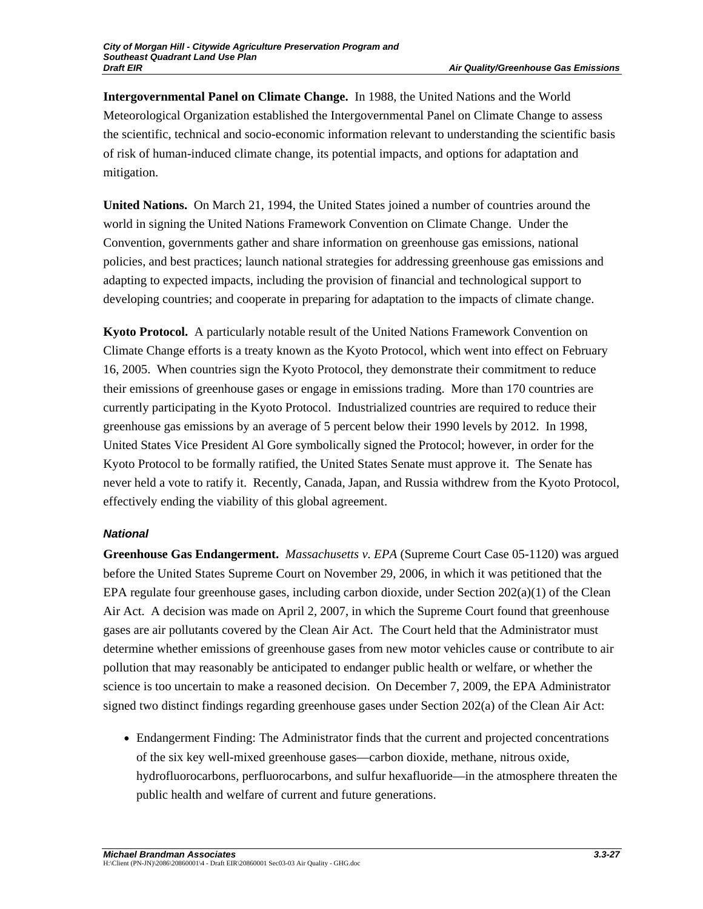**Intergovernmental Panel on Climate Change.** In 1988, the United Nations and the World Meteorological Organization established the Intergovernmental Panel on Climate Change to assess the scientific, technical and socio-economic information relevant to understanding the scientific basis of risk of human-induced climate change, its potential impacts, and options for adaptation and mitigation.

**United Nations.** On March 21, 1994, the United States joined a number of countries around the world in signing the United Nations Framework Convention on Climate Change. Under the Convention, governments gather and share information on greenhouse gas emissions, national policies, and best practices; launch national strategies for addressing greenhouse gas emissions and adapting to expected impacts, including the provision of financial and technological support to developing countries; and cooperate in preparing for adaptation to the impacts of climate change.

**Kyoto Protocol.** A particularly notable result of the United Nations Framework Convention on Climate Change efforts is a treaty known as the Kyoto Protocol, which went into effect on February 16, 2005. When countries sign the Kyoto Protocol, they demonstrate their commitment to reduce their emissions of greenhouse gases or engage in emissions trading. More than 170 countries are currently participating in the Kyoto Protocol. Industrialized countries are required to reduce their greenhouse gas emissions by an average of 5 percent below their 1990 levels by 2012. In 1998, United States Vice President Al Gore symbolically signed the Protocol; however, in order for the Kyoto Protocol to be formally ratified, the United States Senate must approve it. The Senate has never held a vote to ratify it. Recently, Canada, Japan, and Russia withdrew from the Kyoto Protocol, effectively ending the viability of this global agreement.

### *National*

**Greenhouse Gas Endangerment.** *Massachusetts v. EPA* (Supreme Court Case 05-1120) was argued before the United States Supreme Court on November 29, 2006, in which it was petitioned that the EPA regulate four greenhouse gases, including carbon dioxide, under Section 202(a)(1) of the Clean Air Act. A decision was made on April 2, 2007, in which the Supreme Court found that greenhouse gases are air pollutants covered by the Clean Air Act. The Court held that the Administrator must determine whether emissions of greenhouse gases from new motor vehicles cause or contribute to air pollution that may reasonably be anticipated to endanger public health or welfare, or whether the science is too uncertain to make a reasoned decision. On December 7, 2009, the EPA Administrator signed two distinct findings regarding greenhouse gases under Section 202(a) of the Clean Air Act:

- Endangerment Finding: The Administrator finds that the current and projected concentrations of the six key well-mixed greenhouse gases—carbon dioxide, methane, nitrous oxide, hydrofluorocarbons, perfluorocarbons, and sulfur hexafluoride—in the atmosphere threaten the public health and welfare of current and future generations.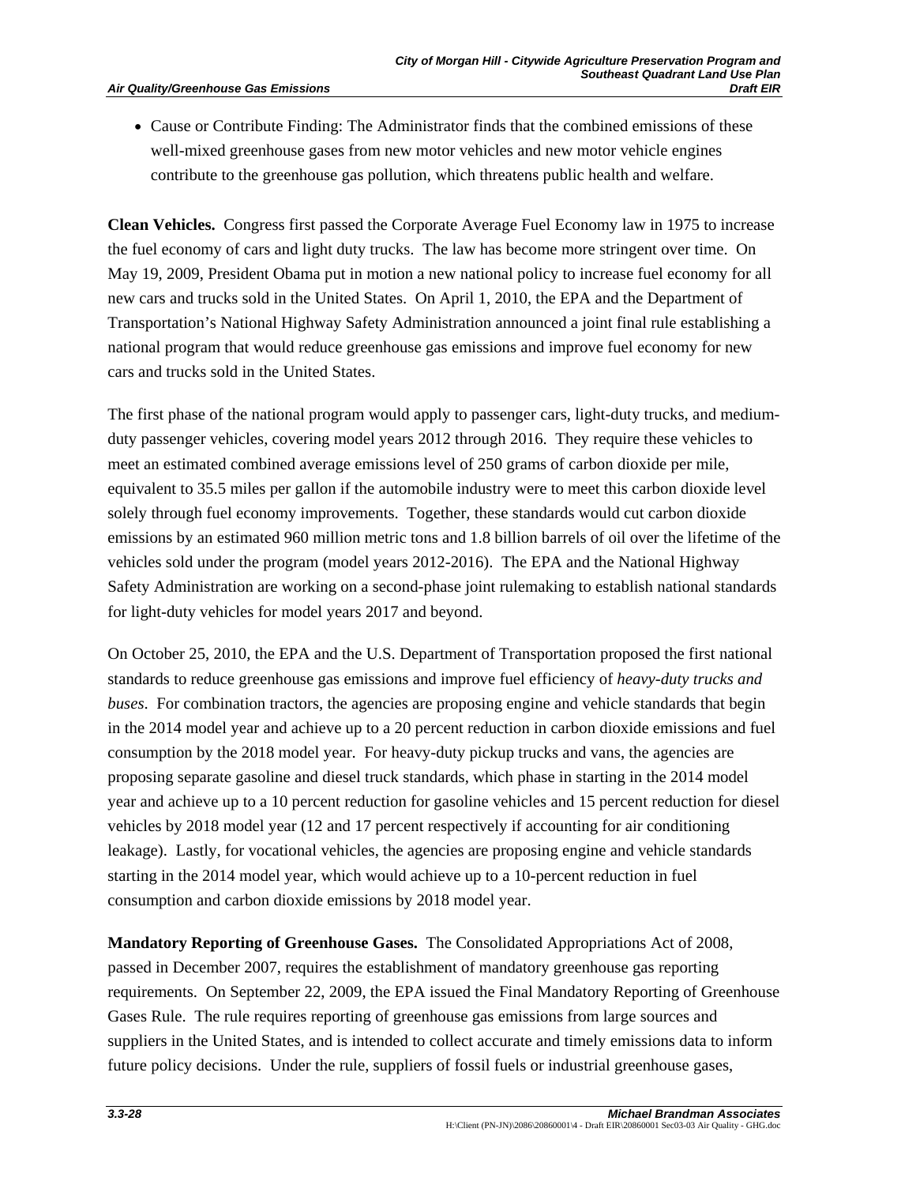- Cause or Contribute Finding: The Administrator finds that the combined emissions of these well-mixed greenhouse gases from new motor vehicles and new motor vehicle engines contribute to the greenhouse gas pollution, which threatens public health and welfare.

**Clean Vehicles.** Congress first passed the Corporate Average Fuel Economy law in 1975 to increase the fuel economy of cars and light duty trucks. The law has become more stringent over time. On May 19, 2009, President Obama put in motion a new national policy to increase fuel economy for all new cars and trucks sold in the United States. On April 1, 2010, the EPA and the Department of Transportation's National Highway Safety Administration announced a joint final rule establishing a national program that would reduce greenhouse gas emissions and improve fuel economy for new cars and trucks sold in the United States.

The first phase of the national program would apply to passenger cars, light-duty trucks, and medium-duty passenger vehicles, covering model years 2012 through 2016. They require these vehicles to meet an estimated combined average emissions level of 250 grams of carbon dioxide per mile, equivalent to 35.5 miles per gallon if the automobile industry were to meet this carbon dioxide level solely through fuel economy improvements. Together, these standards would cut carbon dioxide emissions by an estimated 960 million metric tons and 1.8 billion barrels of oil over the lifetime of the vehicles sold under the program (model years 2012-2016). The EPA and the National Highway Safety Administration are working on a second-phase joint rulemaking to establish national standards for light-duty vehicles for model years 2017 and beyond.

On October 25, 2010, the EPA and the U.S. Department of Transportation proposed the first national standards to reduce greenhouse gas emissions and improve fuel efficiency of *heavy-duty trucks and buses*. For combination tractors, the agencies are proposing engine and vehicle standards that begin in the 2014 model year and achieve up to a 20 percent reduction in carbon dioxide emissions and fuel consumption by the 2018 model year. For heavy-duty pickup trucks and vans, the agencies are proposing separate gasoline and diesel truck standards, which phase in starting in the 2014 model year and achieve up to a 10 percent reduction for gasoline vehicles and 15 percent reduction for diesel vehicles by 2018 model year (12 and 17 percent respectively if accounting for air conditioning leakage). Lastly, for vocational vehicles, the agencies are proposing engine and vehicle standards starting in the 2014 model year, which would achieve up to a 10-percent reduction in fuel consumption and carbon dioxide emissions by 2018 model year.

**Mandatory Reporting of Greenhouse Gases.** The Consolidated Appropriations Act of 2008, passed in December 2007, requires the establishment of mandatory greenhouse gas reporting requirements. On September 22, 2009, the EPA issued the Final Mandatory Reporting of Greenhouse Gases Rule. The rule requires reporting of greenhouse gas emissions from large sources and suppliers in the United States, and is intended to collect accurate and timely emissions data to inform future policy decisions. Under the rule, suppliers of fossil fuels or industrial greenhouse gases,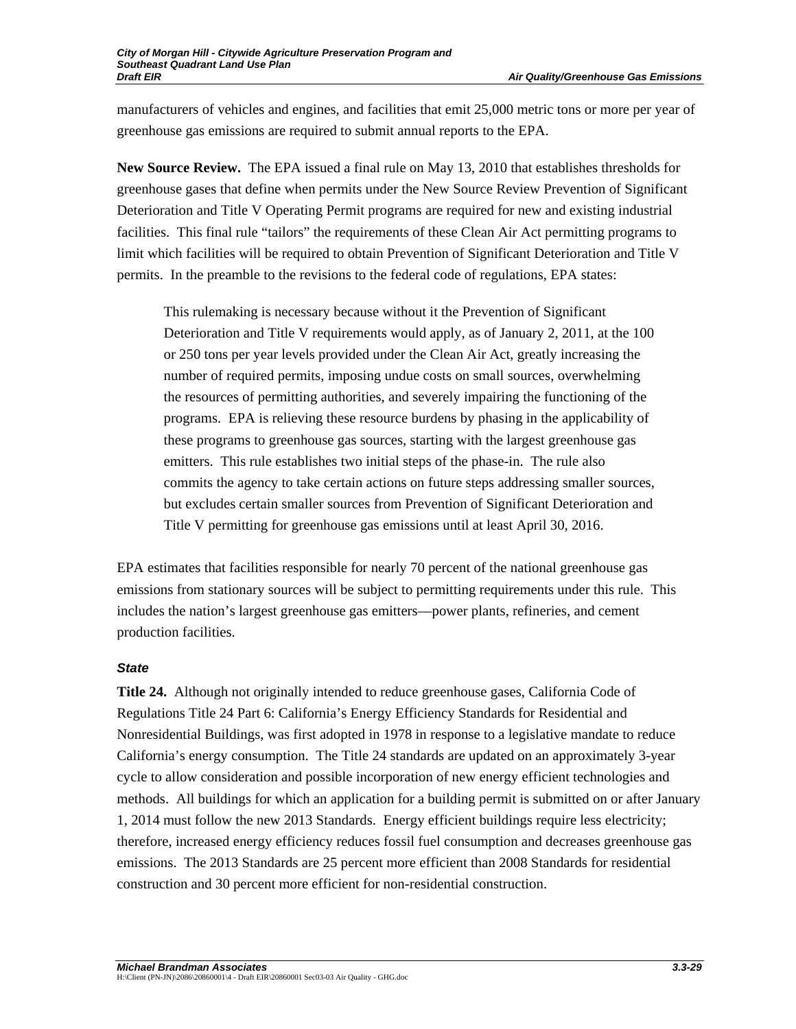manufacturers of vehicles and engines, and facilities that emit 25,000 metric tons or more per year of greenhouse gas emissions are required to submit annual reports to the EPA.

**New Source Review.** The EPA issued a final rule on May 13, 2010 that establishes thresholds for greenhouse gases that define when permits under the New Source Review Prevention of Significant Deterioration and Title V Operating Permit programs are required for new and existing industrial facilities. This final rule "tailors" the requirements of these Clean Air Act permitting programs to limit which facilities will be required to obtain Prevention of Significant Deterioration and Title V permits. In the preamble to the revisions to the federal code of regulations, EPA states:

> This rulemaking is necessary because without it the Prevention of Significant Deterioration and Title V requirements would apply, as of January 2, 2011, at the 100 or 250 tons per year levels provided under the Clean Air Act, greatly increasing the number of required permits, imposing undue costs on small sources, overwhelming the resources of permitting authorities, and severely impairing the functioning of the programs. EPA is relieving these resource burdens by phasing in the applicability of these programs to greenhouse gas sources, starting with the largest greenhouse gas emitters. This rule establishes two initial steps of the phase-in. The rule also commits the agency to take certain actions on future steps addressing smaller sources, but excludes certain smaller sources from Prevention of Significant Deterioration and Title V permitting for greenhouse gas emissions until at least April 30, 2016.

EPA estimates that facilities responsible for nearly 70 percent of the national greenhouse gas emissions from stationary sources will be subject to permitting requirements under this rule. This includes the nation's largest greenhouse gas emitters—power plants, refineries, and cement production facilities.

### *State*

**Title 24.** Although not originally intended to reduce greenhouse gases, California Code of Regulations Title 24 Part 6: California's Energy Efficiency Standards for Residential and Nonresidential Buildings, was first adopted in 1978 in response to a legislative mandate to reduce California's energy consumption. The Title 24 standards are updated on an approximately 3-year cycle to allow consideration and possible incorporation of new energy efficient technologies and methods. All buildings for which an application for a building permit is submitted on or after January 1, 2014 must follow the new 2013 Standards. Energy efficient buildings require less electricity; therefore, increased energy efficiency reduces fossil fuel consumption and decreases greenhouse gas emissions. The 2013 Standards are 25 percent more efficient than 2008 Standards for residential construction and 30 percent more efficient for non-residential construction.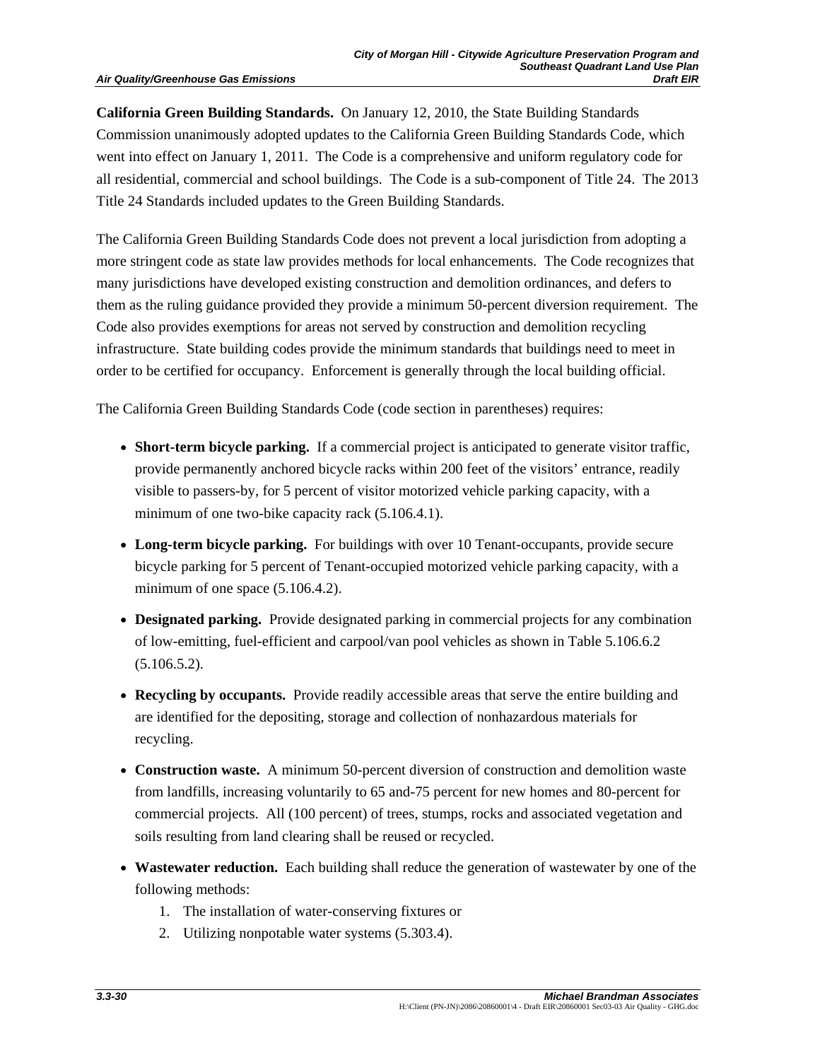**California Green Building Standards.** On January 12, 2010, the State Building Standards Commission unanimously adopted updates to the California Green Building Standards Code, which went into effect on January 1, 2011. The Code is a comprehensive and uniform regulatory code for all residential, commercial and school buildings. The Code is a sub-component of Title 24. The 2013 Title 24 Standards included updates to the Green Building Standards.

The California Green Building Standards Code does not prevent a local jurisdiction from adopting a more stringent code as state law provides methods for local enhancements. The Code recognizes that many jurisdictions have developed existing construction and demolition ordinances, and defers to them as the ruling guidance provided they provide a minimum 50-percent diversion requirement. The Code also provides exemptions for areas not served by construction and demolition recycling infrastructure. State building codes provide the minimum standards that buildings need to meet in order to be certified for occupancy. Enforcement is generally through the local building official.

The California Green Building Standards Code (code section in parentheses) requires:

- **Short-term bicycle parking.** If a commercial project is anticipated to generate visitor traffic, provide permanently anchored bicycle racks within 200 feet of the visitors' entrance, readily visible to passers-by, for 5 percent of visitor motorized vehicle parking capacity, with a minimum of one two-bike capacity rack (5.106.4.1).
- **Long-term bicycle parking.** For buildings with over 10 Tenant-occupants, provide secure bicycle parking for 5 percent of Tenant-occupied motorized vehicle parking capacity, with a minimum of one space (5.106.4.2).
- **Designated parking.** Provide designated parking in commercial projects for any combination of low-emitting, fuel-efficient and carpool/van pool vehicles as shown in Table 5.106.6.2 (5.106.5.2).
- **Recycling by occupants.** Provide readily accessible areas that serve the entire building and are identified for the depositing, storage and collection of nonhazardous materials for recycling.
- **Construction waste.** A minimum 50-percent diversion of construction and demolition waste from landfills, increasing voluntarily to 65 and-75 percent for new homes and 80-percent for commercial projects. All (100 percent) of trees, stumps, rocks and associated vegetation and soils resulting from land clearing shall be reused or recycled.
- **Wastewater reduction.** Each building shall reduce the generation of wastewater by one of the following methods:
    1. The installation of water-conserving fixtures or
    2. Utilizing nonpotable water systems (5.303.4).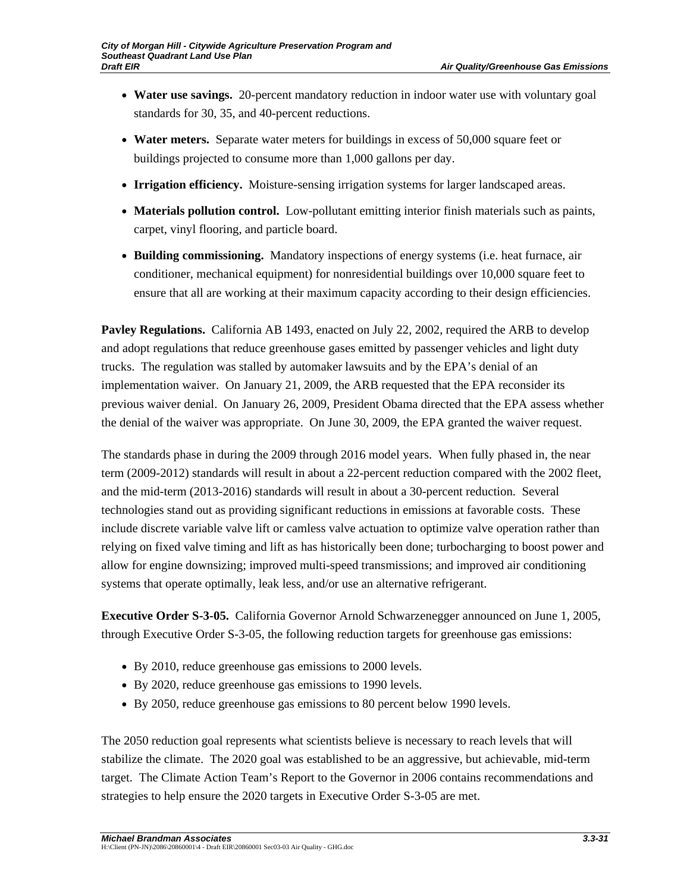- **Water use savings.** 20-percent mandatory reduction in indoor water use with voluntary goal standards for 30, 35, and 40-percent reductions.
- **Water meters.** Separate water meters for buildings in excess of 50,000 square feet or buildings projected to consume more than 1,000 gallons per day.
- **Irrigation efficiency.** Moisture-sensing irrigation systems for larger landscaped areas.
- **Materials pollution control.** Low-pollutant emitting interior finish materials such as paints, carpet, vinyl flooring, and particle board.
- **Building commissioning.** Mandatory inspections of energy systems (i.e. heat furnace, air conditioner, mechanical equipment) for nonresidential buildings over 10,000 square feet to ensure that all are working at their maximum capacity according to their design efficiencies.

**Pavley Regulations.** California AB 1493, enacted on July 22, 2002, required the ARB to develop and adopt regulations that reduce greenhouse gases emitted by passenger vehicles and light duty trucks. The regulation was stalled by automaker lawsuits and by the EPA's denial of an implementation waiver. On January 21, 2009, the ARB requested that the EPA reconsider its previous waiver denial. On January 26, 2009, President Obama directed that the EPA assess whether the denial of the waiver was appropriate. On June 30, 2009, the EPA granted the waiver request.

The standards phase in during the 2009 through 2016 model years. When fully phased in, the near term (2009-2012) standards will result in about a 22-percent reduction compared with the 2002 fleet, and the mid-term (2013-2016) standards will result in about a 30-percent reduction. Several technologies stand out as providing significant reductions in emissions at favorable costs. These include discrete variable valve lift or camless valve actuation to optimize valve operation rather than relying on fixed valve timing and lift as has historically been done; turbocharging to boost power and allow for engine downsizing; improved multi-speed transmissions; and improved air conditioning systems that operate optimally, leak less, and/or use an alternative refrigerant.

**Executive Order S-3-05.** California Governor Arnold Schwarzenegger announced on June 1, 2005, through Executive Order S-3-05, the following reduction targets for greenhouse gas emissions:

- By 2010, reduce greenhouse gas emissions to 2000 levels.
- By 2020, reduce greenhouse gas emissions to 1990 levels.
- By 2050, reduce greenhouse gas emissions to 80 percent below 1990 levels.

The 2050 reduction goal represents what scientists believe is necessary to reach levels that will stabilize the climate. The 2020 goal was established to be an aggressive, but achievable, mid-term target. The Climate Action Team's Report to the Governor in 2006 contains recommendations and strategies to help ensure the 2020 targets in Executive Order S-3-05 are met.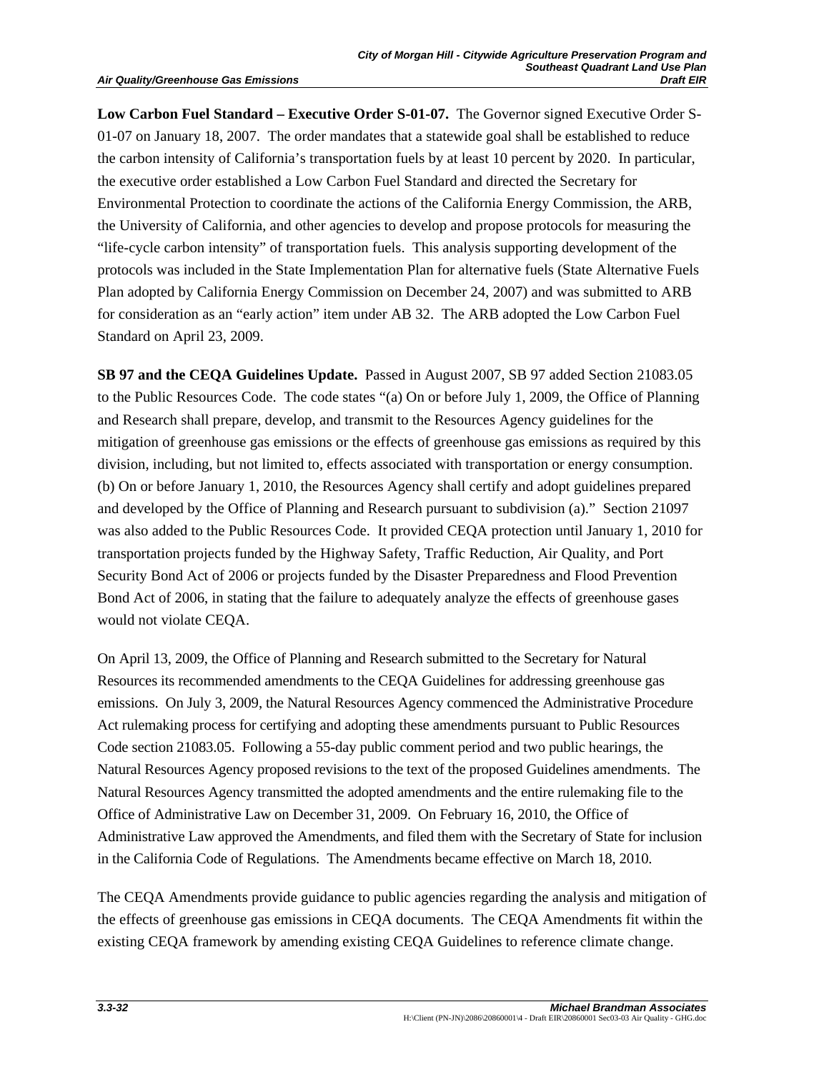**Low Carbon Fuel Standard – Executive Order S-01-07.** The Governor signed Executive Order S-01-07 on January 18, 2007. The order mandates that a statewide goal shall be established to reduce the carbon intensity of California's transportation fuels by at least 10 percent by 2020. In particular, the executive order established a Low Carbon Fuel Standard and directed the Secretary for Environmental Protection to coordinate the actions of the California Energy Commission, the ARB, the University of California, and other agencies to develop and propose protocols for measuring the "life-cycle carbon intensity" of transportation fuels. This analysis supporting development of the protocols was included in the State Implementation Plan for alternative fuels (State Alternative Fuels Plan adopted by California Energy Commission on December 24, 2007) and was submitted to ARB for consideration as an "early action" item under AB 32. The ARB adopted the Low Carbon Fuel Standard on April 23, 2009.

**SB 97 and the CEQA Guidelines Update.** Passed in August 2007, SB 97 added Section 21083.05 to the Public Resources Code. The code states "(a) On or before July 1, 2009, the Office of Planning and Research shall prepare, develop, and transmit to the Resources Agency guidelines for the mitigation of greenhouse gas emissions or the effects of greenhouse gas emissions as required by this division, including, but not limited to, effects associated with transportation or energy consumption. (b) On or before January 1, 2010, the Resources Agency shall certify and adopt guidelines prepared and developed by the Office of Planning and Research pursuant to subdivision (a)." Section 21097 was also added to the Public Resources Code. It provided CEQA protection until January 1, 2010 for transportation projects funded by the Highway Safety, Traffic Reduction, Air Quality, and Port Security Bond Act of 2006 or projects funded by the Disaster Preparedness and Flood Prevention Bond Act of 2006, in stating that the failure to adequately analyze the effects of greenhouse gases would not violate CEQA.

On April 13, 2009, the Office of Planning and Research submitted to the Secretary for Natural Resources its recommended amendments to the CEQA Guidelines for addressing greenhouse gas emissions. On July 3, 2009, the Natural Resources Agency commenced the Administrative Procedure Act rulemaking process for certifying and adopting these amendments pursuant to Public Resources Code section 21083.05. Following a 55-day public comment period and two public hearings, the Natural Resources Agency proposed revisions to the text of the proposed Guidelines amendments. The Natural Resources Agency transmitted the adopted amendments and the entire rulemaking file to the Office of Administrative Law on December 31, 2009. On February 16, 2010, the Office of Administrative Law approved the Amendments, and filed them with the Secretary of State for inclusion in the California Code of Regulations. The Amendments became effective on March 18, 2010.

The CEQA Amendments provide guidance to public agencies regarding the analysis and mitigation of the effects of greenhouse gas emissions in CEQA documents. The CEQA Amendments fit within the existing CEQA framework by amending existing CEQA Guidelines to reference climate change.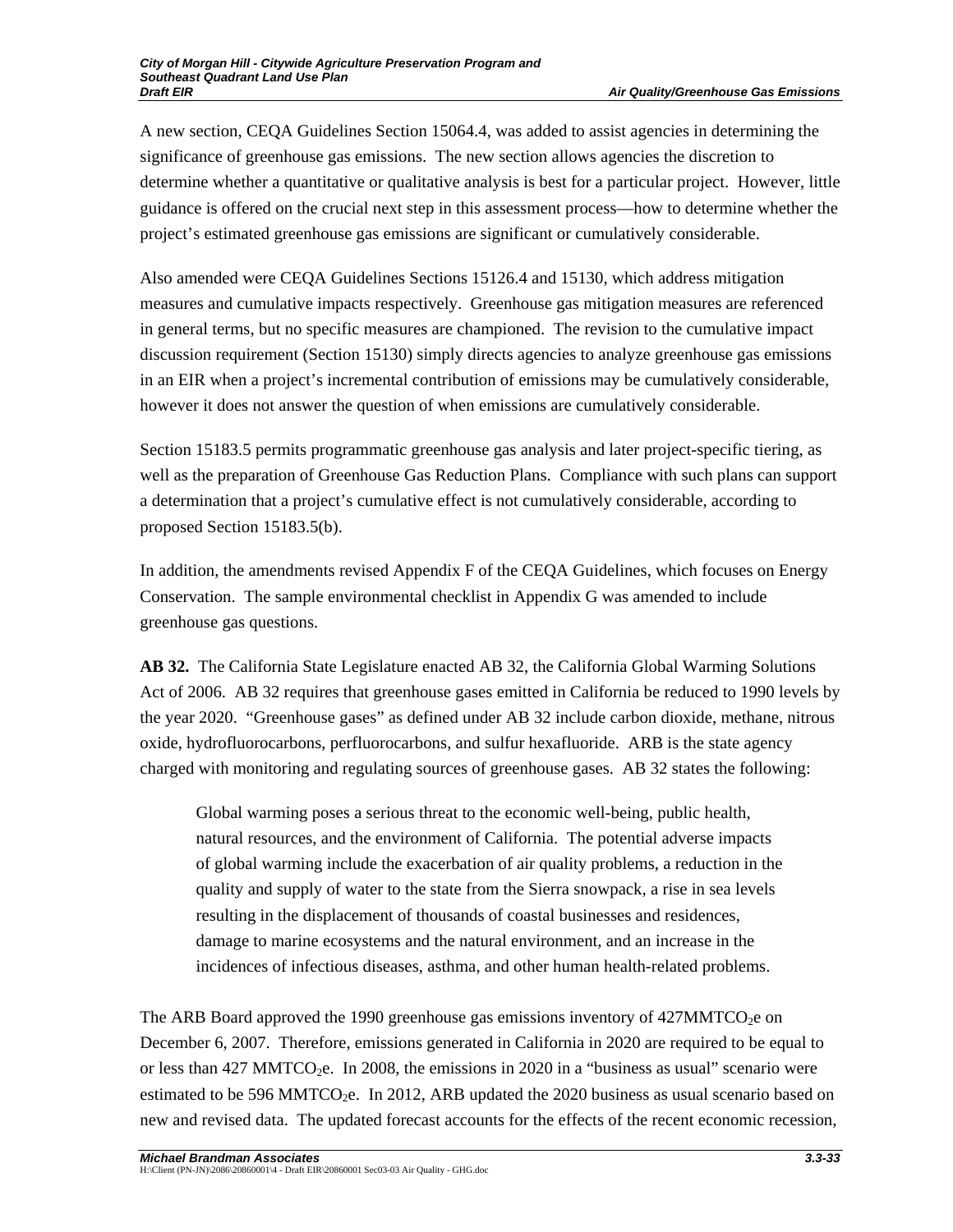A new section, CEQA Guidelines Section 15064.4, was added to assist agencies in determining the significance of greenhouse gas emissions. The new section allows agencies the discretion to determine whether a quantitative or qualitative analysis is best for a particular project. However, little guidance is offered on the crucial next step in this assessment process—how to determine whether the project's estimated greenhouse gas emissions are significant or cumulatively considerable.

Also amended were CEQA Guidelines Sections 15126.4 and 15130, which address mitigation measures and cumulative impacts respectively. Greenhouse gas mitigation measures are referenced in general terms, but no specific measures are championed. The revision to the cumulative impact discussion requirement (Section 15130) simply directs agencies to analyze greenhouse gas emissions in an EIR when a project's incremental contribution of emissions may be cumulatively considerable, however it does not answer the question of when emissions are cumulatively considerable.

Section 15183.5 permits programmatic greenhouse gas analysis and later project-specific tiering, as well as the preparation of Greenhouse Gas Reduction Plans. Compliance with such plans can support a determination that a project's cumulative effect is not cumulatively considerable, according to proposed Section 15183.5(b).

In addition, the amendments revised Appendix F of the CEQA Guidelines, which focuses on Energy Conservation. The sample environmental checklist in Appendix G was amended to include greenhouse gas questions.

**AB 32.** The California State Legislature enacted AB 32, the California Global Warming Solutions Act of 2006. AB 32 requires that greenhouse gases emitted in California be reduced to 1990 levels by the year 2020. "Greenhouse gases" as defined under AB 32 include carbon dioxide, methane, nitrous oxide, hydrofluorocarbons, perfluorocarbons, and sulfur hexafluoride. ARB is the state agency charged with monitoring and regulating sources of greenhouse gases. AB 32 states the following:

> Global warming poses a serious threat to the economic well-being, public health, natural resources, and the environment of California. The potential adverse impacts of global warming include the exacerbation of air quality problems, a reduction in the quality and supply of water to the state from the Sierra snowpack, a rise in sea levels resulting in the displacement of thousands of coastal businesses and residences, damage to marine ecosystems and the natural environment, and an increase in the incidences of infectious diseases, asthma, and other human health-related problems.

The ARB Board approved the 1990 greenhouse gas emissions inventory of 427MMT$CO_2$e on December 6, 2007. Therefore, emissions generated in California in 2020 are required to be equal to or less than 427 MMT$CO_2$e. In 2008, the emissions in 2020 in a "business as usual" scenario were estimated to be 596 MMT$CO_2$e. In 2012, ARB updated the 2020 business as usual scenario based on new and revised data. The updated forecast accounts for the effects of the recent economic recession,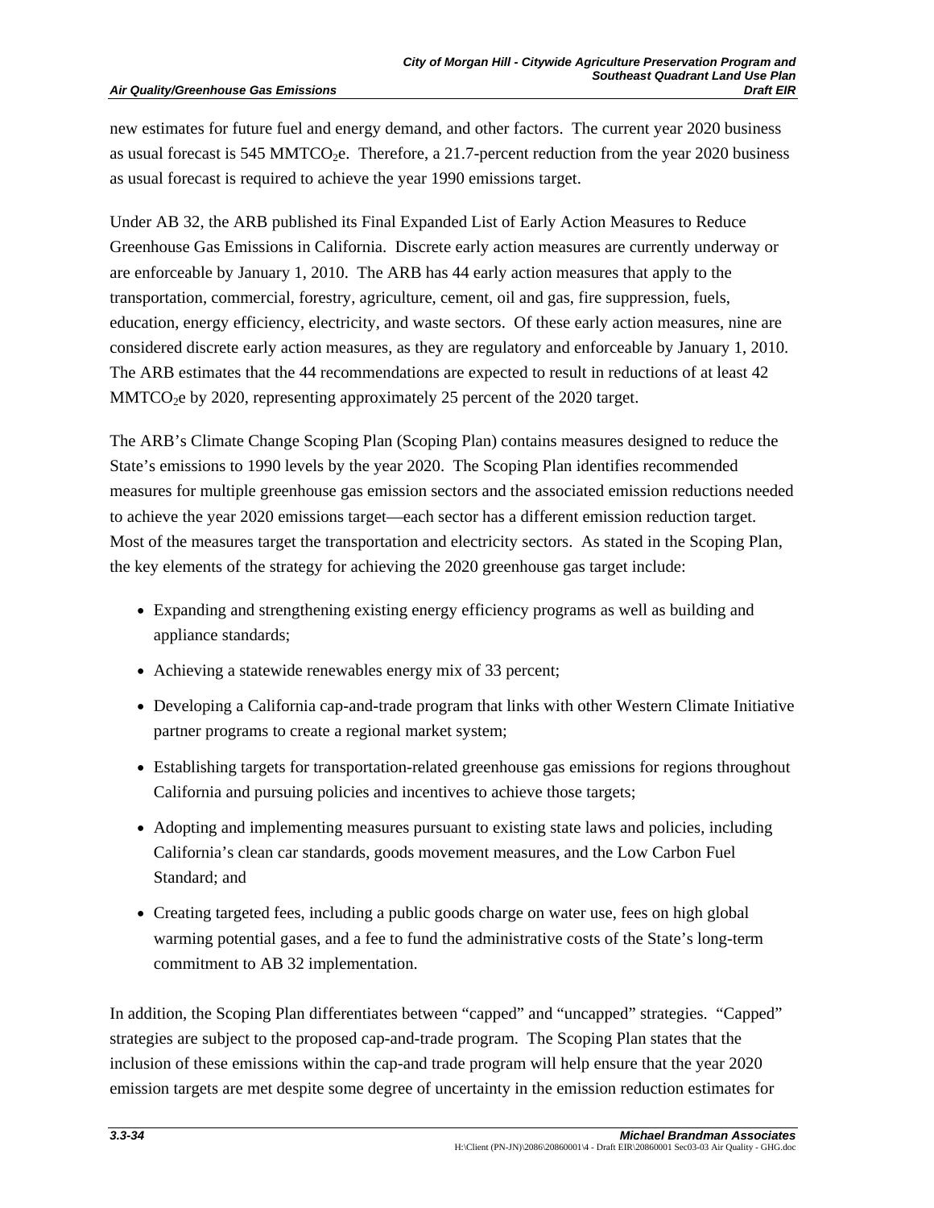new estimates for future fuel and energy demand, and other factors. The current year 2020 business as usual forecast is 545 $MMTCO_2e$. Therefore, a 21.7-percent reduction from the year 2020 business as usual forecast is required to achieve the year 1990 emissions target.

Under AB 32, the ARB published its Final Expanded List of Early Action Measures to Reduce Greenhouse Gas Emissions in California. Discrete early action measures are currently underway or are enforceable by January 1, 2010. The ARB has 44 early action measures that apply to the transportation, commercial, forestry, agriculture, cement, oil and gas, fire suppression, fuels, education, energy efficiency, electricity, and waste sectors. Of these early action measures, nine are considered discrete early action measures, as they are regulatory and enforceable by January 1, 2010. The ARB estimates that the 44 recommendations are expected to result in reductions of at least 42 $MMTCO_2e$ by 2020, representing approximately 25 percent of the 2020 target.

The ARB's Climate Change Scoping Plan (Scoping Plan) contains measures designed to reduce the State's emissions to 1990 levels by the year 2020. The Scoping Plan identifies recommended measures for multiple greenhouse gas emission sectors and the associated emission reductions needed to achieve the year 2020 emissions target—each sector has a different emission reduction target. Most of the measures target the transportation and electricity sectors. As stated in the Scoping Plan, the key elements of the strategy for achieving the 2020 greenhouse gas target include:

- Expanding and strengthening existing energy efficiency programs as well as building and appliance standards;
- Achieving a statewide renewables energy mix of 33 percent;
- Developing a California cap-and-trade program that links with other Western Climate Initiative partner programs to create a regional market system;
- Establishing targets for transportation-related greenhouse gas emissions for regions throughout California and pursuing policies and incentives to achieve those targets;
- Adopting and implementing measures pursuant to existing state laws and policies, including California's clean car standards, goods movement measures, and the Low Carbon Fuel Standard; and
- Creating targeted fees, including a public goods charge on water use, fees on high global warming potential gases, and a fee to fund the administrative costs of the State's long-term commitment to AB 32 implementation.

In addition, the Scoping Plan differentiates between "capped" and "uncapped" strategies. "Capped" strategies are subject to the proposed cap-and-trade program. The Scoping Plan states that the inclusion of these emissions within the cap-and trade program will help ensure that the year 2020 emission targets are met despite some degree of uncertainty in the emission reduction estimates for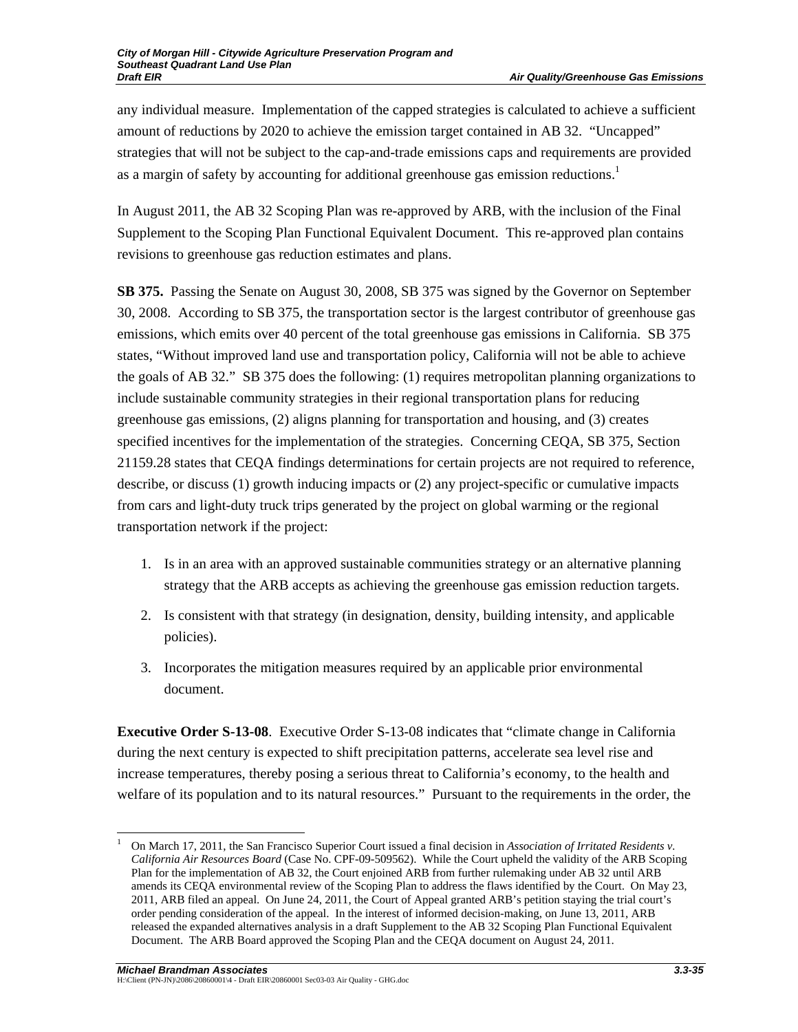any individual measure. Implementation of the capped strategies is calculated to achieve a sufficient amount of reductions by 2020 to achieve the emission target contained in AB 32. “Uncapped” strategies that will not be subject to the cap-and-trade emissions caps and requirements are provided as a margin of safety by accounting for additional greenhouse gas emission reductions.[1]

In August 2011, the AB 32 Scoping Plan was re-approved by ARB, with the inclusion of the Final Supplement to the Scoping Plan Functional Equivalent Document. This re-approved plan contains revisions to greenhouse gas reduction estimates and plans.

**SB 375.** Passing the Senate on August 30, 2008, SB 375 was signed by the Governor on September 30, 2008. According to SB 375, the transportation sector is the largest contributor of greenhouse gas emissions, which emits over 40 percent of the total greenhouse gas emissions in California. SB 375 states, “Without improved land use and transportation policy, California will not be able to achieve the goals of AB 32.” SB 375 does the following: (1) requires metropolitan planning organizations to include sustainable community strategies in their regional transportation plans for reducing greenhouse gas emissions, (2) aligns planning for transportation and housing, and (3) creates specified incentives for the implementation of the strategies. Concerning CEQA, SB 375, Section 21159.28 states that CEQA findings determinations for certain projects are not required to reference, describe, or discuss (1) growth inducing impacts or (2) any project-specific or cumulative impacts from cars and light-duty truck trips generated by the project on global warming or the regional transportation network if the project:

1. Is in an area with an approved sustainable communities strategy or an alternative planning strategy that the ARB accepts as achieving the greenhouse gas emission reduction targets.
2. Is consistent with that strategy (in designation, density, building intensity, and applicable policies).
3. Incorporates the mitigation measures required by an applicable prior environmental document.

**Executive Order S-13-08**. Executive Order S-13-08 indicates that “climate change in California during the next century is expected to shift precipitation patterns, accelerate sea level rise and increase temperatures, thereby posing a serious threat to California’s economy, to the health and welfare of its population and to its natural resources.” Pursuant to the requirements in the order, the

---

[1] On March 17, 2011, the San Francisco Superior Court issued a final decision in *Association of Irritated Residents v. California Air Resources Board* (Case No. CPF-09-509562). While the Court upheld the validity of the ARB Scoping Plan for the implementation of AB 32, the Court enjoined ARB from further rulemaking under AB 32 until ARB amends its CEQA environmental review of the Scoping Plan to address the flaws identified by the Court. On May 23, 2011, ARB filed an appeal. On June 24, 2011, the Court of Appeal granted ARB’s petition staying the trial court’s order pending consideration of the appeal. In the interest of informed decision-making, on June 13, 2011, ARB released the expanded alternatives analysis in a draft Supplement to the AB 32 Scoping Plan Functional Equivalent Document. The ARB Board approved the Scoping Plan and the CEQA document on August 24, 2011.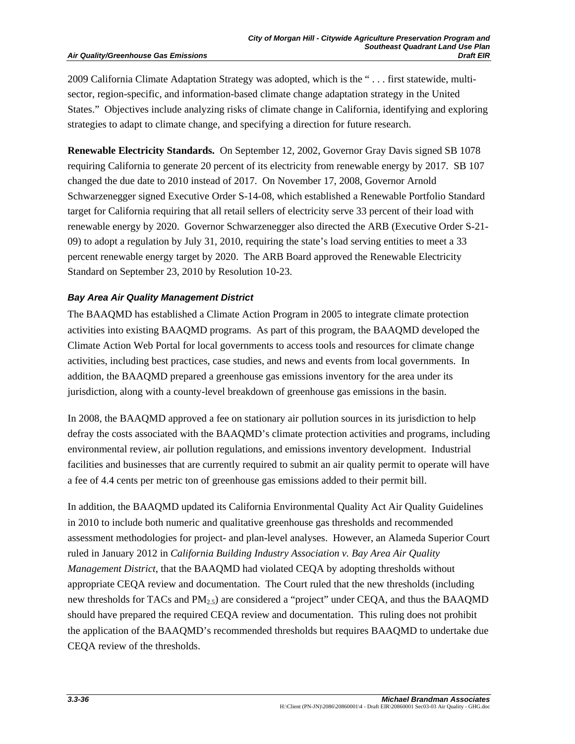2009 California Climate Adaptation Strategy was adopted, which is the " . . . first statewide, multi-sector, region-specific, and information-based climate change adaptation strategy in the United States." Objectives include analyzing risks of climate change in California, identifying and exploring strategies to adapt to climate change, and specifying a direction for future research.

**Renewable Electricity Standards.** On September 12, 2002, Governor Gray Davis signed SB 1078 requiring California to generate 20 percent of its electricity from renewable energy by 2017. SB 107 changed the due date to 2010 instead of 2017. On November 17, 2008, Governor Arnold Schwarzenegger signed Executive Order S-14-08, which established a Renewable Portfolio Standard target for California requiring that all retail sellers of electricity serve 33 percent of their load with renewable energy by 2020. Governor Schwarzenegger also directed the ARB (Executive Order S-21-09) to adopt a regulation by July 31, 2010, requiring the state's load serving entities to meet a 33 percent renewable energy target by 2020. The ARB Board approved the Renewable Electricity Standard on September 23, 2010 by Resolution 10-23.

### *Bay Area Air Quality Management District*

The BAAQMD has established a Climate Action Program in 2005 to integrate climate protection activities into existing BAAQMD programs. As part of this program, the BAAQMD developed the Climate Action Web Portal for local governments to access tools and resources for climate change activities, including best practices, case studies, and news and events from local governments. In addition, the BAAQMD prepared a greenhouse gas emissions inventory for the area under its jurisdiction, along with a county-level breakdown of greenhouse gas emissions in the basin.

In 2008, the BAAQMD approved a fee on stationary air pollution sources in its jurisdiction to help defray the costs associated with the BAAQMD's climate protection activities and programs, including environmental review, air pollution regulations, and emissions inventory development. Industrial facilities and businesses that are currently required to submit an air quality permit to operate will have a fee of 4.4 cents per metric ton of greenhouse gas emissions added to their permit bill.

In addition, the BAAQMD updated its California Environmental Quality Act Air Quality Guidelines in 2010 to include both numeric and qualitative greenhouse gas thresholds and recommended assessment methodologies for project- and plan-level analyses. However, an Alameda Superior Court ruled in January 2012 in *California Building Industry Association v. Bay Area Air Quality Management District*, that the BAAQMD had violated CEQA by adopting thresholds without appropriate CEQA review and documentation. The Court ruled that the new thresholds (including new thresholds for TACs and $PM_{2.5}$) are considered a "project" under CEQA, and thus the BAAQMD should have prepared the required CEQA review and documentation. This ruling does not prohibit the application of the BAAQMD's recommended thresholds but requires BAAQMD to undertake due CEQA review of the thresholds.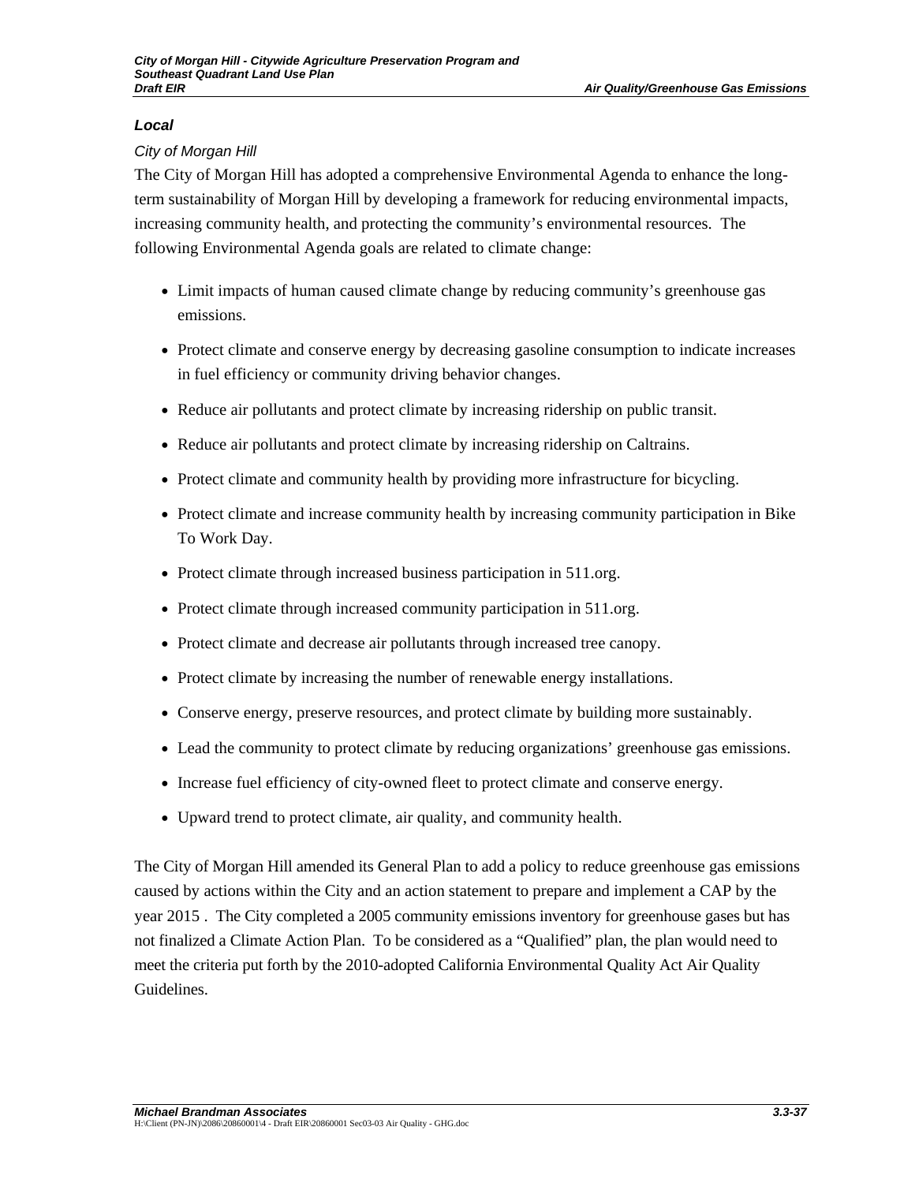### *Local*

*City of Morgan Hill*

The City of Morgan Hill has adopted a comprehensive Environmental Agenda to enhance the long-term sustainability of Morgan Hill by developing a framework for reducing environmental impacts, increasing community health, and protecting the community's environmental resources. The following Environmental Agenda goals are related to climate change:

- Limit impacts of human caused climate change by reducing community's greenhouse gas emissions.
- Protect climate and conserve energy by decreasing gasoline consumption to indicate increases in fuel efficiency or community driving behavior changes.
- Reduce air pollutants and protect climate by increasing ridership on public transit.
- Reduce air pollutants and protect climate by increasing ridership on Caltrains.
- Protect climate and community health by providing more infrastructure for bicycling.
- Protect climate and increase community health by increasing community participation in Bike To Work Day.
- Protect climate through increased business participation in 511.org.
- Protect climate through increased community participation in 511.org.
- Protect climate and decrease air pollutants through increased tree canopy.
- Protect climate by increasing the number of renewable energy installations.
- Conserve energy, preserve resources, and protect climate by building more sustainably.
- Lead the community to protect climate by reducing organizations' greenhouse gas emissions.
- Increase fuel efficiency of city-owned fleet to protect climate and conserve energy.
- Upward trend to protect climate, air quality, and community health.

The City of Morgan Hill amended its General Plan to add a policy to reduce greenhouse gas emissions caused by actions within the City and an action statement to prepare and implement a CAP by the year 2015 . The City completed a 2005 community emissions inventory for greenhouse gases but has not finalized a Climate Action Plan. To be considered as a "Qualified" plan, the plan would need to meet the criteria put forth by the 2010-adopted California Environmental Quality Act Air Quality Guidelines.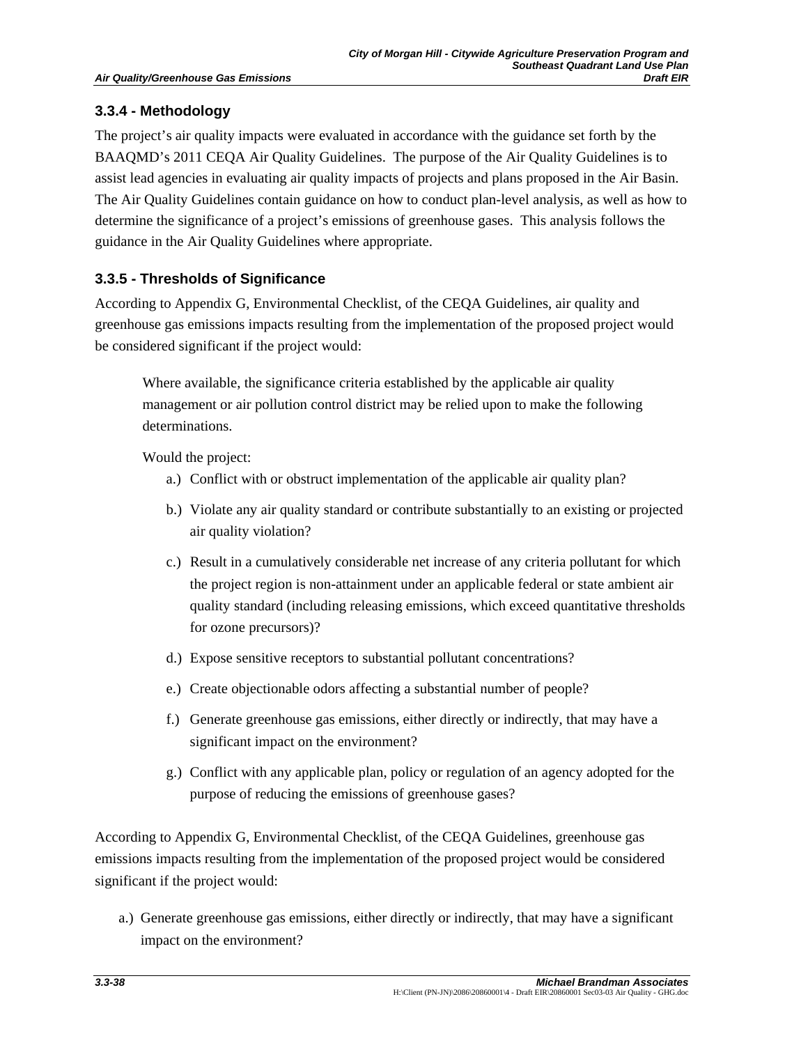### 3.3.4 - Methodology

The project's air quality impacts were evaluated in accordance with the guidance set forth by the BAAQMD's 2011 CEQA Air Quality Guidelines. The purpose of the Air Quality Guidelines is to assist lead agencies in evaluating air quality impacts of projects and plans proposed in the Air Basin. The Air Quality Guidelines contain guidance on how to conduct plan-level analysis, as well as how to determine the significance of a project's emissions of greenhouse gases. This analysis follows the guidance in the Air Quality Guidelines where appropriate.

### 3.3.5 - Thresholds of Significance

According to Appendix G, Environmental Checklist, of the CEQA Guidelines, air quality and greenhouse gas emissions impacts resulting from the implementation of the proposed project would be considered significant if the project would:

> Where available, the significance criteria established by the applicable air quality management or air pollution control district may be relied upon to make the following determinations.
>
> Would the project:
>
> a.) Conflict with or obstruct implementation of the applicable air quality plan?
>
> b.) Violate any air quality standard or contribute substantially to an existing or projected air quality violation?
>
> c.) Result in a cumulatively considerable net increase of any criteria pollutant for which the project region is non-attainment under an applicable federal or state ambient air quality standard (including releasing emissions, which exceed quantitative thresholds for ozone precursors)?
>
> d.) Expose sensitive receptors to substantial pollutant concentrations?
>
> e.) Create objectionable odors affecting a substantial number of people?
>
> f.) Generate greenhouse gas emissions, either directly or indirectly, that may have a significant impact on the environment?
>
> g.) Conflict with any applicable plan, policy or regulation of an agency adopted for the purpose of reducing the emissions of greenhouse gases?

According to Appendix G, Environmental Checklist, of the CEQA Guidelines, greenhouse gas emissions impacts resulting from the implementation of the proposed project would be considered significant if the project would:

a.) Generate greenhouse gas emissions, either directly or indirectly, that may have a significant impact on the environment?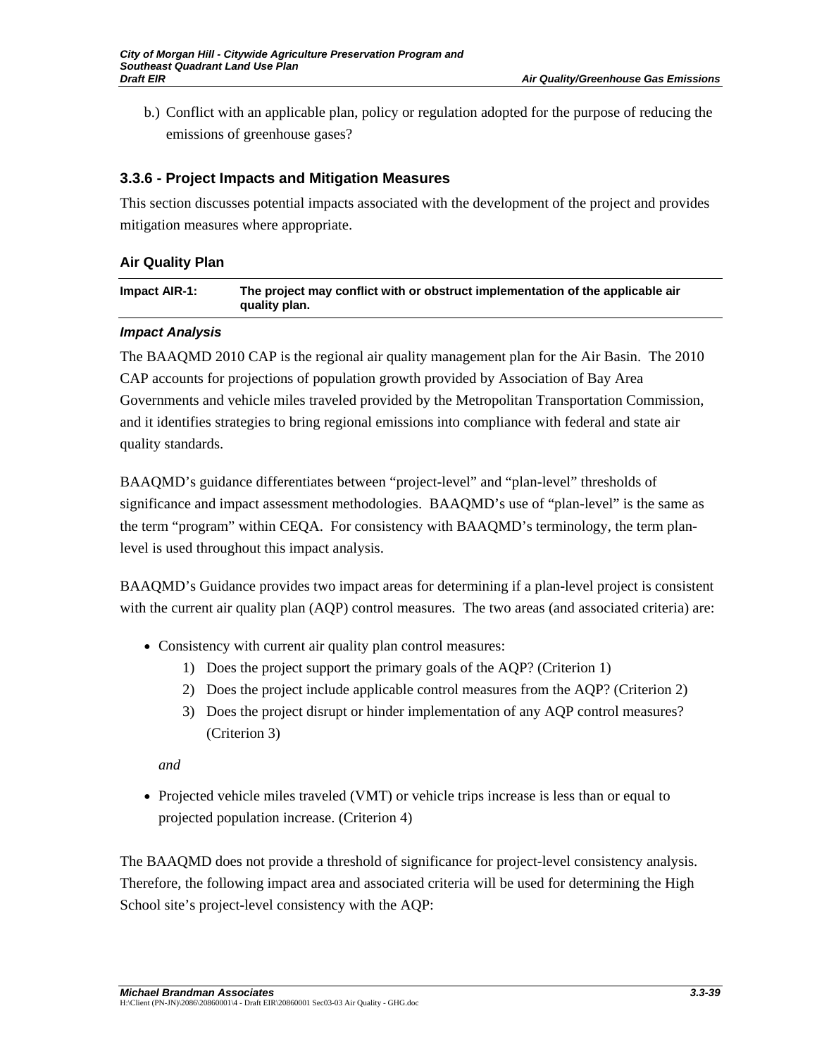b.) Conflict with an applicable plan, policy or regulation adopted for the purpose of reducing the emissions of greenhouse gases?

### 3.3.6 - Project Impacts and Mitigation Measures

This section discusses potential impacts associated with the development of the project and provides mitigation measures where appropriate.

#### Air Quality Plan

| Impact AIR-1: | The project may conflict with or obstruct implementation of the applicable air quality plan. |
|---|---|

***Impact Analysis***

The BAAQMD 2010 CAP is the regional air quality management plan for the Air Basin. The 2010 CAP accounts for projections of population growth provided by Association of Bay Area Governments and vehicle miles traveled provided by the Metropolitan Transportation Commission, and it identifies strategies to bring regional emissions into compliance with federal and state air quality standards.

BAAQMD's guidance differentiates between "project-level" and "plan-level" thresholds of significance and impact assessment methodologies. BAAQMD's use of "plan-level" is the same as the term "program" within CEQA. For consistency with BAAQMD's terminology, the term plan-level is used throughout this impact analysis.

BAAQMD's Guidance provides two impact areas for determining if a plan-level project is consistent with the current air quality plan (AQP) control measures. The two areas (and associated criteria) are:

- Consistency with current air quality plan control measures:
    1) Does the project support the primary goals of the AQP? (Criterion 1)
    2) Does the project include applicable control measures from the AQP? (Criterion 2)
    3) Does the project disrupt or hinder implementation of any AQP control measures? (Criterion 3)

  *and*

- Projected vehicle miles traveled (VMT) or vehicle trips increase is less than or equal to projected population increase. (Criterion 4)

The BAAQMD does not provide a threshold of significance for project-level consistency analysis. Therefore, the following impact area and associated criteria will be used for determining the High School site's project-level consistency with the AQP: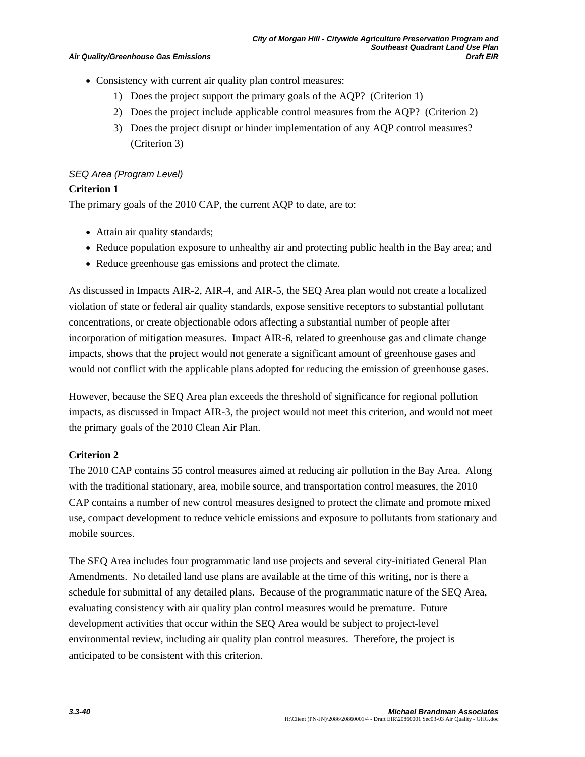- Consistency with current air quality plan control measures:
    1) Does the project support the primary goals of the AQP? (Criterion 1)
    2) Does the project include applicable control measures from the AQP? (Criterion 2)
    3) Does the project disrupt or hinder implementation of any AQP control measures? (Criterion 3)

*SEQ Area (Program Level)*

**Criterion 1**

The primary goals of the 2010 CAP, the current AQP to date, are to:

- Attain air quality standards;
- Reduce population exposure to unhealthy air and protecting public health in the Bay area; and
- Reduce greenhouse gas emissions and protect the climate.

As discussed in Impacts AIR-2, AIR-4, and AIR-5, the SEQ Area plan would not create a localized violation of state or federal air quality standards, expose sensitive receptors to substantial pollutant concentrations, or create objectionable odors affecting a substantial number of people after incorporation of mitigation measures. Impact AIR-6, related to greenhouse gas and climate change impacts, shows that the project would not generate a significant amount of greenhouse gases and would not conflict with the applicable plans adopted for reducing the emission of greenhouse gases.

However, because the SEQ Area plan exceeds the threshold of significance for regional pollution impacts, as discussed in Impact AIR-3, the project would not meet this criterion, and would not meet the primary goals of the 2010 Clean Air Plan.

**Criterion 2**

The 2010 CAP contains 55 control measures aimed at reducing air pollution in the Bay Area. Along with the traditional stationary, area, mobile source, and transportation control measures, the 2010 CAP contains a number of new control measures designed to protect the climate and promote mixed use, compact development to reduce vehicle emissions and exposure to pollutants from stationary and mobile sources.

The SEQ Area includes four programmatic land use projects and several city-initiated General Plan Amendments. No detailed land use plans are available at the time of this writing, nor is there a schedule for submittal of any detailed plans. Because of the programmatic nature of the SEQ Area, evaluating consistency with air quality plan control measures would be premature. Future development activities that occur within the SEQ Area would be subject to project-level environmental review, including air quality plan control measures. Therefore, the project is anticipated to be consistent with this criterion.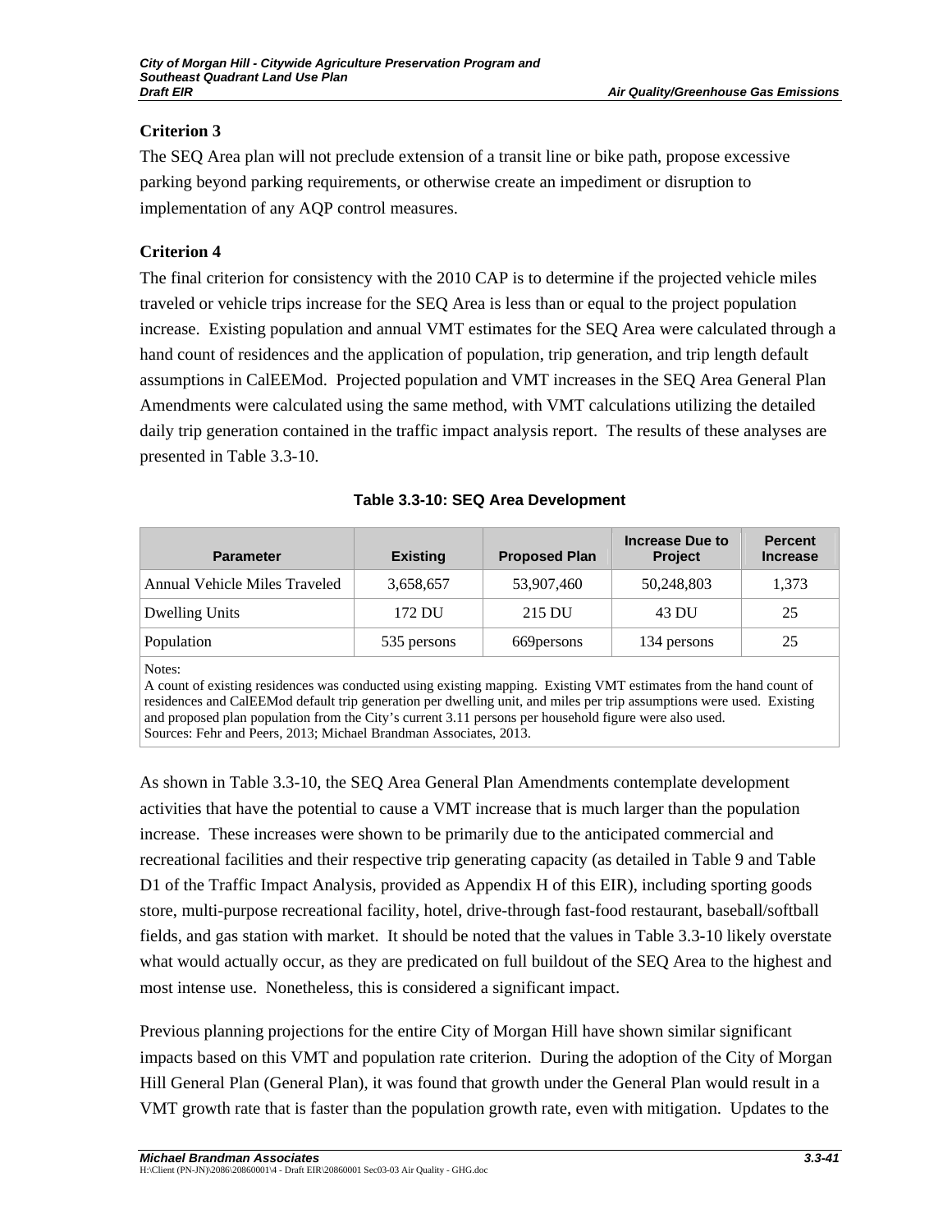### Criterion 3

The SEQ Area plan will not preclude extension of a transit line or bike path, propose excessive parking beyond parking requirements, or otherwise create an impediment or disruption to implementation of any AQP control measures.

### Criterion 4

The final criterion for consistency with the 2010 CAP is to determine if the projected vehicle miles traveled or vehicle trips increase for the SEQ Area is less than or equal to the project population increase. Existing population and annual VMT estimates for the SEQ Area were calculated through a hand count of residences and the application of population, trip generation, and trip length default assumptions in CalEEMod. Projected population and VMT increases in the SEQ Area General Plan Amendments were calculated using the same method, with VMT calculations utilizing the detailed daily trip generation contained in the traffic impact analysis report. The results of these analyses are presented in Table 3.3-10.

**Table 3.3-10: SEQ Area Development**

| Parameter | Existing | Proposed Plan | Increase Due to Project | Percent Increase |
|---|---|---|---|---|
| Annual Vehicle Miles Traveled | 3,658,657 | 53,907,460 | 50,248,803 | 1,373 |
| Dwelling Units | 172 DU | 215 DU | 43 DU | 25 |
| Population | 535 persons | 669persons | 134 persons | 25 |

Notes:
A count of existing residences was conducted using existing mapping. Existing VMT estimates from the hand count of residences and CalEEMod default trip generation per dwelling unit, and miles per trip assumptions were used. Existing and proposed plan population from the City's current 3.11 persons per household figure were also used.
Sources: Fehr and Peers, 2013; Michael Brandman Associates, 2013.

As shown in Table 3.3-10, the SEQ Area General Plan Amendments contemplate development activities that have the potential to cause a VMT increase that is much larger than the population increase. These increases were shown to be primarily due to the anticipated commercial and recreational facilities and their respective trip generating capacity (as detailed in Table 9 and Table D1 of the Traffic Impact Analysis, provided as Appendix H of this EIR), including sporting goods store, multi-purpose recreational facility, hotel, drive-through fast-food restaurant, baseball/softball fields, and gas station with market. It should be noted that the values in Table 3.3-10 likely overstate what would actually occur, as they are predicated on full buildout of the SEQ Area to the highest and most intense use. Nonetheless, this is considered a significant impact.

Previous planning projections for the entire City of Morgan Hill have shown similar significant impacts based on this VMT and population rate criterion. During the adoption of the City of Morgan Hill General Plan (General Plan), it was found that growth under the General Plan would result in a VMT growth rate that is faster than the population growth rate, even with mitigation. Updates to the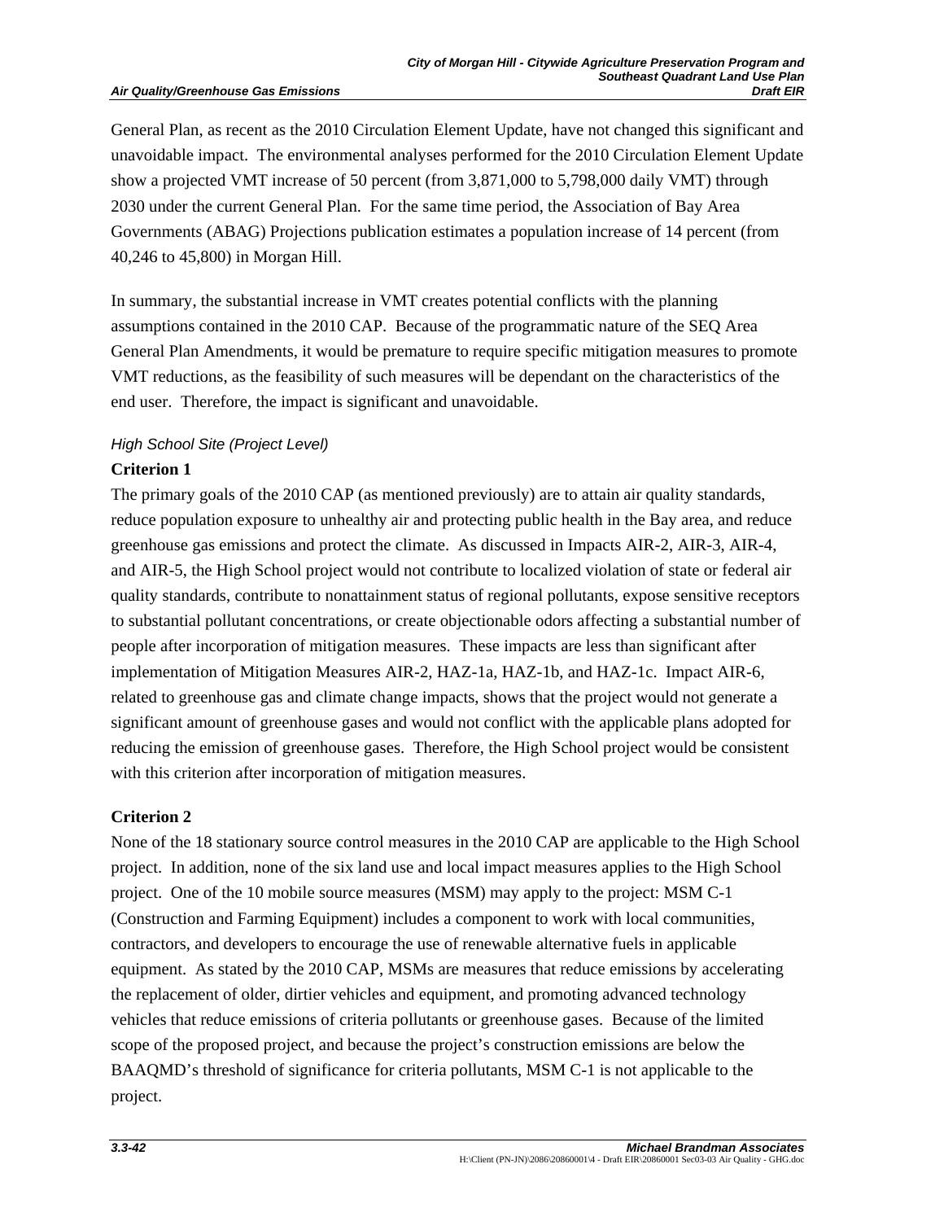General Plan, as recent as the 2010 Circulation Element Update, have not changed this significant and unavoidable impact. The environmental analyses performed for the 2010 Circulation Element Update show a projected VMT increase of 50 percent (from 3,871,000 to 5,798,000 daily VMT) through 2030 under the current General Plan. For the same time period, the Association of Bay Area Governments (ABAG) Projections publication estimates a population increase of 14 percent (from 40,246 to 45,800) in Morgan Hill.

In summary, the substantial increase in VMT creates potential conflicts with the planning assumptions contained in the 2010 CAP. Because of the programmatic nature of the SEQ Area General Plan Amendments, it would be premature to require specific mitigation measures to promote VMT reductions, as the feasibility of such measures will be dependant on the characteristics of the end user. Therefore, the impact is significant and unavoidable.

*High School Site (Project Level)*

**Criterion 1**

The primary goals of the 2010 CAP (as mentioned previously) are to attain air quality standards, reduce population exposure to unhealthy air and protecting public health in the Bay area, and reduce greenhouse gas emissions and protect the climate. As discussed in Impacts AIR-2, AIR-3, AIR-4, and AIR-5, the High School project would not contribute to localized violation of state or federal air quality standards, contribute to nonattainment status of regional pollutants, expose sensitive receptors to substantial pollutant concentrations, or create objectionable odors affecting a substantial number of people after incorporation of mitigation measures. These impacts are less than significant after implementation of Mitigation Measures AIR-2, HAZ-1a, HAZ-1b, and HAZ-1c. Impact AIR-6, related to greenhouse gas and climate change impacts, shows that the project would not generate a significant amount of greenhouse gases and would not conflict with the applicable plans adopted for reducing the emission of greenhouse gases. Therefore, the High School project would be consistent with this criterion after incorporation of mitigation measures.

**Criterion 2**

None of the 18 stationary source control measures in the 2010 CAP are applicable to the High School project. In addition, none of the six land use and local impact measures applies to the High School project. One of the 10 mobile source measures (MSM) may apply to the project: MSM C-1 (Construction and Farming Equipment) includes a component to work with local communities, contractors, and developers to encourage the use of renewable alternative fuels in applicable equipment. As stated by the 2010 CAP, MSMs are measures that reduce emissions by accelerating the replacement of older, dirtier vehicles and equipment, and promoting advanced technology vehicles that reduce emissions of criteria pollutants or greenhouse gases. Because of the limited scope of the proposed project, and because the project's construction emissions are below the BAAQMD's threshold of significance for criteria pollutants, MSM C-1 is not applicable to the project.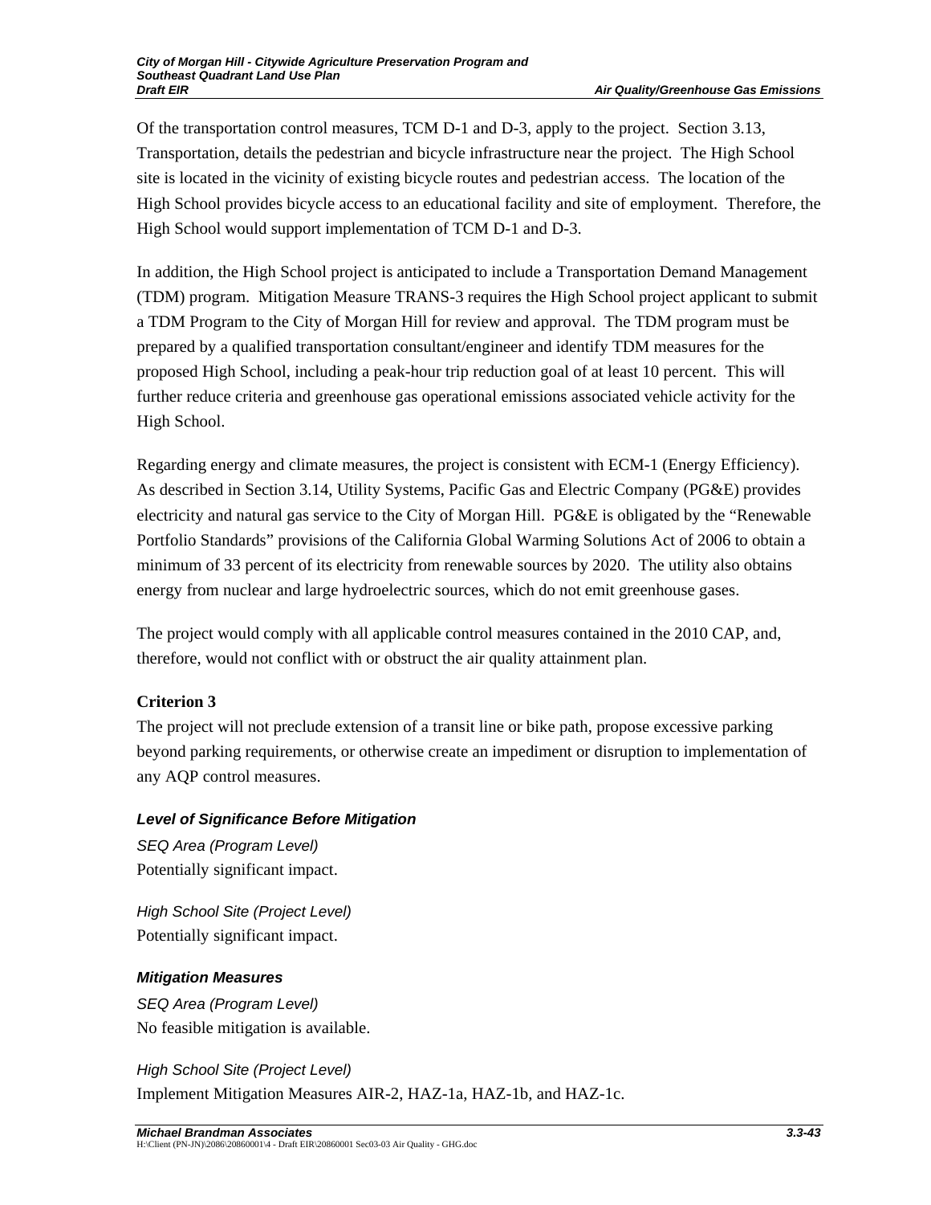Of the transportation control measures, TCM D-1 and D-3, apply to the project. Section 3.13, Transportation, details the pedestrian and bicycle infrastructure near the project. The High School site is located in the vicinity of existing bicycle routes and pedestrian access. The location of the High School provides bicycle access to an educational facility and site of employment. Therefore, the High School would support implementation of TCM D-1 and D-3.

In addition, the High School project is anticipated to include a Transportation Demand Management (TDM) program. Mitigation Measure TRANS-3 requires the High School project applicant to submit a TDM Program to the City of Morgan Hill for review and approval. The TDM program must be prepared by a qualified transportation consultant/engineer and identify TDM measures for the proposed High School, including a peak-hour trip reduction goal of at least 10 percent. This will further reduce criteria and greenhouse gas operational emissions associated vehicle activity for the High School.

Regarding energy and climate measures, the project is consistent with ECM-1 (Energy Efficiency). As described in Section 3.14, Utility Systems, Pacific Gas and Electric Company (PG&E) provides electricity and natural gas service to the City of Morgan Hill. PG&E is obligated by the "Renewable Portfolio Standards" provisions of the California Global Warming Solutions Act of 2006 to obtain a minimum of 33 percent of its electricity from renewable sources by 2020. The utility also obtains energy from nuclear and large hydroelectric sources, which do not emit greenhouse gases.

The project would comply with all applicable control measures contained in the 2010 CAP, and, therefore, would not conflict with or obstruct the air quality attainment plan.

**Criterion 3**

The project will not preclude extension of a transit line or bike path, propose excessive parking beyond parking requirements, or otherwise create an impediment or disruption to implementation of any AQP control measures.

#### *Level of Significance Before Mitigation*

*SEQ Area (Program Level)*

Potentially significant impact.

*High School Site (Project Level)*

Potentially significant impact.

#### *Mitigation Measures*

*SEQ Area (Program Level)*

No feasible mitigation is available.

*High School Site (Project Level)*

Implement Mitigation Measures AIR-2, HAZ-1a, HAZ-1b, and HAZ-1c.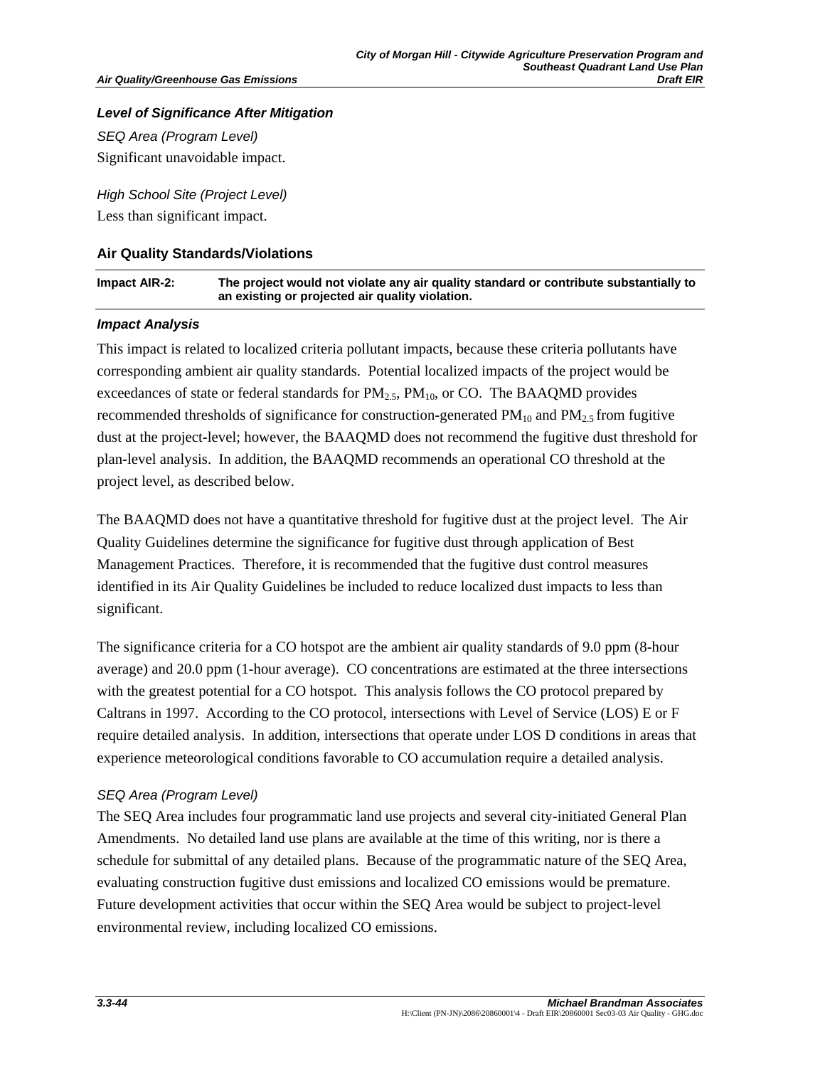### *Level of Significance After Mitigation*

*SEQ Area (Program Level)*

Significant unavoidable impact.

*High School Site (Project Level)*

Less than significant impact.

### Air Quality Standards/Violations

| **Impact AIR-2:** | **The project would not violate any air quality standard or contribute substantially to an existing or projected air quality violation.** |
|---|---|

### *Impact Analysis*

This impact is related to localized criteria pollutant impacts, because these criteria pollutants have corresponding ambient air quality standards. Potential localized impacts of the project would be exceedances of state or federal standards for $PM_{2.5}$, $PM_{10}$, or CO. The BAAQMD provides recommended thresholds of significance for construction-generated $PM_{10}$ and $PM_{2.5}$ from fugitive dust at the project-level; however, the BAAQMD does not recommend the fugitive dust threshold for plan-level analysis. In addition, the BAAQMD recommends an operational CO threshold at the project level, as described below.

The BAAQMD does not have a quantitative threshold for fugitive dust at the project level. The Air Quality Guidelines determine the significance for fugitive dust through application of Best Management Practices. Therefore, it is recommended that the fugitive dust control measures identified in its Air Quality Guidelines be included to reduce localized dust impacts to less than significant.

The significance criteria for a CO hotspot are the ambient air quality standards of 9.0 ppm (8-hour average) and 20.0 ppm (1-hour average). CO concentrations are estimated at the three intersections with the greatest potential for a CO hotspot. This analysis follows the CO protocol prepared by Caltrans in 1997. According to the CO protocol, intersections with Level of Service (LOS) E or F require detailed analysis. In addition, intersections that operate under LOS D conditions in areas that experience meteorological conditions favorable to CO accumulation require a detailed analysis.

*SEQ Area (Program Level)*

The SEQ Area includes four programmatic land use projects and several city-initiated General Plan Amendments. No detailed land use plans are available at the time of this writing, nor is there a schedule for submittal of any detailed plans. Because of the programmatic nature of the SEQ Area, evaluating construction fugitive dust emissions and localized CO emissions would be premature. Future development activities that occur within the SEQ Area would be subject to project-level environmental review, including localized CO emissions.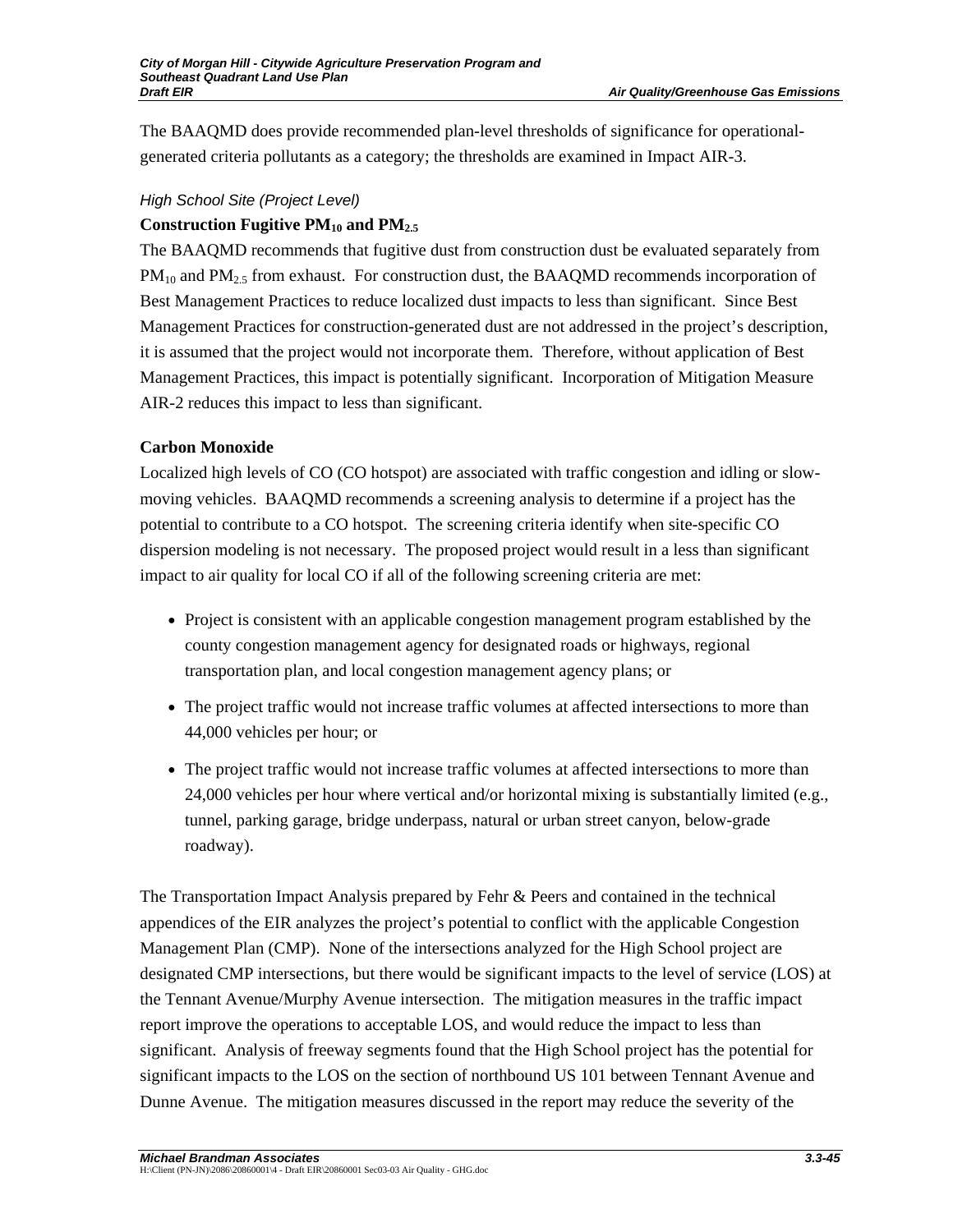The BAAQMD does provide recommended plan-level thresholds of significance for operational-generated criteria pollutants as a category; the thresholds are examined in Impact AIR-3.

*High School Site (Project Level)*

**Construction Fugitive $PM_{10}$ and $PM_{2.5}$**

The BAAQMD recommends that fugitive dust from construction dust be evaluated separately from $PM_{10}$ and $PM_{2.5}$ from exhaust. For construction dust, the BAAQMD recommends incorporation of Best Management Practices to reduce localized dust impacts to less than significant. Since Best Management Practices for construction-generated dust are not addressed in the project's description, it is assumed that the project would not incorporate them. Therefore, without application of Best Management Practices, this impact is potentially significant. Incorporation of Mitigation Measure AIR-2 reduces this impact to less than significant.

**Carbon Monoxide**

Localized high levels of CO (CO hotspot) are associated with traffic congestion and idling or slow-moving vehicles. BAAQMD recommends a screening analysis to determine if a project has the potential to contribute to a CO hotspot. The screening criteria identify when site-specific CO dispersion modeling is not necessary. The proposed project would result in a less than significant impact to air quality for local CO if all of the following screening criteria are met:

- Project is consistent with an applicable congestion management program established by the county congestion management agency for designated roads or highways, regional transportation plan, and local congestion management agency plans; or
- The project traffic would not increase traffic volumes at affected intersections to more than 44,000 vehicles per hour; or
- The project traffic would not increase traffic volumes at affected intersections to more than 24,000 vehicles per hour where vertical and/or horizontal mixing is substantially limited (e.g., tunnel, parking garage, bridge underpass, natural or urban street canyon, below-grade roadway).

The Transportation Impact Analysis prepared by Fehr & Peers and contained in the technical appendices of the EIR analyzes the project's potential to conflict with the applicable Congestion Management Plan (CMP). None of the intersections analyzed for the High School project are designated CMP intersections, but there would be significant impacts to the level of service (LOS) at the Tennant Avenue/Murphy Avenue intersection. The mitigation measures in the traffic impact report improve the operations to acceptable LOS, and would reduce the impact to less than significant. Analysis of freeway segments found that the High School project has the potential for significant impacts to the LOS on the section of northbound US 101 between Tennant Avenue and Dunne Avenue. The mitigation measures discussed in the report may reduce the severity of the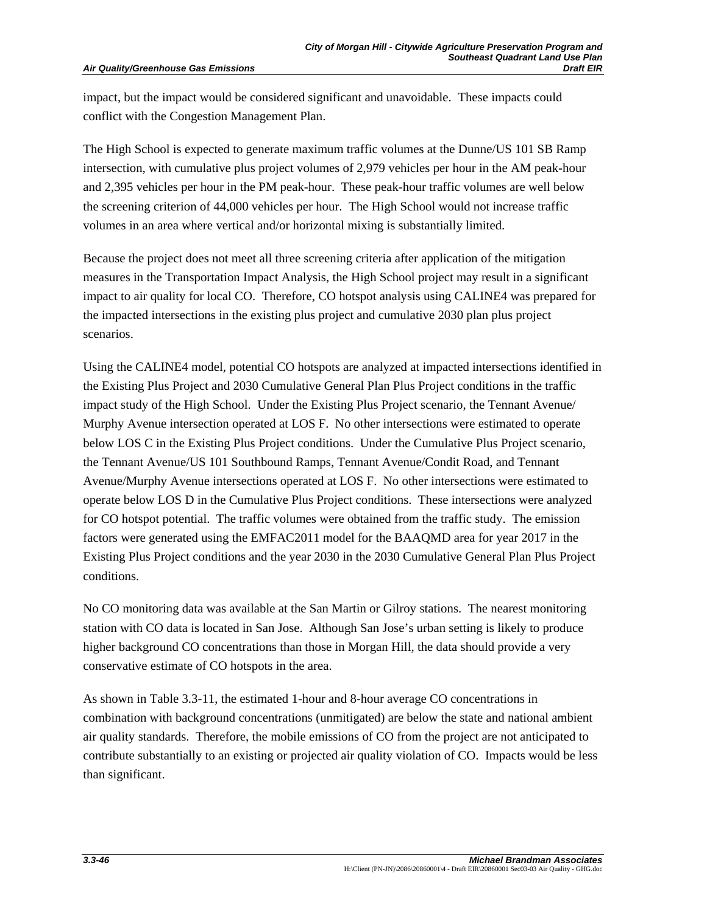impact, but the impact would be considered significant and unavoidable. These impacts could conflict with the Congestion Management Plan.

The High School is expected to generate maximum traffic volumes at the Dunne/US 101 SB Ramp intersection, with cumulative plus project volumes of 2,979 vehicles per hour in the AM peak-hour and 2,395 vehicles per hour in the PM peak-hour. These peak-hour traffic volumes are well below the screening criterion of 44,000 vehicles per hour. The High School would not increase traffic volumes in an area where vertical and/or horizontal mixing is substantially limited.

Because the project does not meet all three screening criteria after application of the mitigation measures in the Transportation Impact Analysis, the High School project may result in a significant impact to air quality for local CO. Therefore, CO hotspot analysis using CALINE4 was prepared for the impacted intersections in the existing plus project and cumulative 2030 plan plus project scenarios.

Using the CALINE4 model, potential CO hotspots are analyzed at impacted intersections identified in the Existing Plus Project and 2030 Cumulative General Plan Plus Project conditions in the traffic impact study of the High School. Under the Existing Plus Project scenario, the Tennant Avenue/ Murphy Avenue intersection operated at LOS F. No other intersections were estimated to operate below LOS C in the Existing Plus Project conditions. Under the Cumulative Plus Project scenario, the Tennant Avenue/US 101 Southbound Ramps, Tennant Avenue/Condit Road, and Tennant Avenue/Murphy Avenue intersections operated at LOS F. No other intersections were estimated to operate below LOS D in the Cumulative Plus Project conditions. These intersections were analyzed for CO hotspot potential. The traffic volumes were obtained from the traffic study. The emission factors were generated using the EMFAC2011 model for the BAAQMD area for year 2017 in the Existing Plus Project conditions and the year 2030 in the 2030 Cumulative General Plan Plus Project conditions.

No CO monitoring data was available at the San Martin or Gilroy stations. The nearest monitoring station with CO data is located in San Jose. Although San Jose's urban setting is likely to produce higher background CO concentrations than those in Morgan Hill, the data should provide a very conservative estimate of CO hotspots in the area.

As shown in Table 3.3-11, the estimated 1-hour and 8-hour average CO concentrations in combination with background concentrations (unmitigated) are below the state and national ambient air quality standards. Therefore, the mobile emissions of CO from the project are not anticipated to contribute substantially to an existing or projected air quality violation of CO. Impacts would be less than significant.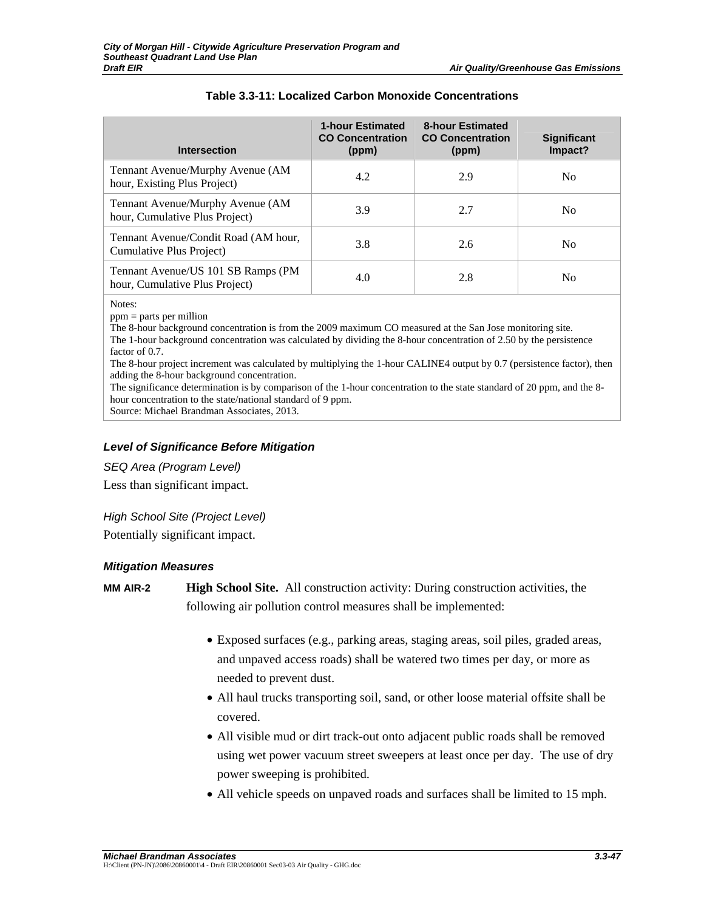**Table 3.3-11: Localized Carbon Monoxide Concentrations**

| Intersection | 1-hour Estimated CO Concentration (ppm) | 8-hour Estimated CO Concentration (ppm) | Significant Impact? |
|---|---|---|---|
| Tennant Avenue/Murphy Avenue (AM hour, Existing Plus Project) | 4.2 | 2.9 | No |
| Tennant Avenue/Murphy Avenue (AM hour, Cumulative Plus Project) | 3.9 | 2.7 | No |
| Tennant Avenue/Condit Road (AM hour, Cumulative Plus Project) | 3.8 | 2.6 | No |
| Tennant Avenue/US 101 SB Ramps (PM hour, Cumulative Plus Project) | 4.0 | 2.8 | No |

Notes:
ppm = parts per million
The 8-hour background concentration is from the 2009 maximum CO measured at the San Jose monitoring site.
The 1-hour background concentration was calculated by dividing the 8-hour concentration of 2.50 by the persistence factor of 0.7.
The 8-hour project increment was calculated by multiplying the 1-hour CALINE4 output by 0.7 (persistence factor), then adding the 8-hour background concentration.
The significance determination is by comparison of the 1-hour concentration to the state standard of 20 ppm, and the 8-hour concentration to the state/national standard of 9 ppm.
Source: Michael Brandman Associates, 2013.

### Level of Significance Before Mitigation

*SEQ Area (Program Level)*

Less than significant impact.

*High School Site (Project Level)*

Potentially significant impact.

### Mitigation Measures

**MM AIR-2** **High School Site.** All construction activity: During construction activities, the following air pollution control measures shall be implemented:

- Exposed surfaces (e.g., parking areas, staging areas, soil piles, graded areas, and unpaved access roads) shall be watered two times per day, or more as needed to prevent dust.
- All haul trucks transporting soil, sand, or other loose material offsite shall be covered.
- All visible mud or dirt track-out onto adjacent public roads shall be removed using wet power vacuum street sweepers at least once per day. The use of dry power sweeping is prohibited.
- All vehicle speeds on unpaved roads and surfaces shall be limited to 15 mph.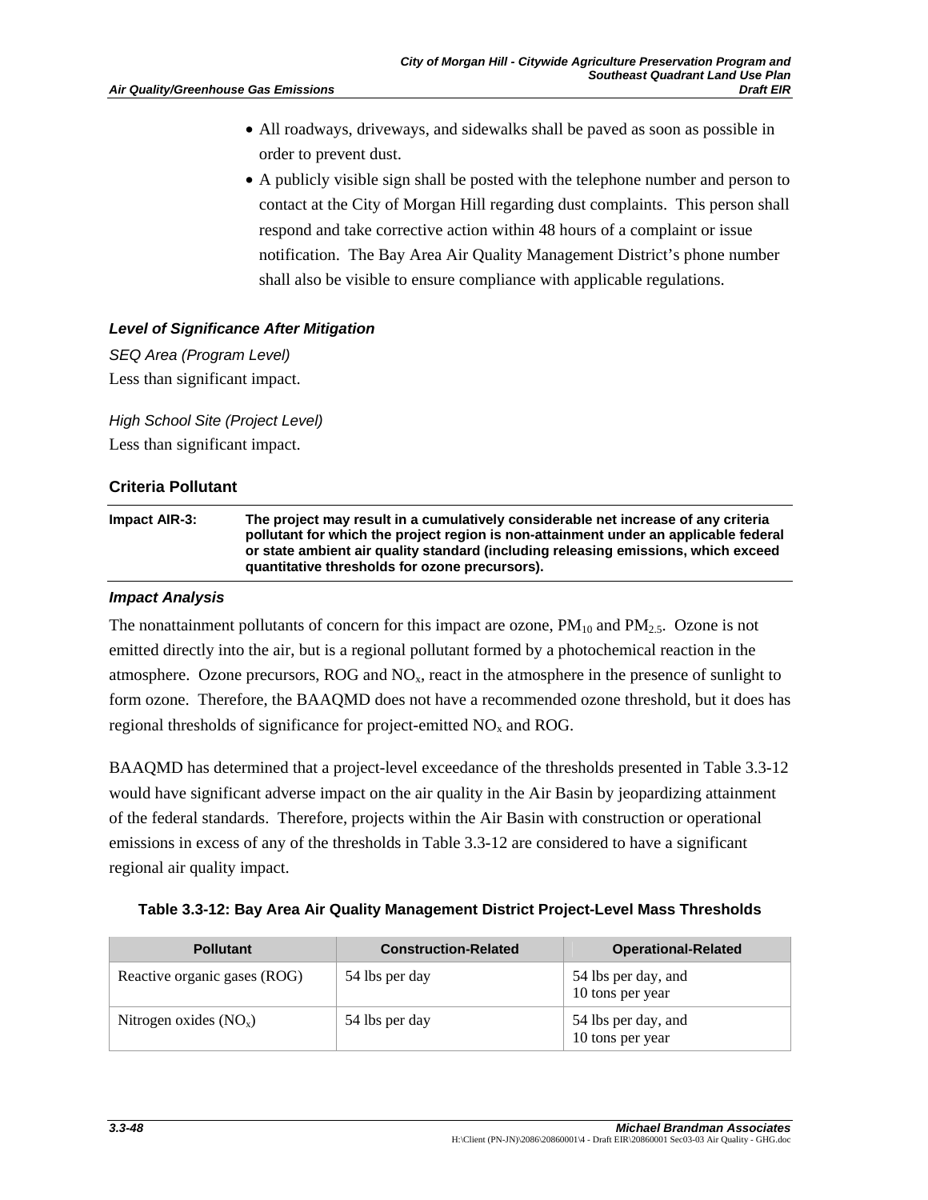- All roadways, driveways, and sidewalks shall be paved as soon as possible in order to prevent dust.
- A publicly visible sign shall be posted with the telephone number and person to contact at the City of Morgan Hill regarding dust complaints. This person shall respond and take corrective action within 48 hours of a complaint or issue notification. The Bay Area Air Quality Management District's phone number shall also be visible to ensure compliance with applicable regulations.

#### *Level of Significance After Mitigation*

*SEQ Area (Program Level)*

Less than significant impact.

*High School Site (Project Level)*

Less than significant impact.

### Criteria Pollutant

| **Impact AIR-3:** | **The project may result in a cumulatively considerable net increase of any criteria pollutant for which the project region is non-attainment under an applicable federal or state ambient air quality standard (including releasing emissions, which exceed quantitative thresholds for ozone precursors).** |
|---|---|

#### *Impact Analysis*

The nonattainment pollutants of concern for this impact are ozone, $PM_{10}$ and $PM_{2.5}$. Ozone is not emitted directly into the air, but is a regional pollutant formed by a photochemical reaction in the atmosphere. Ozone precursors, ROG and $NO_x$, react in the atmosphere in the presence of sunlight to form ozone. Therefore, the BAAQMD does not have a recommended ozone threshold, but it does has regional thresholds of significance for project-emitted $NO_x$ and ROG.

BAAQMD has determined that a project-level exceedance of the thresholds presented in Table 3.3-12 would have significant adverse impact on the air quality in the Air Basin by jeopardizing attainment of the federal standards. Therefore, projects within the Air Basin with construction or operational emissions in excess of any of the thresholds in Table 3.3-12 are considered to have a significant regional air quality impact.

**Table 3.3-12: Bay Area Air Quality Management District Project-Level Mass Thresholds**

| Pollutant | Construction-Related | Operational-Related |
|---|---|---|
| Reactive organic gases (ROG) | 54 lbs per day | 54 lbs per day, and 10 tons per year |
| Nitrogen oxides ($NO_x$) | 54 lbs per day | 54 lbs per day, and 10 tons per year |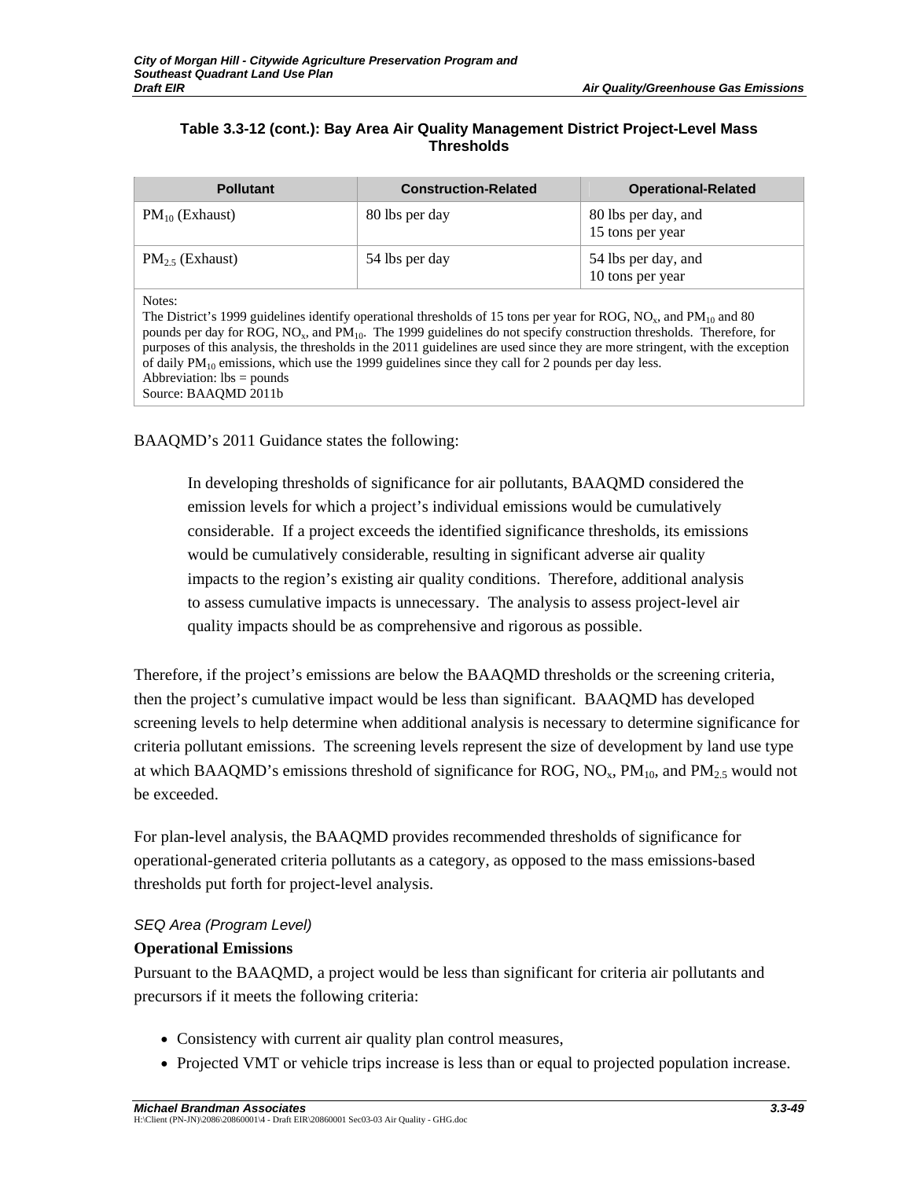**Table 3.3-12 (cont.): Bay Area Air Quality Management District Project-Level Mass Thresholds**

| Pollutant | Construction-Related | Operational-Related |
|---|---|---|
| $PM_{10}$ (Exhaust) | 80 lbs per day | 80 lbs per day, and 15 tons per year |
| $PM_{2.5}$ (Exhaust) | 54 lbs per day | 54 lbs per day, and 10 tons per year |

Notes:
The District's 1999 guidelines identify operational thresholds of 15 tons per year for ROG, $NO_x$, and $PM_{10}$ and 80 pounds per day for ROG, $NO_x$, and $PM_{10}$. The 1999 guidelines do not specify construction thresholds. Therefore, for purposes of this analysis, the thresholds in the 2011 guidelines are used since they are more stringent, with the exception of daily $PM_{10}$ emissions, which use the 1999 guidelines since they call for 2 pounds per day less.
Abbreviation: lbs = pounds
Source: BAAQMD 2011b

BAAQMD's 2011 Guidance states the following:

> In developing thresholds of significance for air pollutants, BAAQMD considered the emission levels for which a project's individual emissions would be cumulatively considerable. If a project exceeds the identified significance thresholds, its emissions would be cumulatively considerable, resulting in significant adverse air quality impacts to the region's existing air quality conditions. Therefore, additional analysis to assess cumulative impacts is unnecessary. The analysis to assess project-level air quality impacts should be as comprehensive and rigorous as possible.

Therefore, if the project's emissions are below the BAAQMD thresholds or the screening criteria, then the project's cumulative impact would be less than significant. BAAQMD has developed screening levels to help determine when additional analysis is necessary to determine significance for criteria pollutant emissions. The screening levels represent the size of development by land use type at which BAAQMD's emissions threshold of significance for ROG, $NO_x$, $PM_{10}$, and $PM_{2.5}$ would not be exceeded.

For plan-level analysis, the BAAQMD provides recommended thresholds of significance for operational-generated criteria pollutants as a category, as opposed to the mass emissions-based thresholds put forth for project-level analysis.

*SEQ Area (Program Level)*

**Operational Emissions**

Pursuant to the BAAQMD, a project would be less than significant for criteria air pollutants and precursors if it meets the following criteria:

- Consistency with current air quality plan control measures,
- Projected VMT or vehicle trips increase is less than or equal to projected population increase.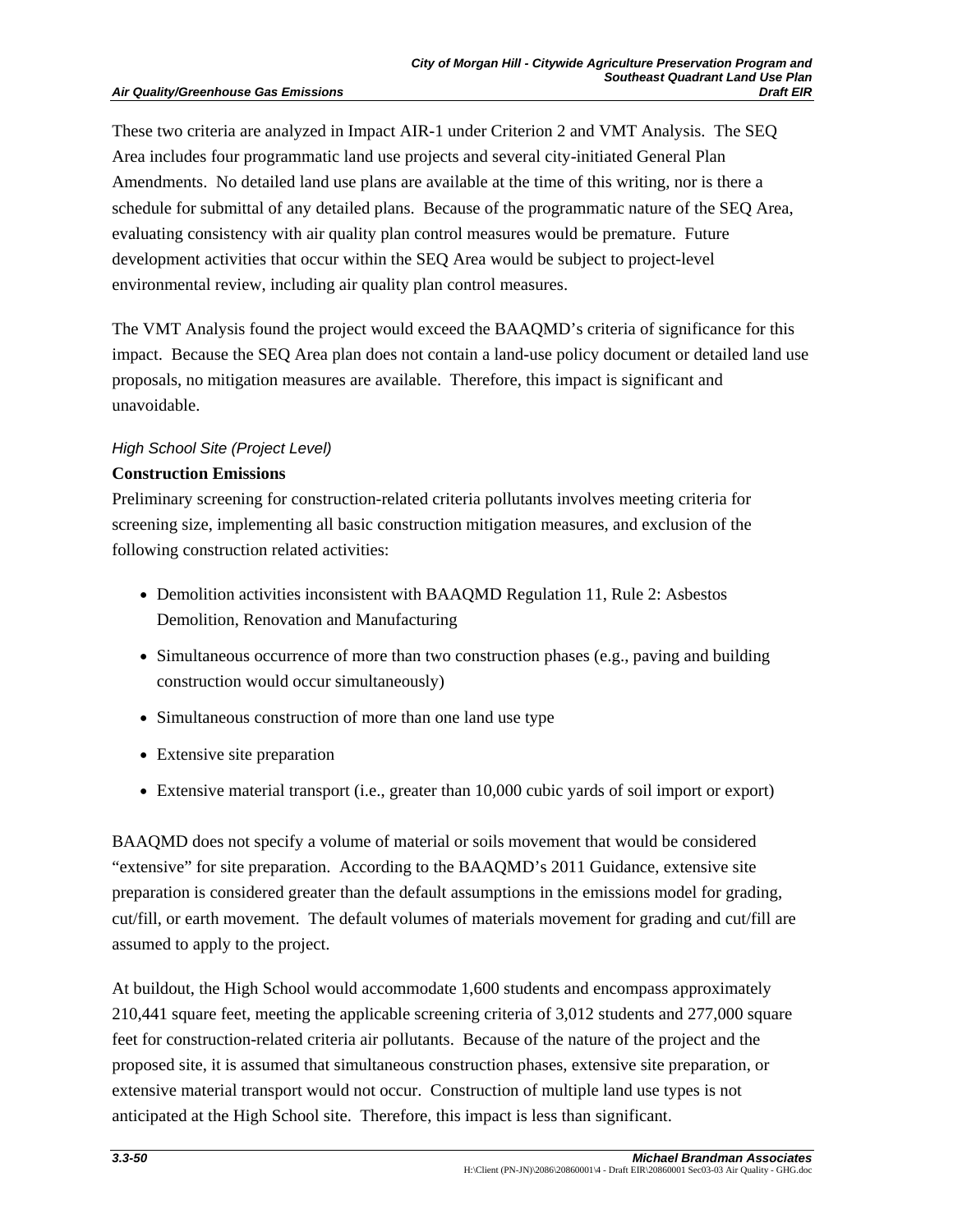These two criteria are analyzed in Impact AIR-1 under Criterion 2 and VMT Analysis. The SEQ Area includes four programmatic land use projects and several city-initiated General Plan Amendments. No detailed land use plans are available at the time of this writing, nor is there a schedule for submittal of any detailed plans. Because of the programmatic nature of the SEQ Area, evaluating consistency with air quality plan control measures would be premature. Future development activities that occur within the SEQ Area would be subject to project-level environmental review, including air quality plan control measures.

The VMT Analysis found the project would exceed the BAAQMD's criteria of significance for this impact. Because the SEQ Area plan does not contain a land-use policy document or detailed land use proposals, no mitigation measures are available. Therefore, this impact is significant and unavoidable.

*High School Site (Project Level)*

**Construction Emissions**

Preliminary screening for construction-related criteria pollutants involves meeting criteria for screening size, implementing all basic construction mitigation measures, and exclusion of the following construction related activities:

- Demolition activities inconsistent with BAAQMD Regulation 11, Rule 2: Asbestos Demolition, Renovation and Manufacturing
- Simultaneous occurrence of more than two construction phases (e.g., paving and building construction would occur simultaneously)
- Simultaneous construction of more than one land use type
- Extensive site preparation
- Extensive material transport (i.e., greater than 10,000 cubic yards of soil import or export)

BAAQMD does not specify a volume of material or soils movement that would be considered "extensive" for site preparation. According to the BAAQMD's 2011 Guidance, extensive site preparation is considered greater than the default assumptions in the emissions model for grading, cut/fill, or earth movement. The default volumes of materials movement for grading and cut/fill are assumed to apply to the project.

At buildout, the High School would accommodate 1,600 students and encompass approximately 210,441 square feet, meeting the applicable screening criteria of 3,012 students and 277,000 square feet for construction-related criteria air pollutants. Because of the nature of the project and the proposed site, it is assumed that simultaneous construction phases, extensive site preparation, or extensive material transport would not occur. Construction of multiple land use types is not anticipated at the High School site. Therefore, this impact is less than significant.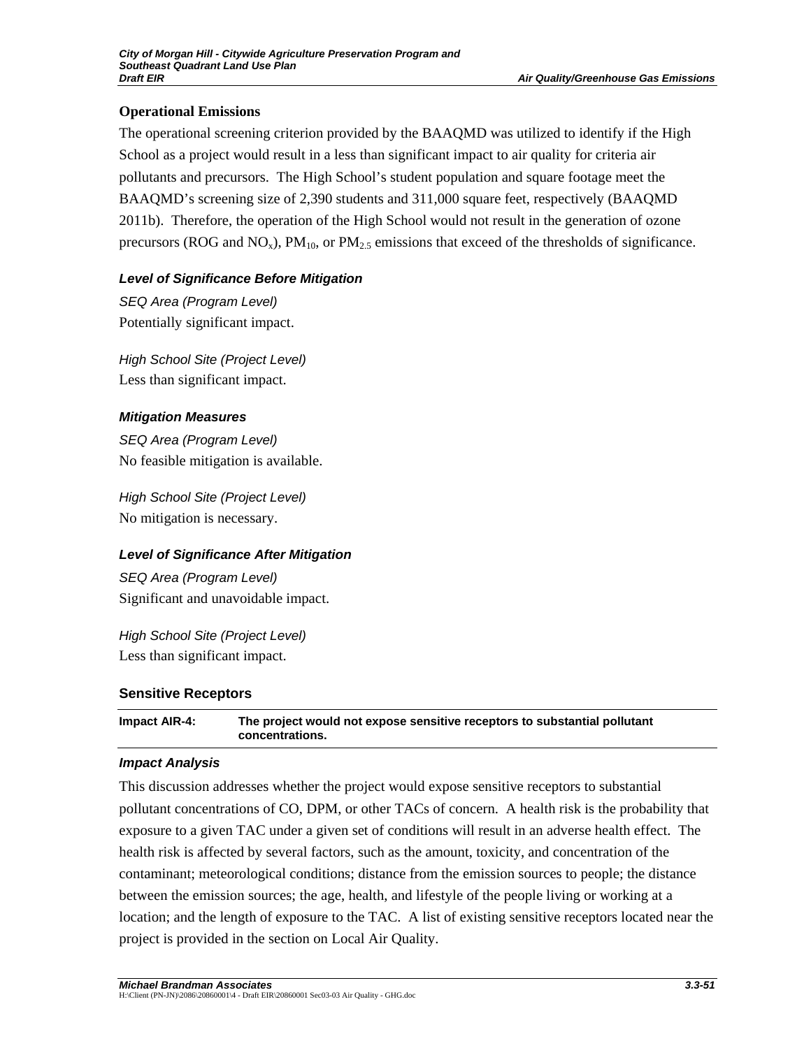### Operational Emissions

The operational screening criterion provided by the BAAQMD was utilized to identify if the High School as a project would result in a less than significant impact to air quality for criteria air pollutants and precursors. The High School's student population and square footage meet the BAAQMD's screening size of 2,390 students and 311,000 square feet, respectively (BAAQMD 2011b). Therefore, the operation of the High School would not result in the generation of ozone precursors (ROG and $NO_x$), $PM_{10}$, or $PM_{2.5}$ emissions that exceed of the thresholds of significance.

#### *Level of Significance Before Mitigation*

*SEQ Area (Program Level)*
Potentially significant impact.

*High School Site (Project Level)*
Less than significant impact.

#### *Mitigation Measures*

*SEQ Area (Program Level)*
No feasible mitigation is available.

*High School Site (Project Level)*
No mitigation is necessary.

#### *Level of Significance After Mitigation*

*SEQ Area (Program Level)*
Significant and unavoidable impact.

*High School Site (Project Level)*
Less than significant impact.

### Sensitive Receptors

**Impact AIR-4: The project would not expose sensitive receptors to substantial pollutant concentrations.**

#### *Impact Analysis*

This discussion addresses whether the project would expose sensitive receptors to substantial pollutant concentrations of CO, DPM, or other TACs of concern. A health risk is the probability that exposure to a given TAC under a given set of conditions will result in an adverse health effect. The health risk is affected by several factors, such as the amount, toxicity, and concentration of the contaminant; meteorological conditions; distance from the emission sources to people; the distance between the emission sources; the age, health, and lifestyle of the people living or working at a location; and the length of exposure to the TAC. A list of existing sensitive receptors located near the project is provided in the section on Local Air Quality.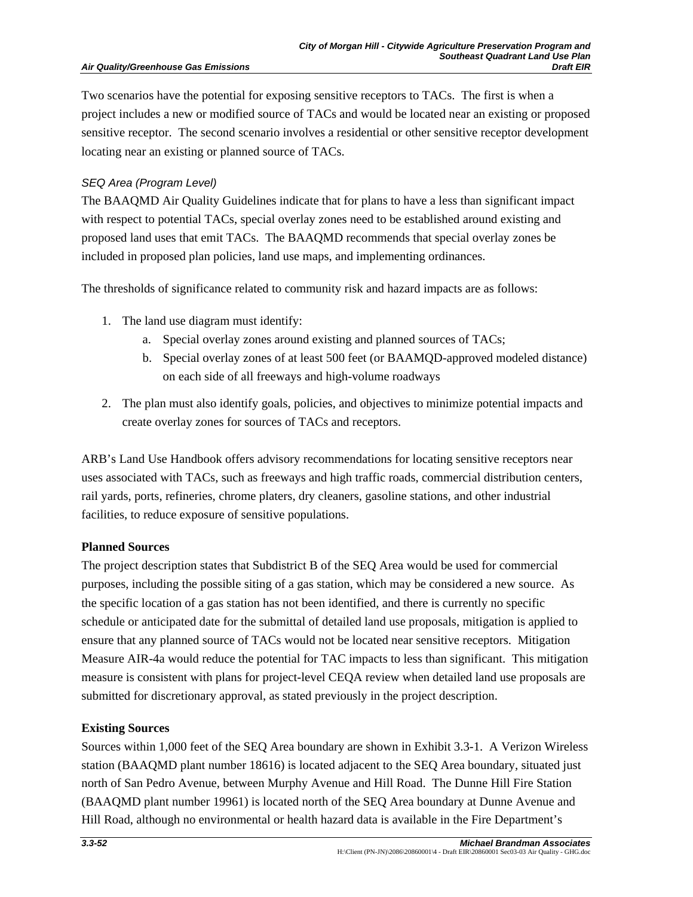Two scenarios have the potential for exposing sensitive receptors to TACs. The first is when a project includes a new or modified source of TACs and would be located near an existing or proposed sensitive receptor. The second scenario involves a residential or other sensitive receptor development locating near an existing or planned source of TACs.

*SEQ Area (Program Level)*

The BAAQMD Air Quality Guidelines indicate that for plans to have a less than significant impact with respect to potential TACs, special overlay zones need to be established around existing and proposed land uses that emit TACs. The BAAQMD recommends that special overlay zones be included in proposed plan policies, land use maps, and implementing ordinances.

The thresholds of significance related to community risk and hazard impacts are as follows:

1. The land use diagram must identify:
    a. Special overlay zones around existing and planned sources of TACs;
    b. Special overlay zones of at least 500 feet (or BAAMQD-approved modeled distance) on each side of all freeways and high-volume roadways
2. The plan must also identify goals, policies, and objectives to minimize potential impacts and create overlay zones for sources of TACs and receptors.

ARB's Land Use Handbook offers advisory recommendations for locating sensitive receptors near uses associated with TACs, such as freeways and high traffic roads, commercial distribution centers, rail yards, ports, refineries, chrome platers, dry cleaners, gasoline stations, and other industrial facilities, to reduce exposure of sensitive populations.

**Planned Sources**

The project description states that Subdistrict B of the SEQ Area would be used for commercial purposes, including the possible siting of a gas station, which may be considered a new source. As the specific location of a gas station has not been identified, and there is currently no specific schedule or anticipated date for the submittal of detailed land use proposals, mitigation is applied to ensure that any planned source of TACs would not be located near sensitive receptors. Mitigation Measure AIR-4a would reduce the potential for TAC impacts to less than significant. This mitigation measure is consistent with plans for project-level CEQA review when detailed land use proposals are submitted for discretionary approval, as stated previously in the project description.

**Existing Sources**

Sources within 1,000 feet of the SEQ Area boundary are shown in Exhibit 3.3-1. A Verizon Wireless station (BAAQMD plant number 18616) is located adjacent to the SEQ Area boundary, situated just north of San Pedro Avenue, between Murphy Avenue and Hill Road. The Dunne Hill Fire Station (BAAQMD plant number 19961) is located north of the SEQ Area boundary at Dunne Avenue and Hill Road, although no environmental or health hazard data is available in the Fire Department's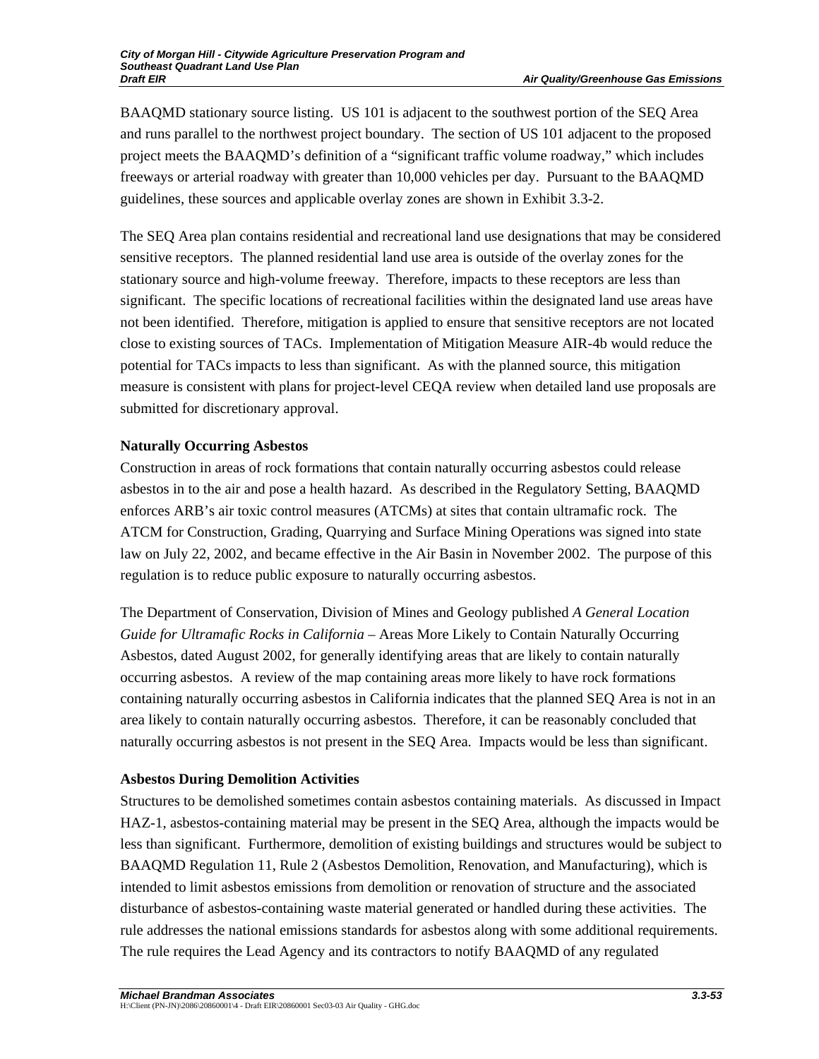BAAQMD stationary source listing. US 101 is adjacent to the southwest portion of the SEQ Area and runs parallel to the northwest project boundary. The section of US 101 adjacent to the proposed project meets the BAAQMD's definition of a "significant traffic volume roadway," which includes freeways or arterial roadway with greater than 10,000 vehicles per day. Pursuant to the BAAQMD guidelines, these sources and applicable overlay zones are shown in Exhibit 3.3-2.

The SEQ Area plan contains residential and recreational land use designations that may be considered sensitive receptors. The planned residential land use area is outside of the overlay zones for the stationary source and high-volume freeway. Therefore, impacts to these receptors are less than significant. The specific locations of recreational facilities within the designated land use areas have not been identified. Therefore, mitigation is applied to ensure that sensitive receptors are not located close to existing sources of TACs. Implementation of Mitigation Measure AIR-4b would reduce the potential for TACs impacts to less than significant. As with the planned source, this mitigation measure is consistent with plans for project-level CEQA review when detailed land use proposals are submitted for discretionary approval.

**Naturally Occurring Asbestos**

Construction in areas of rock formations that contain naturally occurring asbestos could release asbestos in to the air and pose a health hazard. As described in the Regulatory Setting, BAAQMD enforces ARB's air toxic control measures (ATCMs) at sites that contain ultramafic rock. The ATCM for Construction, Grading, Quarrying and Surface Mining Operations was signed into state law on July 22, 2002, and became effective in the Air Basin in November 2002. The purpose of this regulation is to reduce public exposure to naturally occurring asbestos.

The Department of Conservation, Division of Mines and Geology published *A General Location Guide for Ultramafic Rocks in California* – Areas More Likely to Contain Naturally Occurring Asbestos, dated August 2002, for generally identifying areas that are likely to contain naturally occurring asbestos. A review of the map containing areas more likely to have rock formations containing naturally occurring asbestos in California indicates that the planned SEQ Area is not in an area likely to contain naturally occurring asbestos. Therefore, it can be reasonably concluded that naturally occurring asbestos is not present in the SEQ Area. Impacts would be less than significant.

**Asbestos During Demolition Activities**

Structures to be demolished sometimes contain asbestos containing materials. As discussed in Impact HAZ-1, asbestos-containing material may be present in the SEQ Area, although the impacts would be less than significant. Furthermore, demolition of existing buildings and structures would be subject to BAAQMD Regulation 11, Rule 2 (Asbestos Demolition, Renovation, and Manufacturing), which is intended to limit asbestos emissions from demolition or renovation of structure and the associated disturbance of asbestos-containing waste material generated or handled during these activities. The rule addresses the national emissions standards for asbestos along with some additional requirements. The rule requires the Lead Agency and its contractors to notify BAAQMD of any regulated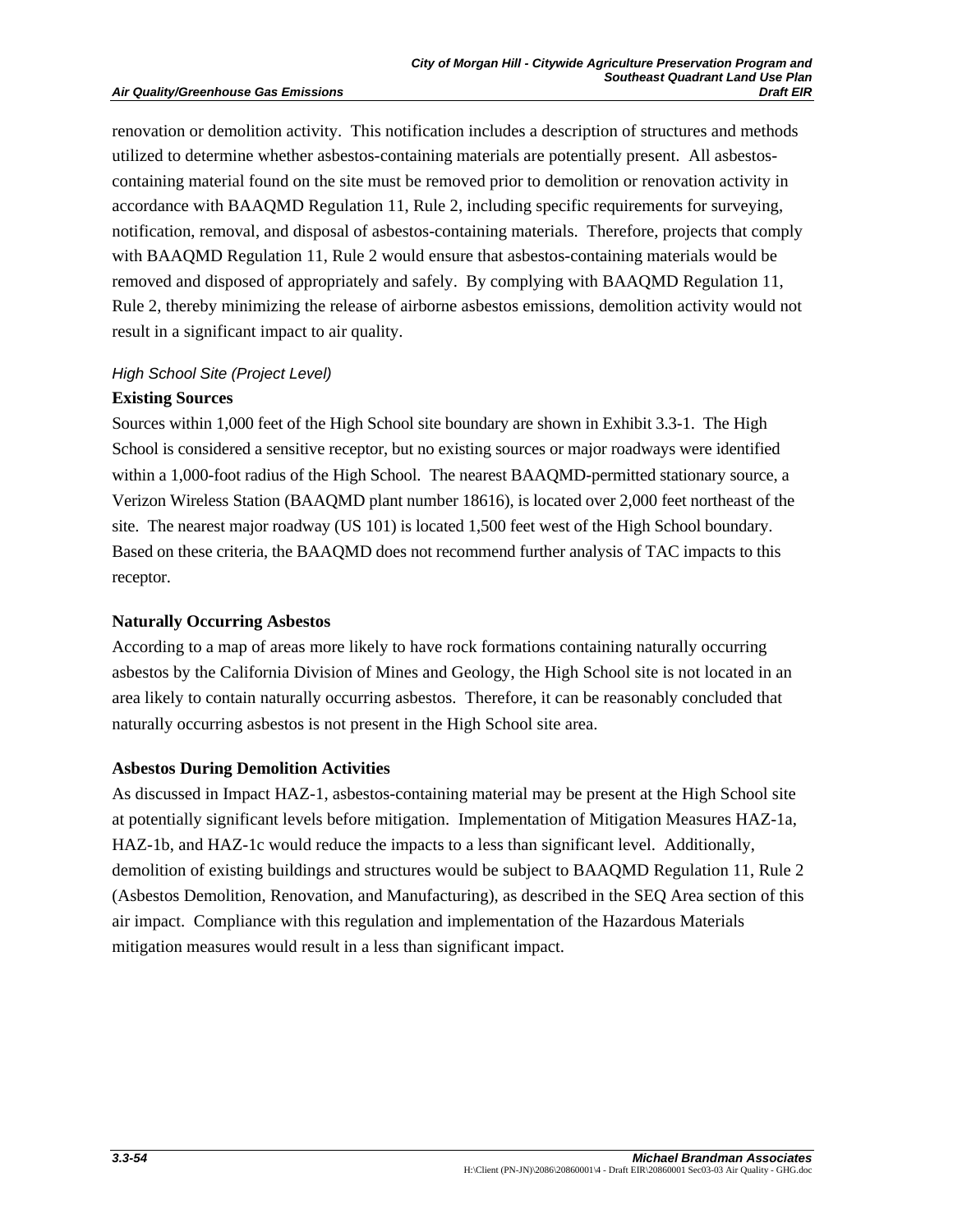renovation or demolition activity. This notification includes a description of structures and methods utilized to determine whether asbestos-containing materials are potentially present. All asbestos-containing material found on the site must be removed prior to demolition or renovation activity in accordance with BAAQMD Regulation 11, Rule 2, including specific requirements for surveying, notification, removal, and disposal of asbestos-containing materials. Therefore, projects that comply with BAAQMD Regulation 11, Rule 2 would ensure that asbestos-containing materials would be removed and disposed of appropriately and safely. By complying with BAAQMD Regulation 11, Rule 2, thereby minimizing the release of airborne asbestos emissions, demolition activity would not result in a significant impact to air quality.

*High School Site (Project Level)*

**Existing Sources**

Sources within 1,000 feet of the High School site boundary are shown in Exhibit 3.3-1. The High School is considered a sensitive receptor, but no existing sources or major roadways were identified within a 1,000-foot radius of the High School. The nearest BAAQMD-permitted stationary source, a Verizon Wireless Station (BAAQMD plant number 18616), is located over 2,000 feet northeast of the site. The nearest major roadway (US 101) is located 1,500 feet west of the High School boundary. Based on these criteria, the BAAQMD does not recommend further analysis of TAC impacts to this receptor.

**Naturally Occurring Asbestos**

According to a map of areas more likely to have rock formations containing naturally occurring asbestos by the California Division of Mines and Geology, the High School site is not located in an area likely to contain naturally occurring asbestos. Therefore, it can be reasonably concluded that naturally occurring asbestos is not present in the High School site area.

**Asbestos During Demolition Activities**

As discussed in Impact HAZ-1, asbestos-containing material may be present at the High School site at potentially significant levels before mitigation. Implementation of Mitigation Measures HAZ-1a, HAZ-1b, and HAZ-1c would reduce the impacts to a less than significant level. Additionally, demolition of existing buildings and structures would be subject to BAAQMD Regulation 11, Rule 2 (Asbestos Demolition, Renovation, and Manufacturing), as described in the SEQ Area section of this air impact. Compliance with this regulation and implementation of the Hazardous Materials mitigation measures would result in a less than significant impact.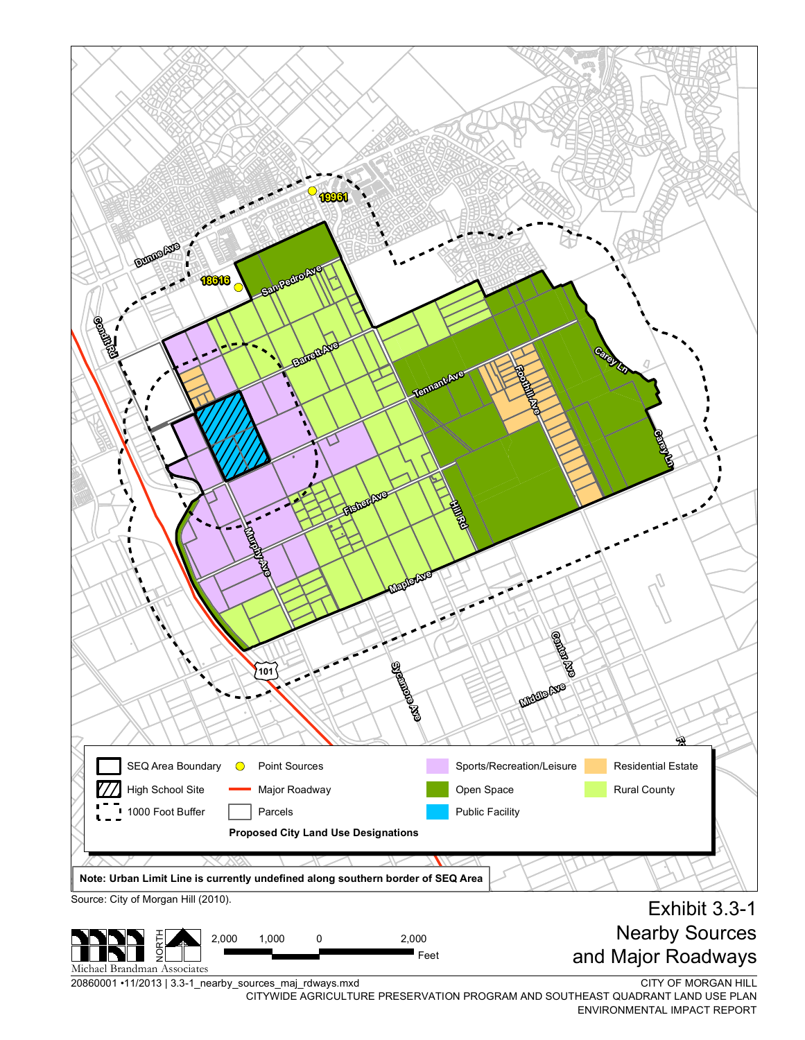19961

18616

Dunne Ave

San Pedro Ave

Condit Rd

Barrett Ave

Tennant Ave

Foothill Ave

Carey Ln

Carey Ln

Fisher Ave

Hill Rd

Murphy Ave

Maple Ave

101

Sycamore Ave

Center Ave

Middle Ave

| | | | | | | | |
|---|---|---|---|---|---|---|---|
| | SEQ Area Boundary | | Point Sources | | Sports/Recreation/Leisure | | Residential Estate |
| | High School Site | | Major Roadway | | Open Space | | Rural County |
| | 1000 Foot Buffer | | Parcels | | Public Facility | | |

**Proposed City Land Use Designations**

**Note: Urban Limit Line is currently undefined along southern border of SEQ Area**

Source: City of Morgan Hill (2010).

Michael Brandman Associates

NORTH

2,000 1,000 0 2,000
Feet

# Exhibit 3.3-1
# Nearby Sources and Major Roadways

20860001 •11/2013 | 3.3-1_nearby_sources_maj_rdways.mxd

CITY OF MORGAN HILL
CITYWIDE AGRICULTURE PRESERVATION PROGRAM AND SOUTHEAST QUADRANT LAND USE PLAN
ENVIRONMENTAL IMPACT REPORT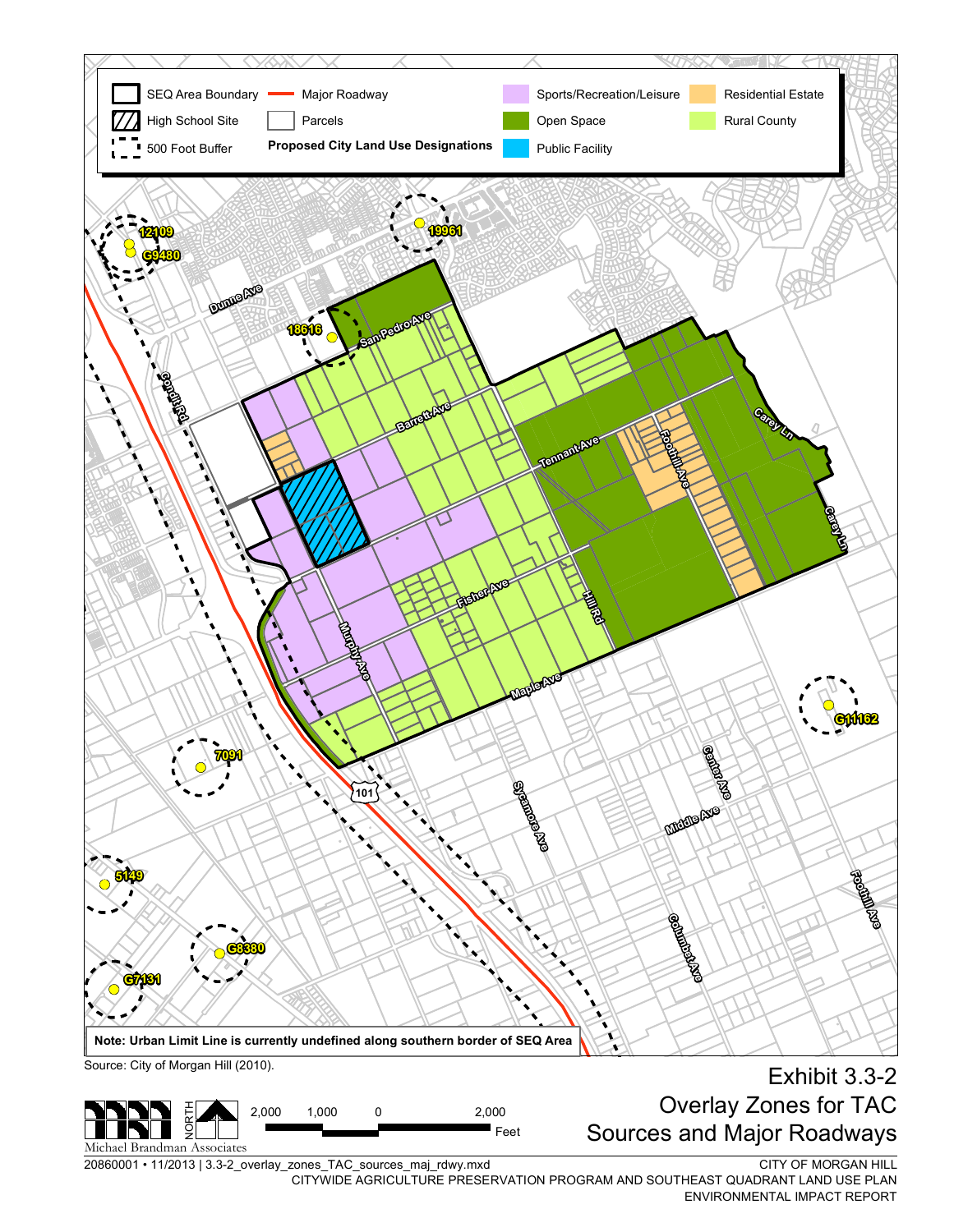SEQ Area Boundary

High School Site

500 Foot Buffer

Major Roadway

Parcels

**Proposed City Land Use Designations**

Sports/Recreation/Leisure

Open Space

Public Facility

Residential Estate

Rural County

12109

G9480

19961

18616

Dunne Ave

San Pedro Ave

Condit Rd

Barrett Ave

Tennant Ave

Foothill Ave

Carey Ln

Murphy Ave

Fisher Ave

Hill Rd

Maple Ave

G11162

7091

101

Sycamore Ave

Center Ave

Middle Ave

Foothill Ave

Columbet Ave

5149

G8380

G7131

**Note: Urban Limit Line is currently undefined along southern border of SEQ Area**

Source: City of Morgan Hill (2010).

Exhibit 3.3-2
Overlay Zones for TAC Sources and Major Roadways

NORTH

2,000 1,000 0 2,000
Feet

Michael Brandman Associates

20860001 • 11/2013 | 3.3-2_overlay_zones_TAC_sources_maj_rdwy.mxd

CITY OF MORGAN HILL
CITYWIDE AGRICULTURE PRESERVATION PROGRAM AND SOUTHEAST QUADRANT LAND USE PLAN
ENVIRONMENTAL IMPACT REPORT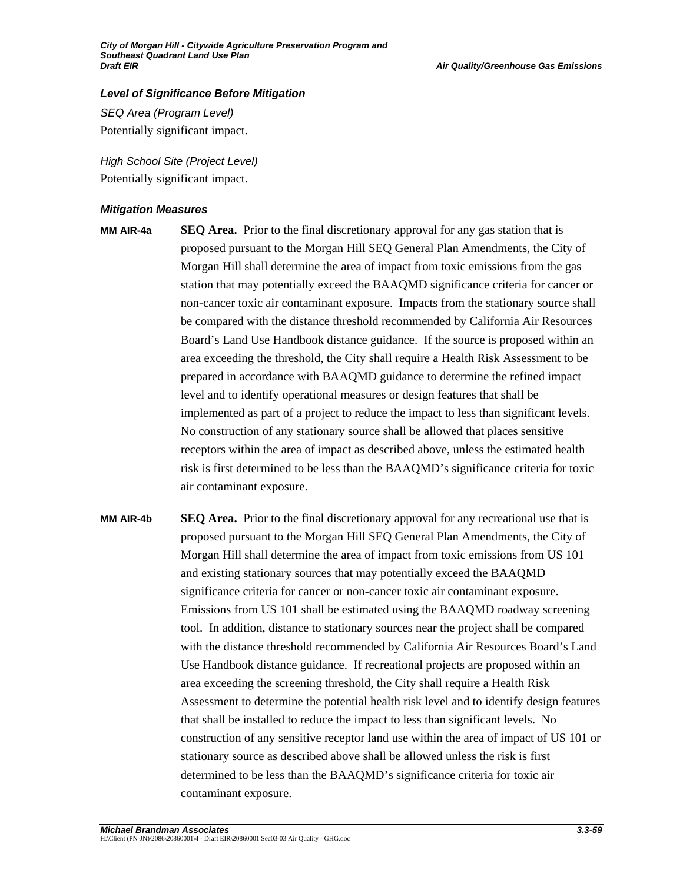### Level of Significance Before Mitigation

*SEQ Area (Program Level)*

Potentially significant impact.

*High School Site (Project Level)*

Potentially significant impact.

### Mitigation Measures

**MM AIR-4a** **SEQ Area.** Prior to the final discretionary approval for any gas station that is proposed pursuant to the Morgan Hill SEQ General Plan Amendments, the City of Morgan Hill shall determine the area of impact from toxic emissions from the gas station that may potentially exceed the BAAQMD significance criteria for cancer or non-cancer toxic air contaminant exposure. Impacts from the stationary source shall be compared with the distance threshold recommended by California Air Resources Board's Land Use Handbook distance guidance. If the source is proposed within an area exceeding the threshold, the City shall require a Health Risk Assessment to be prepared in accordance with BAAQMD guidance to determine the refined impact level and to identify operational measures or design features that shall be implemented as part of a project to reduce the impact to less than significant levels. No construction of any stationary source shall be allowed that places sensitive receptors within the area of impact as described above, unless the estimated health risk is first determined to be less than the BAAQMD's significance criteria for toxic air contaminant exposure.

**MM AIR-4b** **SEQ Area.** Prior to the final discretionary approval for any recreational use that is proposed pursuant to the Morgan Hill SEQ General Plan Amendments, the City of Morgan Hill shall determine the area of impact from toxic emissions from US 101 and existing stationary sources that may potentially exceed the BAAQMD significance criteria for cancer or non-cancer toxic air contaminant exposure. Emissions from US 101 shall be estimated using the BAAQMD roadway screening tool. In addition, distance to stationary sources near the project shall be compared with the distance threshold recommended by California Air Resources Board's Land Use Handbook distance guidance. If recreational projects are proposed within an area exceeding the screening threshold, the City shall require a Health Risk Assessment to determine the potential health risk level and to identify design features that shall be installed to reduce the impact to less than significant levels. No construction of any sensitive receptor land use within the area of impact of US 101 or stationary source as described above shall be allowed unless the risk is first determined to be less than the BAAQMD's significance criteria for toxic air contaminant exposure.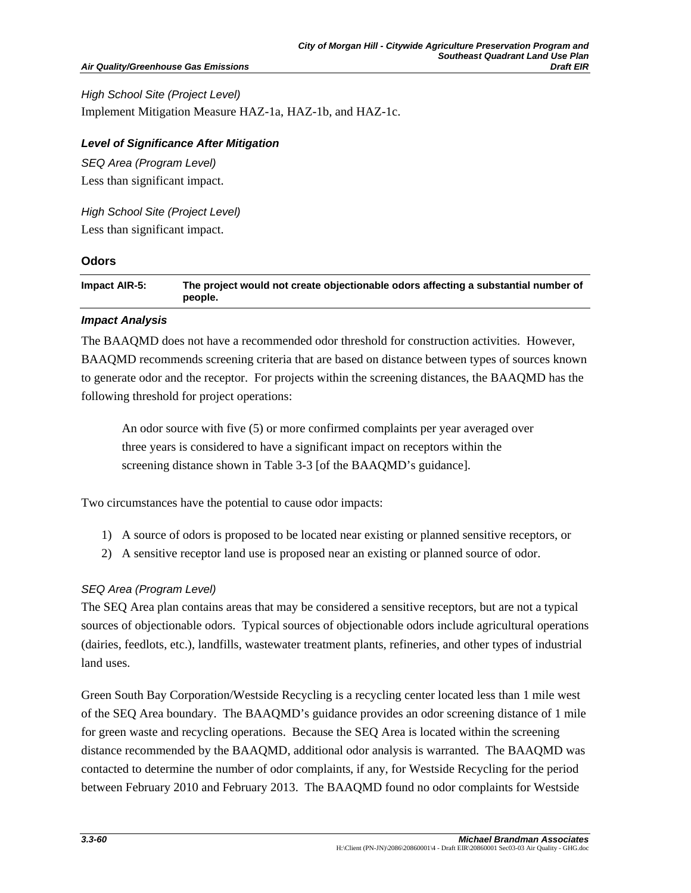*High School Site (Project Level)*

Implement Mitigation Measure HAZ-1a, HAZ-1b, and HAZ-1c.

***Level of Significance After Mitigation***

*SEQ Area (Program Level)*

Less than significant impact.

*High School Site (Project Level)*

Less than significant impact.

### Odors

| **Impact AIR-5:** | **The project would not create objectionable odors affecting a substantial number of people.** |
|---|---|

***Impact Analysis***

The BAAQMD does not have a recommended odor threshold for construction activities. However, BAAQMD recommends screening criteria that are based on distance between types of sources known to generate odor and the receptor. For projects within the screening distances, the BAAQMD has the following threshold for project operations:

> An odor source with five (5) or more confirmed complaints per year averaged over three years is considered to have a significant impact on receptors within the screening distance shown in Table 3-3 [of the BAAQMD's guidance].

Two circumstances have the potential to cause odor impacts:

1) A source of odors is proposed to be located near existing or planned sensitive receptors, or
2) A sensitive receptor land use is proposed near an existing or planned source of odor.

*SEQ Area (Program Level)*

The SEQ Area plan contains areas that may be considered a sensitive receptors, but are not a typical sources of objectionable odors. Typical sources of objectionable odors include agricultural operations (dairies, feedlots, etc.), landfills, wastewater treatment plants, refineries, and other types of industrial land uses.

Green South Bay Corporation/Westside Recycling is a recycling center located less than 1 mile west of the SEQ Area boundary. The BAAQMD's guidance provides an odor screening distance of 1 mile for green waste and recycling operations. Because the SEQ Area is located within the screening distance recommended by the BAAQMD, additional odor analysis is warranted. The BAAQMD was contacted to determine the number of odor complaints, if any, for Westside Recycling for the period between February 2010 and February 2013. The BAAQMD found no odor complaints for Westside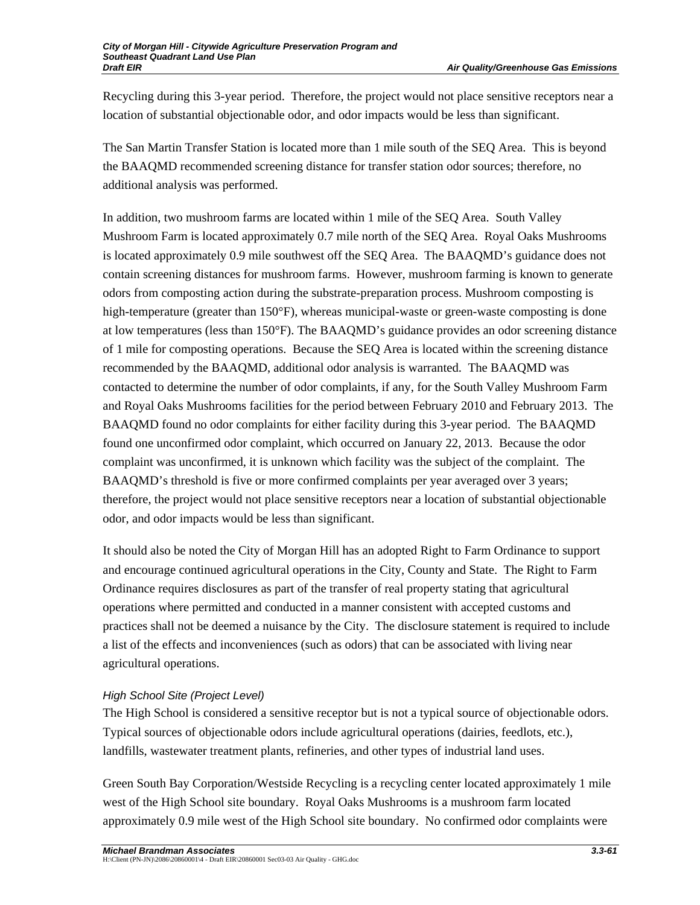Recycling during this 3-year period. Therefore, the project would not place sensitive receptors near a location of substantial objectionable odor, and odor impacts would be less than significant.

The San Martin Transfer Station is located more than 1 mile south of the SEQ Area. This is beyond the BAAQMD recommended screening distance for transfer station odor sources; therefore, no additional analysis was performed.

In addition, two mushroom farms are located within 1 mile of the SEQ Area. South Valley Mushroom Farm is located approximately 0.7 mile north of the SEQ Area. Royal Oaks Mushrooms is located approximately 0.9 mile southwest off the SEQ Area. The BAAQMD's guidance does not contain screening distances for mushroom farms. However, mushroom farming is known to generate odors from composting action during the substrate-preparation process. Mushroom composting is high-temperature (greater than 150°F), whereas municipal-waste or green-waste composting is done at low temperatures (less than 150°F). The BAAQMD's guidance provides an odor screening distance of 1 mile for composting operations. Because the SEQ Area is located within the screening distance recommended by the BAAQMD, additional odor analysis is warranted. The BAAQMD was contacted to determine the number of odor complaints, if any, for the South Valley Mushroom Farm and Royal Oaks Mushrooms facilities for the period between February 2010 and February 2013. The BAAQMD found no odor complaints for either facility during this 3-year period. The BAAQMD found one unconfirmed odor complaint, which occurred on January 22, 2013. Because the odor complaint was unconfirmed, it is unknown which facility was the subject of the complaint. The BAAQMD's threshold is five or more confirmed complaints per year averaged over 3 years; therefore, the project would not place sensitive receptors near a location of substantial objectionable odor, and odor impacts would be less than significant.

It should also be noted the City of Morgan Hill has an adopted Right to Farm Ordinance to support and encourage continued agricultural operations in the City, County and State. The Right to Farm Ordinance requires disclosures as part of the transfer of real property stating that agricultural operations where permitted and conducted in a manner consistent with accepted customs and practices shall not be deemed a nuisance by the City. The disclosure statement is required to include a list of the effects and inconveniences (such as odors) that can be associated with living near agricultural operations.

*High School Site (Project Level)*

The High School is considered a sensitive receptor but is not a typical source of objectionable odors. Typical sources of objectionable odors include agricultural operations (dairies, feedlots, etc.), landfills, wastewater treatment plants, refineries, and other types of industrial land uses.

Green South Bay Corporation/Westside Recycling is a recycling center located approximately 1 mile west of the High School site boundary. Royal Oaks Mushrooms is a mushroom farm located approximately 0.9 mile west of the High School site boundary. No confirmed odor complaints were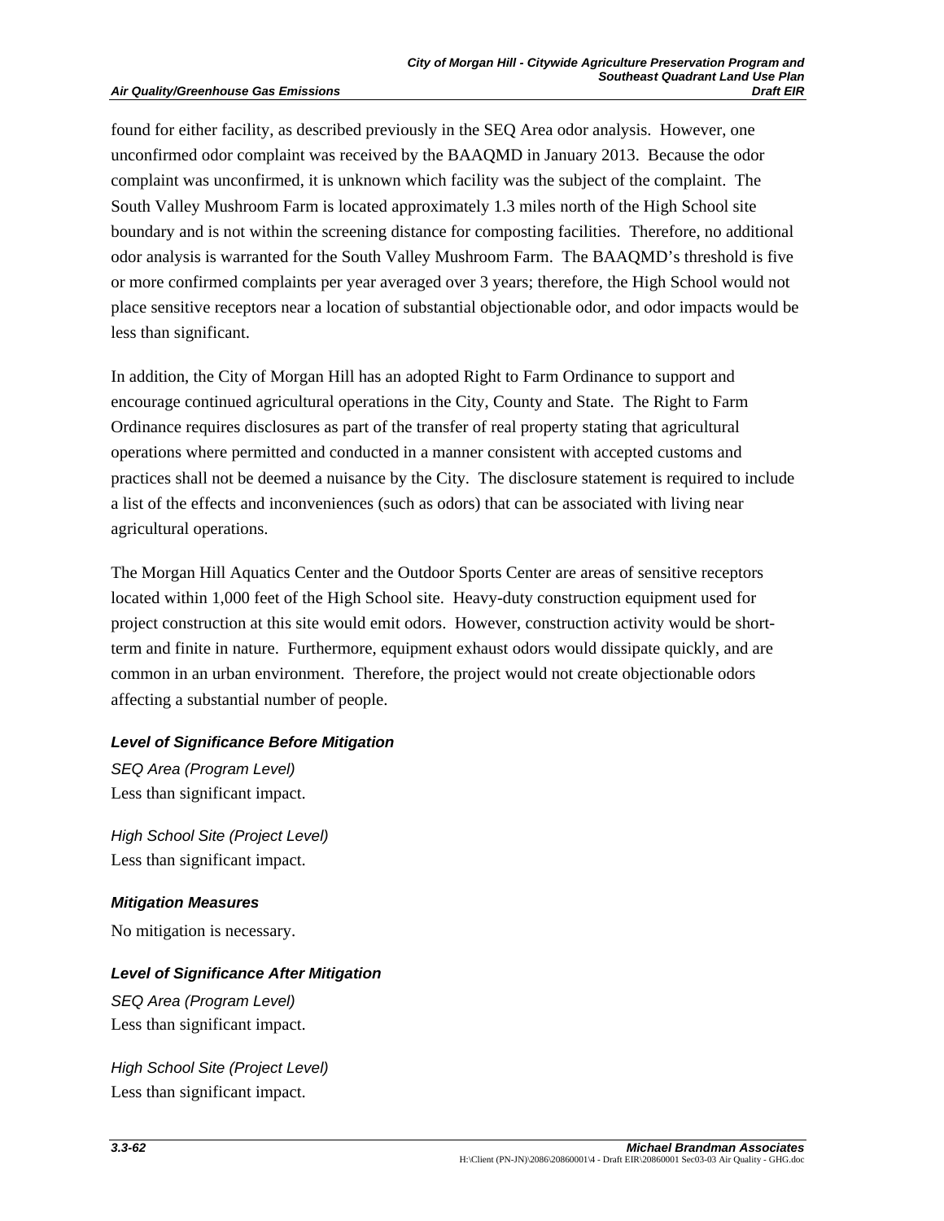found for either facility, as described previously in the SEQ Area odor analysis. However, one unconfirmed odor complaint was received by the BAAQMD in January 2013. Because the odor complaint was unconfirmed, it is unknown which facility was the subject of the complaint. The South Valley Mushroom Farm is located approximately 1.3 miles north of the High School site boundary and is not within the screening distance for composting facilities. Therefore, no additional odor analysis is warranted for the South Valley Mushroom Farm. The BAAQMD's threshold is five or more confirmed complaints per year averaged over 3 years; therefore, the High School would not place sensitive receptors near a location of substantial objectionable odor, and odor impacts would be less than significant.

In addition, the City of Morgan Hill has an adopted Right to Farm Ordinance to support and encourage continued agricultural operations in the City, County and State. The Right to Farm Ordinance requires disclosures as part of the transfer of real property stating that agricultural operations where permitted and conducted in a manner consistent with accepted customs and practices shall not be deemed a nuisance by the City. The disclosure statement is required to include a list of the effects and inconveniences (such as odors) that can be associated with living near agricultural operations.

The Morgan Hill Aquatics Center and the Outdoor Sports Center are areas of sensitive receptors located within 1,000 feet of the High School site. Heavy-duty construction equipment used for project construction at this site would emit odors. However, construction activity would be short-term and finite in nature. Furthermore, equipment exhaust odors would dissipate quickly, and are common in an urban environment. Therefore, the project would not create objectionable odors affecting a substantial number of people.

#### *Level of Significance Before Mitigation*

*SEQ Area (Program Level)*
Less than significant impact.

*High School Site (Project Level)*
Less than significant impact.

#### *Mitigation Measures*

No mitigation is necessary.

#### *Level of Significance After Mitigation*

*SEQ Area (Program Level)*
Less than significant impact.

*High School Site (Project Level)*
Less than significant impact.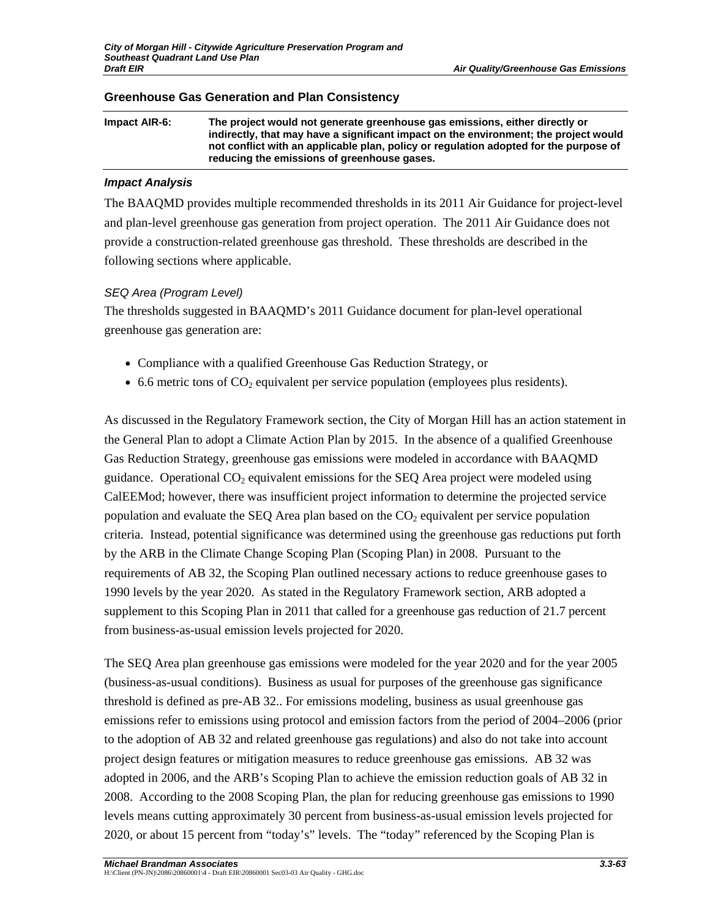### Greenhouse Gas Generation and Plan Consistency

| **Impact AIR-6:** | **The project would not generate greenhouse gas emissions, either directly or indirectly, that may have a significant impact on the environment; the project would not conflict with an applicable plan, policy or regulation adopted for the purpose of reducing the emissions of greenhouse gases.** |
|---|---|

#### *Impact Analysis*

The BAAQMD provides multiple recommended thresholds in its 2011 Air Guidance for project-level and plan-level greenhouse gas generation from project operation. The 2011 Air Guidance does not provide a construction-related greenhouse gas threshold. These thresholds are described in the following sections where applicable.

*SEQ Area (Program Level)*

The thresholds suggested in BAAQMD's 2011 Guidance document for plan-level operational greenhouse gas generation are:

- Compliance with a qualified Greenhouse Gas Reduction Strategy, or
- 6.6 metric tons of $CO_2$ equivalent per service population (employees plus residents).

As discussed in the Regulatory Framework section, the City of Morgan Hill has an action statement in the General Plan to adopt a Climate Action Plan by 2015. In the absence of a qualified Greenhouse Gas Reduction Strategy, greenhouse gas emissions were modeled in accordance with BAAQMD guidance. Operational $CO_2$ equivalent emissions for the SEQ Area project were modeled using CalEEMod; however, there was insufficient project information to determine the projected service population and evaluate the SEQ Area plan based on the $CO_2$ equivalent per service population criteria. Instead, potential significance was determined using the greenhouse gas reductions put forth by the ARB in the Climate Change Scoping Plan (Scoping Plan) in 2008. Pursuant to the requirements of AB 32, the Scoping Plan outlined necessary actions to reduce greenhouse gases to 1990 levels by the year 2020. As stated in the Regulatory Framework section, ARB adopted a supplement to this Scoping Plan in 2011 that called for a greenhouse gas reduction of 21.7 percent from business-as-usual emission levels projected for 2020.

The SEQ Area plan greenhouse gas emissions were modeled for the year 2020 and for the year 2005 (business-as-usual conditions). Business as usual for purposes of the greenhouse gas significance threshold is defined as pre-AB 32.. For emissions modeling, business as usual greenhouse gas emissions refer to emissions using protocol and emission factors from the period of 2004–2006 (prior to the adoption of AB 32 and related greenhouse gas regulations) and also do not take into account project design features or mitigation measures to reduce greenhouse gas emissions. AB 32 was adopted in 2006, and the ARB's Scoping Plan to achieve the emission reduction goals of AB 32 in 2008. According to the 2008 Scoping Plan, the plan for reducing greenhouse gas emissions to 1990 levels means cutting approximately 30 percent from business-as-usual emission levels projected for 2020, or about 15 percent from "today's" levels. The "today" referenced by the Scoping Plan is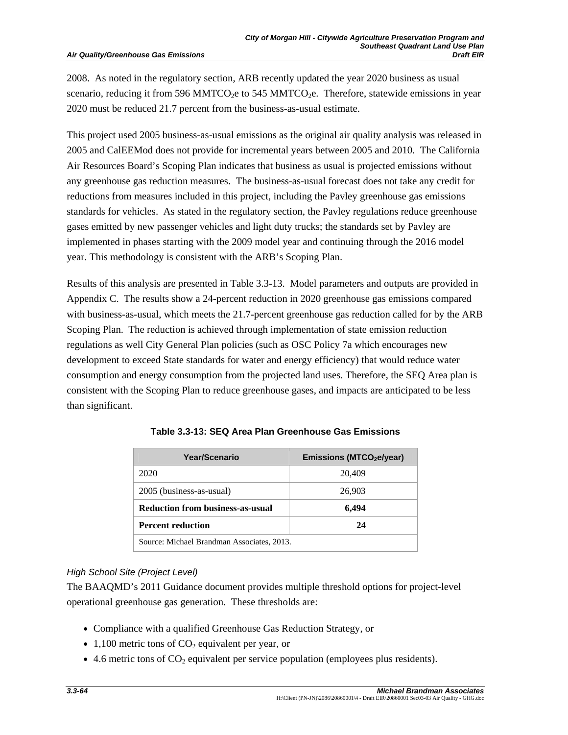2008. As noted in the regulatory section, ARB recently updated the year 2020 business as usual scenario, reducing it from 596 $MMTCO_2e$ to 545 $MMTCO_2e$. Therefore, statewide emissions in year 2020 must be reduced 21.7 percent from the business-as-usual estimate.

This project used 2005 business-as-usual emissions as the original air quality analysis was released in 2005 and CalEEMod does not provide for incremental years between 2005 and 2010. The California Air Resources Board's Scoping Plan indicates that business as usual is projected emissions without any greenhouse gas reduction measures. The business-as-usual forecast does not take any credit for reductions from measures included in this project, including the Pavley greenhouse gas emissions standards for vehicles. As stated in the regulatory section, the Pavley regulations reduce greenhouse gases emitted by new passenger vehicles and light duty trucks; the standards set by Pavley are implemented in phases starting with the 2009 model year and continuing through the 2016 model year. This methodology is consistent with the ARB's Scoping Plan.

Results of this analysis are presented in Table 3.3-13. Model parameters and outputs are provided in Appendix C. The results show a 24-percent reduction in 2020 greenhouse gas emissions compared with business-as-usual, which meets the 21.7-percent greenhouse gas reduction called for by the ARB Scoping Plan. The reduction is achieved through implementation of state emission reduction regulations as well City General Plan policies (such as OSC Policy 7a which encourages new development to exceed State standards for water and energy efficiency) that would reduce water consumption and energy consumption from the projected land uses. Therefore, the SEQ Area plan is consistent with the Scoping Plan to reduce greenhouse gases, and impacts are anticipated to be less than significant.

**Table 3.3-13: SEQ Area Plan Greenhouse Gas Emissions**

| Year/Scenario | Emissions ($MTCO_2e$/year) |
|---|---|
| 2020 | 20,409 |
| 2005 (business-as-usual) | 26,903 |
| **Reduction from business-as-usual** | **6,494** |
| **Percent reduction** | **24** |
| Source: Michael Brandman Associates, 2013. | |

*High School Site (Project Level)*

The BAAQMD's 2011 Guidance document provides multiple threshold options for project-level operational greenhouse gas generation. These thresholds are:

- Compliance with a qualified Greenhouse Gas Reduction Strategy, or
- 1,100 metric tons of $CO_2$ equivalent per year, or
- 4.6 metric tons of $CO_2$ equivalent per service population (employees plus residents).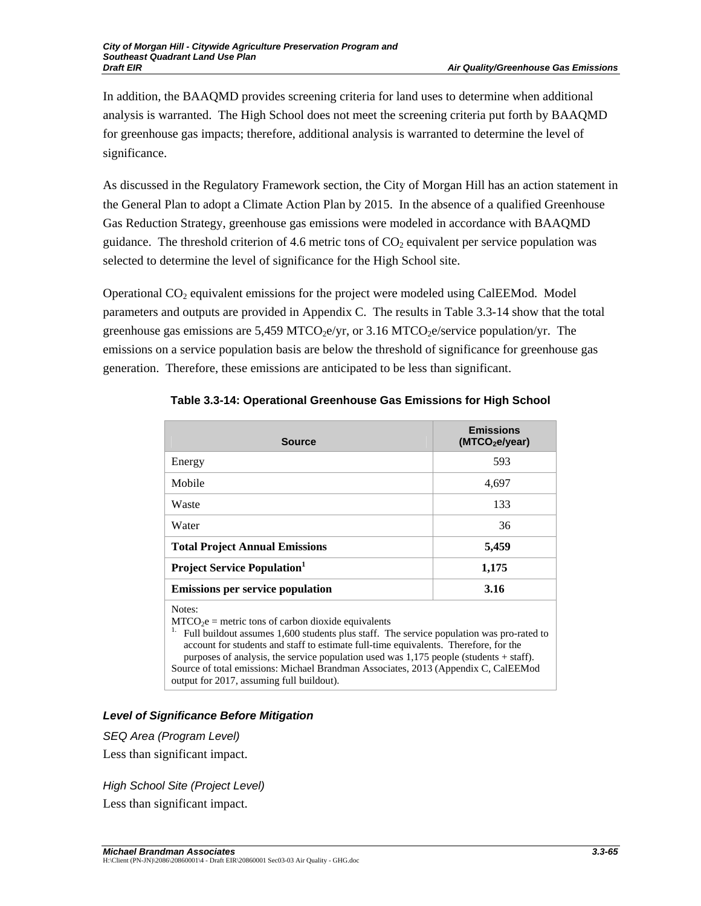In addition, the BAAQMD provides screening criteria for land uses to determine when additional analysis is warranted. The High School does not meet the screening criteria put forth by BAAQMD for greenhouse gas impacts; therefore, additional analysis is warranted to determine the level of significance.

As discussed in the Regulatory Framework section, the City of Morgan Hill has an action statement in the General Plan to adopt a Climate Action Plan by 2015. In the absence of a qualified Greenhouse Gas Reduction Strategy, greenhouse gas emissions were modeled in accordance with BAAQMD guidance. The threshold criterion of 4.6 metric tons of $CO_2$ equivalent per service population was selected to determine the level of significance for the High School site.

Operational $CO_2$ equivalent emissions for the project were modeled using CalEEMod. Model parameters and outputs are provided in Appendix C. The results in Table 3.3-14 show that the total greenhouse gas emissions are 5,459 $MTCO_2e$/yr, or 3.16 $MTCO_2e$/service population/yr. The emissions on a service population basis are below the threshold of significance for greenhouse gas generation. Therefore, these emissions are anticipated to be less than significant.

**Table 3.3-14: Operational Greenhouse Gas Emissions for High School**

| Source | Emissions ($MTCO_2e$/year) |
|---|---|
| Energy | 593 |
| Mobile | 4,697 |
| Waste | 133 |
| Water | 36 |
| **Total Project Annual Emissions** | **5,459** |
| **Project Service Population[1]** | **1,175** |
| **Emissions per service population** | **3.16** |

Notes:
$MTCO_2e$ = metric tons of carbon dioxide equivalents
[1] Full buildout assumes 1,600 students plus staff. The service population was pro-rated to account for students and staff to estimate full-time equivalents. Therefore, for the purposes of analysis, the service population used was 1,175 people (students + staff).
Source of total emissions: Michael Brandman Associates, 2013 (Appendix C, CalEEMod output for 2017, assuming full buildout).

### *Level of Significance Before Mitigation*

*SEQ Area (Program Level)*
Less than significant impact.

*High School Site (Project Level)*
Less than significant impact.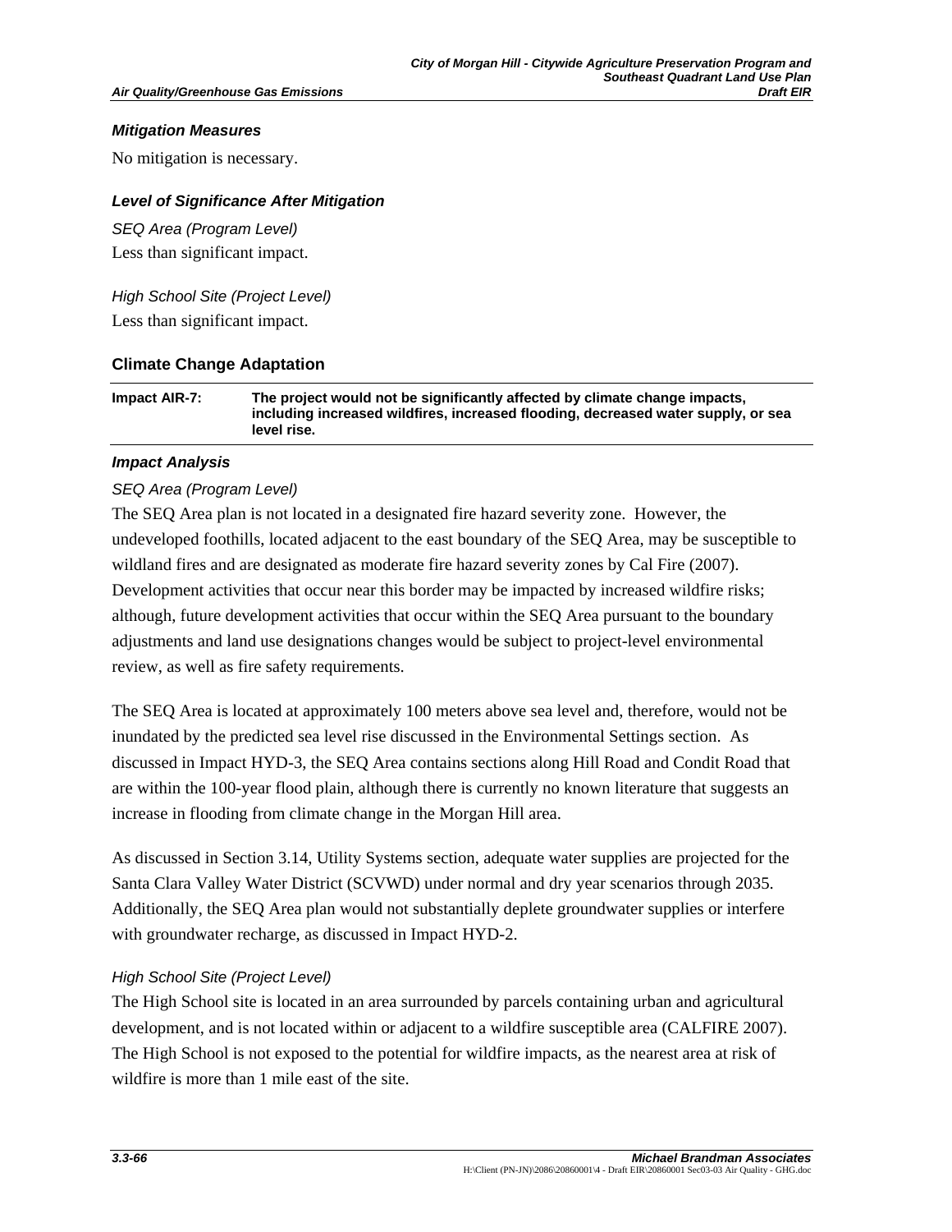### *Mitigation Measures*

No mitigation is necessary.

### *Level of Significance After Mitigation*

*SEQ Area (Program Level)*

Less than significant impact.

*High School Site (Project Level)*

Less than significant impact.

## Climate Change Adaptation

| **Impact AIR-7:** | **The project would not be significantly affected by climate change impacts, including increased wildfires, increased flooding, decreased water supply, or sea level rise.** |
|---|---|

### *Impact Analysis*

*SEQ Area (Program Level)*

The SEQ Area plan is not located in a designated fire hazard severity zone. However, the undeveloped foothills, located adjacent to the east boundary of the SEQ Area, may be susceptible to wildland fires and are designated as moderate fire hazard severity zones by Cal Fire (2007). Development activities that occur near this border may be impacted by increased wildfire risks; although, future development activities that occur within the SEQ Area pursuant to the boundary adjustments and land use designations changes would be subject to project-level environmental review, as well as fire safety requirements.

The SEQ Area is located at approximately 100 meters above sea level and, therefore, would not be inundated by the predicted sea level rise discussed in the Environmental Settings section. As discussed in Impact HYD-3, the SEQ Area contains sections along Hill Road and Condit Road that are within the 100-year flood plain, although there is currently no known literature that suggests an increase in flooding from climate change in the Morgan Hill area.

As discussed in Section 3.14, Utility Systems section, adequate water supplies are projected for the Santa Clara Valley Water District (SCVWD) under normal and dry year scenarios through 2035. Additionally, the SEQ Area plan would not substantially deplete groundwater supplies or interfere with groundwater recharge, as discussed in Impact HYD-2.

*High School Site (Project Level)*

The High School site is located in an area surrounded by parcels containing urban and agricultural development, and is not located within or adjacent to a wildfire susceptible area (CALFIRE 2007). The High School is not exposed to the potential for wildfire impacts, as the nearest area at risk of wildfire is more than 1 mile east of the site.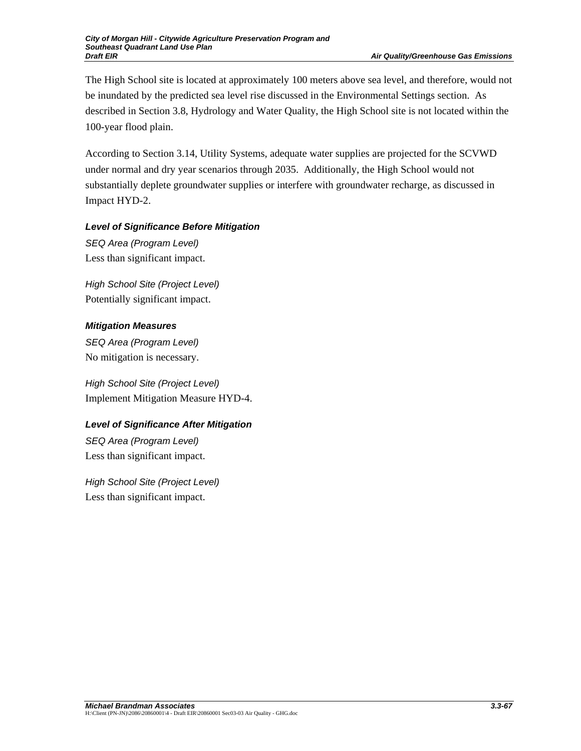The High School site is located at approximately 100 meters above sea level, and therefore, would not be inundated by the predicted sea level rise discussed in the Environmental Settings section. As described in Section 3.8, Hydrology and Water Quality, the High School site is not located within the 100-year flood plain.

According to Section 3.14, Utility Systems, adequate water supplies are projected for the SCVWD under normal and dry year scenarios through 2035. Additionally, the High School would not substantially deplete groundwater supplies or interfere with groundwater recharge, as discussed in Impact HYD-2.

### *Level of Significance Before Mitigation*

*SEQ Area (Program Level)*
Less than significant impact.

*High School Site (Project Level)*
Potentially significant impact.

### *Mitigation Measures*

*SEQ Area (Program Level)*
No mitigation is necessary.

*High School Site (Project Level)*
Implement Mitigation Measure HYD-4.

### *Level of Significance After Mitigation*

*SEQ Area (Program Level)*
Less than significant impact.

*High School Site (Project Level)*
Less than significant impact.